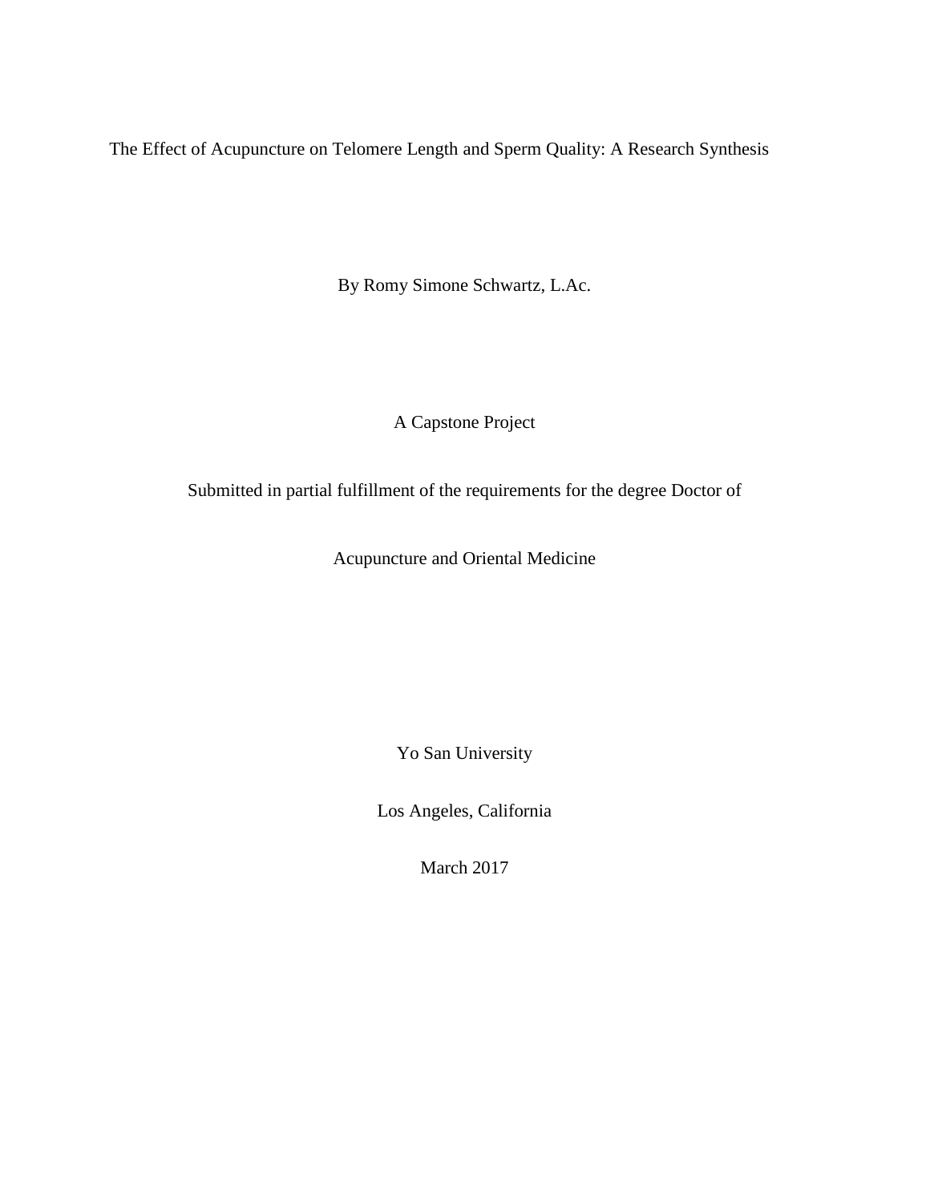# The Effect of Acupuncture on Telomere Length and Sperm Quality: A Research Synthesis

By Romy Simone Schwartz, L.Ac.

A Capstone Project

Submitted in partial fulfillment of the requirements for the degree Doctor of Acupuncture and Oriental Medicine

Yo San University

Los Angeles, California

March 2017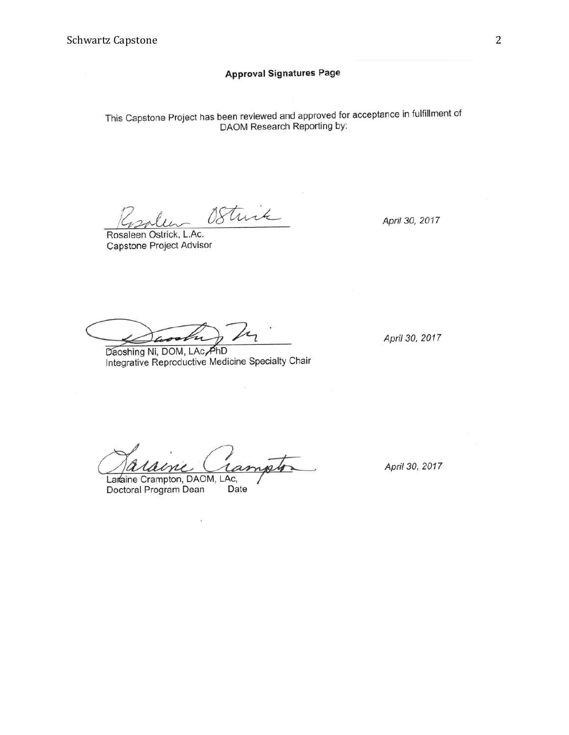## Approval Signatures Page

This Capstone Project has been reviewed and approved for acceptance in fulfillment of DAOM Research Reporting by:

Rosaleen Ostrick, L.Ac.
Capstone Project Advisor

*April 30, 2017*

Daoshing Ni, DOM, LAc, PhD
Integrative Reproductive Medicine Specialty Chair

*April 30, 2017*

Laraine Crampton, DAOM, LAc,
Doctoral Program Dean Date

*April 30, 2017*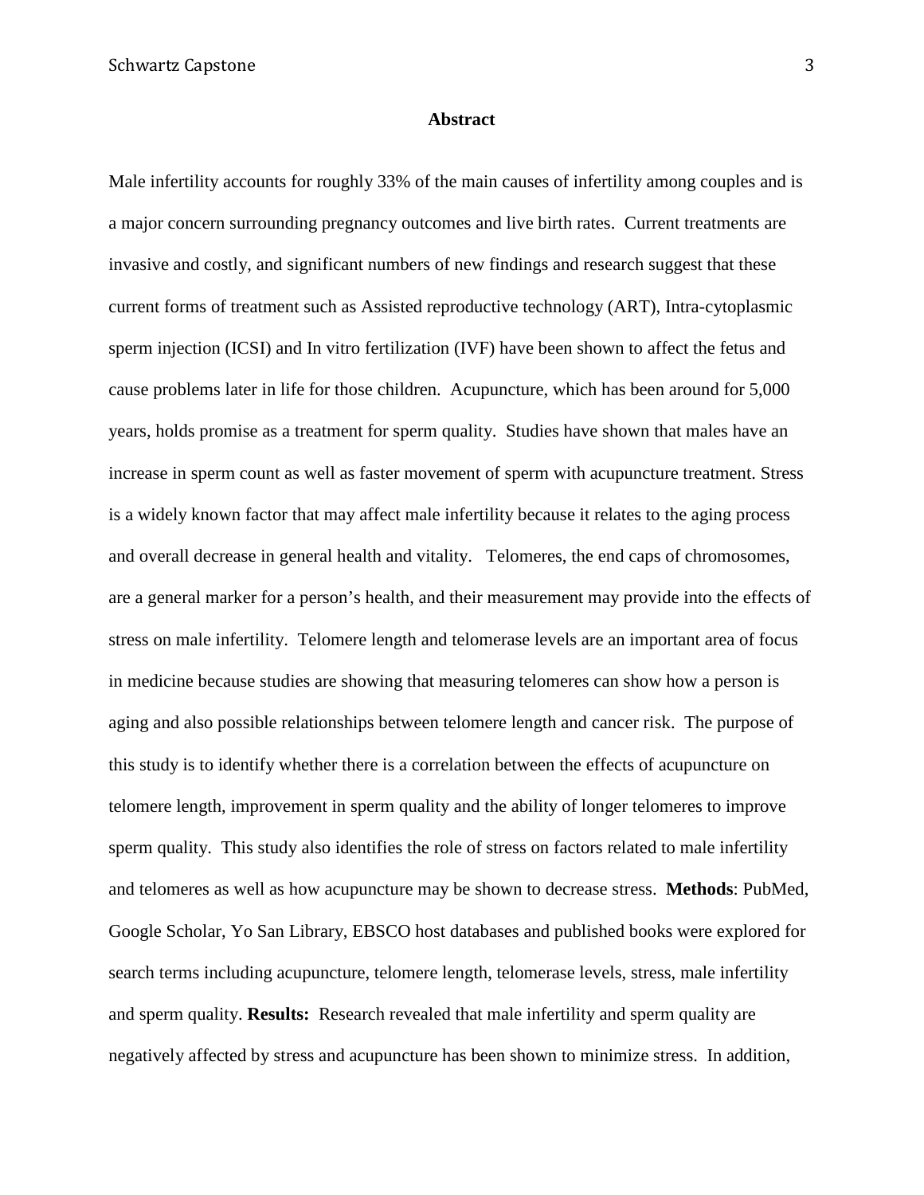**Abstract**

Male infertility accounts for roughly 33% of the main causes of infertility among couples and is a major concern surrounding pregnancy outcomes and live birth rates. Current treatments are invasive and costly, and significant numbers of new findings and research suggest that these current forms of treatment such as Assisted reproductive technology (ART), Intra-cytoplasmic sperm injection (ICSI) and In vitro fertilization (IVF) have been shown to affect the fetus and cause problems later in life for those children. Acupuncture, which has been around for 5,000 years, holds promise as a treatment for sperm quality. Studies have shown that males have an increase in sperm count as well as faster movement of sperm with acupuncture treatment. Stress is a widely known factor that may affect male infertility because it relates to the aging process and overall decrease in general health and vitality. Telomeres, the end caps of chromosomes, are a general marker for a person's health, and their measurement may provide into the effects of stress on male infertility. Telomere length and telomerase levels are an important area of focus in medicine because studies are showing that measuring telomeres can show how a person is aging and also possible relationships between telomere length and cancer risk. The purpose of this study is to identify whether there is a correlation between the effects of acupuncture on telomere length, improvement in sperm quality and the ability of longer telomeres to improve sperm quality. This study also identifies the role of stress on factors related to male infertility and telomeres as well as how acupuncture may be shown to decrease stress. **Methods**: PubMed, Google Scholar, Yo San Library, EBSCO host databases and published books were explored for search terms including acupuncture, telomere length, telomerase levels, stress, male infertility and sperm quality. **Results:** Research revealed that male infertility and sperm quality are negatively affected by stress and acupuncture has been shown to minimize stress. In addition,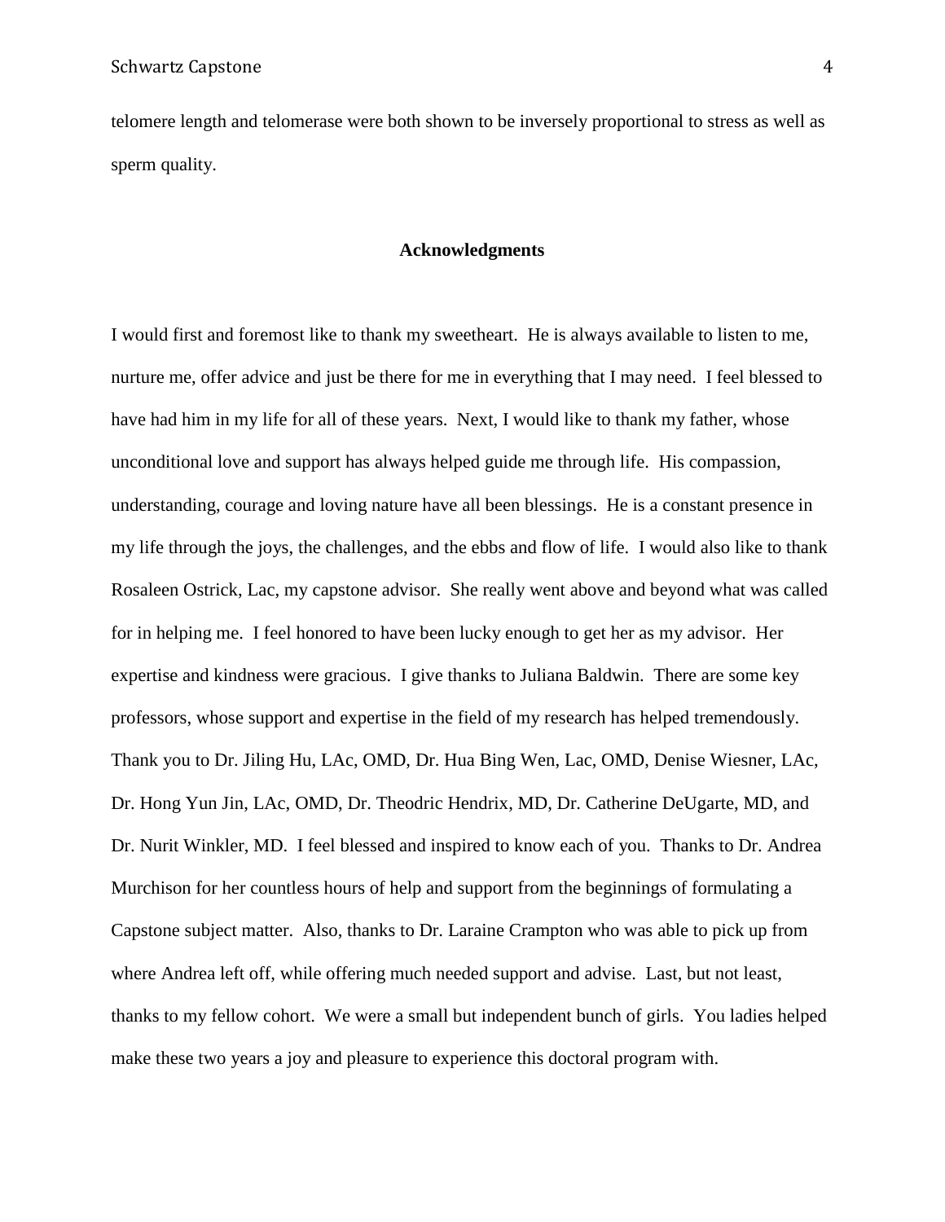telomere length and telomerase were both shown to be inversely proportional to stress as well as sperm quality.

## Acknowledgments

I would first and foremost like to thank my sweetheart. He is always available to listen to me, nurture me, offer advice and just be there for me in everything that I may need. I feel blessed to have had him in my life for all of these years. Next, I would like to thank my father, whose unconditional love and support has always helped guide me through life. His compassion, understanding, courage and loving nature have all been blessings. He is a constant presence in my life through the joys, the challenges, and the ebbs and flow of life. I would also like to thank Rosaleen Ostrick, Lac, my capstone advisor. She really went above and beyond what was called for in helping me. I feel honored to have been lucky enough to get her as my advisor. Her expertise and kindness were gracious. I give thanks to Juliana Baldwin. There are some key professors, whose support and expertise in the field of my research has helped tremendously. Thank you to Dr. Jiling Hu, LAc, OMD, Dr. Hua Bing Wen, Lac, OMD, Denise Wiesner, LAc, Dr. Hong Yun Jin, LAc, OMD, Dr. Theodric Hendrix, MD, Dr. Catherine DeUgarte, MD, and Dr. Nurit Winkler, MD. I feel blessed and inspired to know each of you. Thanks to Dr. Andrea Murchison for her countless hours of help and support from the beginnings of formulating a Capstone subject matter. Also, thanks to Dr. Laraine Crampton who was able to pick up from where Andrea left off, while offering much needed support and advise. Last, but not least, thanks to my fellow cohort. We were a small but independent bunch of girls. You ladies helped make these two years a joy and pleasure to experience this doctoral program with.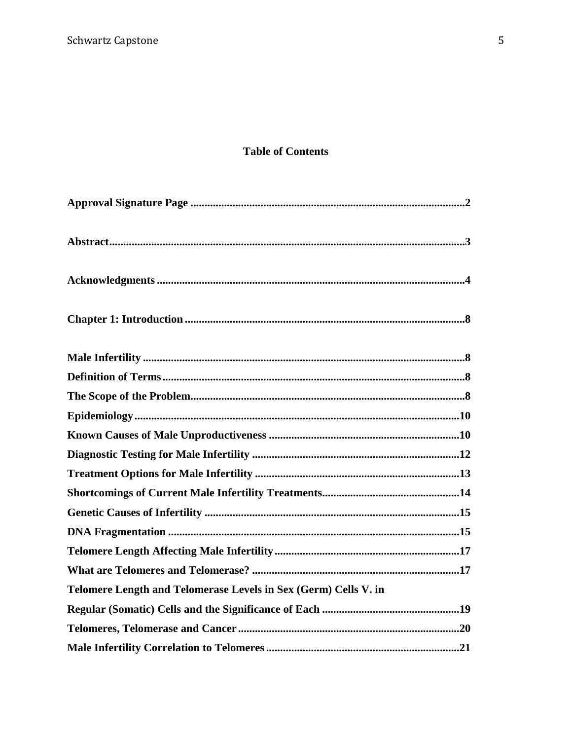## Table of Contents

**Approval Signature Page ..................................................................................................2**

**Abstract...............................................................................................................................3**

**Acknowledgments ...............................................................................................................4**

**Chapter 1: Introduction .....................................................................................................8**

**Male Infertility ....................................................................................................................8**
**Definition of Terms .............................................................................................................8**
**The Scope of the Problem...................................................................................................8**
**Epidemiology .....................................................................................................................10**
**Known Causes of Male Unproductiveness ....................................................................10**
**Diagnostic Testing for Male Infertility ...........................................................................12**
**Treatment Options for Male Infertility ..........................................................................13**
**Shortcomings of Current Male Infertility Treatments..................................................14**
**Genetic Causes of Infertility ............................................................................................15**
**DNA Fragmentation .........................................................................................................15**
**Telomere Length Affecting Male Infertility ...................................................................17**
**What are Telomeres and Telomerase? ...........................................................................17**
**Telomere Length and Telomerase Levels in Sex (Germ) Cells V. in Regular (Somatic) Cells and the Significance of Each ..................................................19**
**Telomeres, Telomerase and Cancer ................................................................................20**
**Male Infertility Correlation to Telomeres ......................................................................21**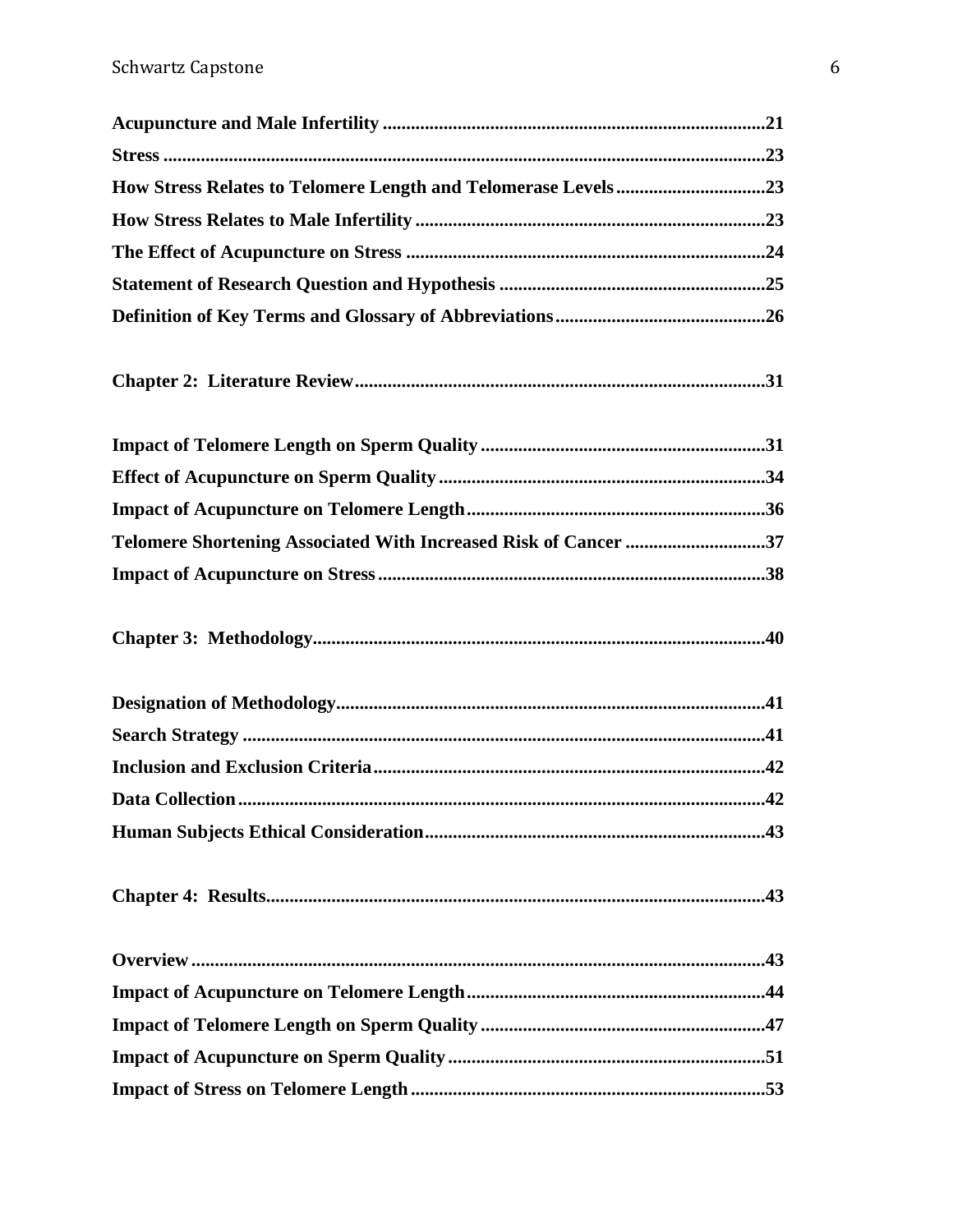**Acupuncture and Male Infertility ......................................................................................21**

**Stress ..........................................................................................................................23**

**How Stress Relates to Telomere Length and Telomerase Levels..................................23**

**How Stress Relates to Male Infertility ........................................................................23**

**The Effect of Acupuncture on Stress ..........................................................................24**

**Statement of Research Question and Hypothesis .......................................................25**

**Definition of Key Terms and Glossary of Abbreviations..............................................26**

**Chapter 2: Literature Review......................................................................................31**

**Impact of Telomere Length on Sperm Quality ............................................................31**

**Effect of Acupuncture on Sperm Quality ....................................................................34**

**Impact of Acupuncture on Telomere Length...............................................................36**

**Telomere Shortening Associated With Increased Risk of Cancer ...............................37**

**Impact of Acupuncture on Stress ................................................................................38**

**Chapter 3: Methodology..............................................................................................40**

**Designation of Methodology........................................................................................41**

**Search Strategy ............................................................................................................41**

**Inclusion and Exclusion Criteria..................................................................................42**

**Data Collection .............................................................................................................42**

**Human Subjects Ethical Consideration.......................................................................43**

**Chapter 4: Results........................................................................................................43**

**Overview .......................................................................................................................43**

**Impact of Acupuncture on Telomere Length...............................................................44**

**Impact of Telomere Length on Sperm Quality ............................................................47**

**Impact of Acupuncture on Sperm Quality ..................................................................51**

**Impact of Stress on Telomere Length .........................................................................53**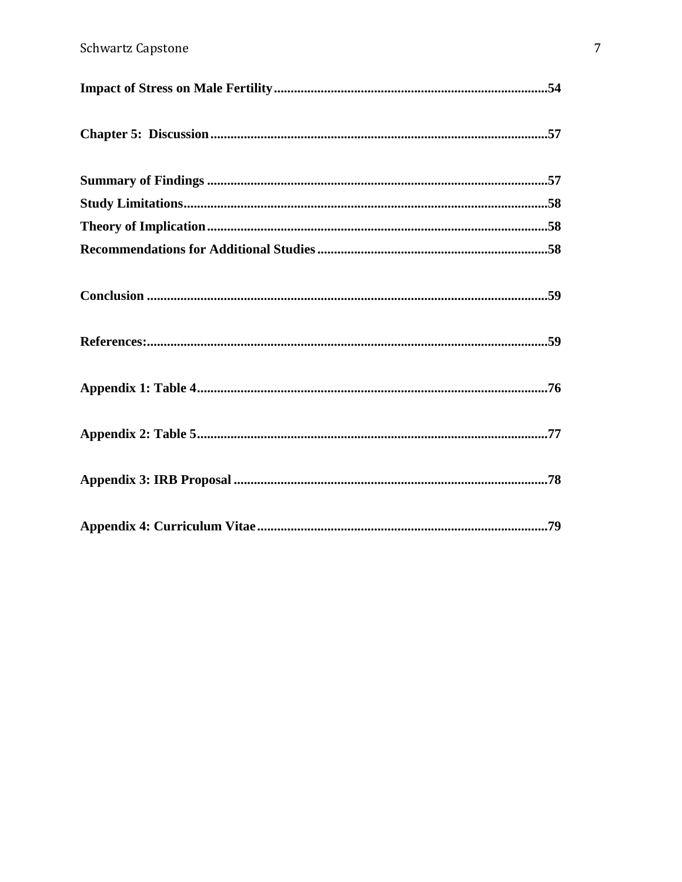**Impact of Stress on Male Fertility**.................................................................................54

**Chapter 5: Discussion**....................................................................................................57

**Summary of Findings** .....................................................................................................57

**Study Limitations**............................................................................................................58

**Theory of Implication**.....................................................................................................58

**Recommendations for Additional Studies**....................................................................58

**Conclusion** .......................................................................................................................59

**References:**........................................................................................................................59

**Appendix 1: Table 4**........................................................................................................76

**Appendix 2: Table 5**........................................................................................................77

**Appendix 3: IRB Proposal** .............................................................................................78

**Appendix 4: Curriculum Vitae**......................................................................................79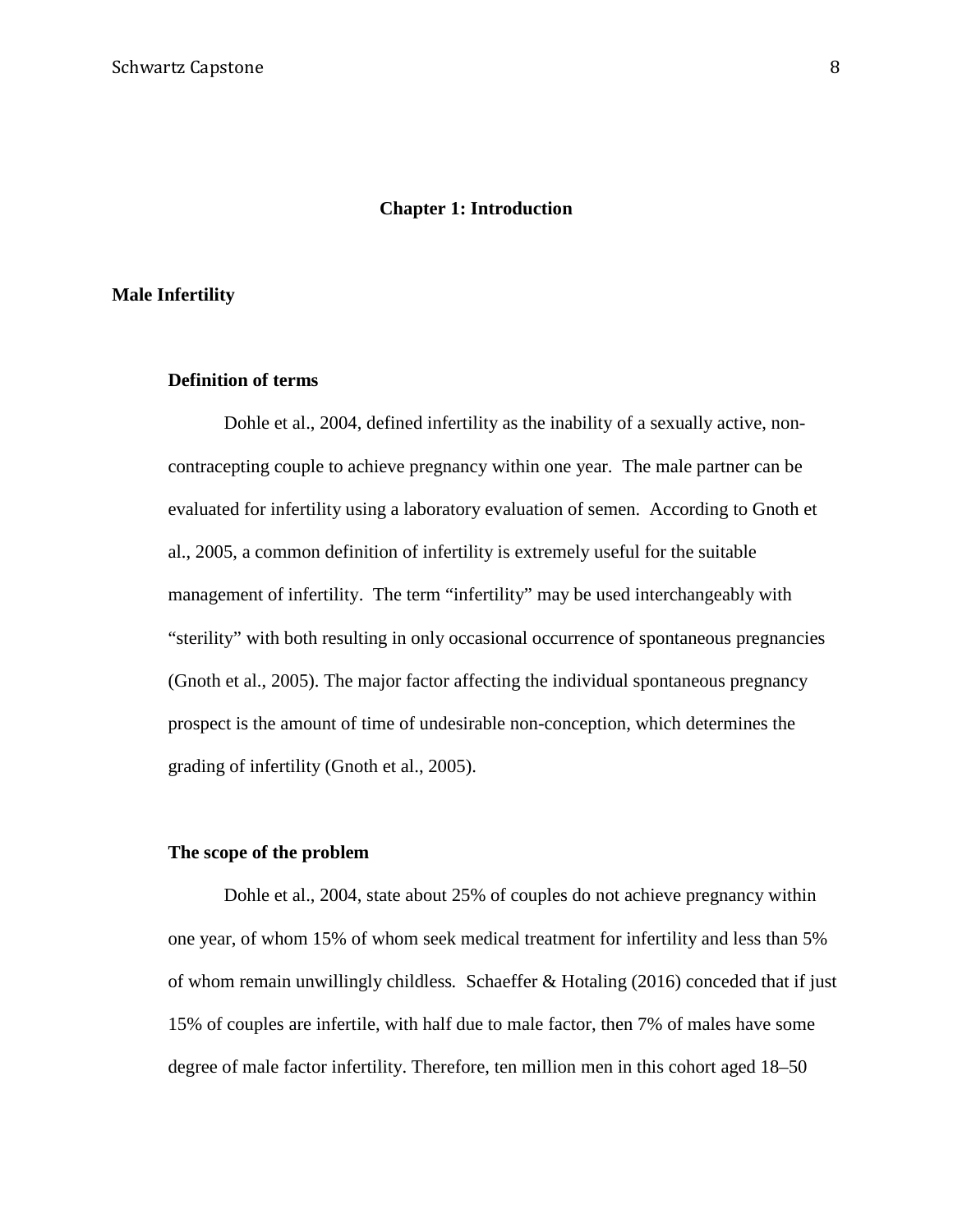# Chapter 1: Introduction

## Male Infertility

### Definition of terms

Dohle et al., 2004, defined infertility as the inability of a sexually active, non-contracepting couple to achieve pregnancy within one year. The male partner can be evaluated for infertility using a laboratory evaluation of semen. According to Gnoth et al., 2005, a common definition of infertility is extremely useful for the suitable management of infertility. The term "infertility" may be used interchangeably with "sterility" with both resulting in only occasional occurrence of spontaneous pregnancies (Gnoth et al., 2005). The major factor affecting the individual spontaneous pregnancy prospect is the amount of time of undesirable non-conception, which determines the grading of infertility (Gnoth et al., 2005).

### The scope of the problem

Dohle et al., 2004, state about 25% of couples do not achieve pregnancy within one year, of whom 15% of whom seek medical treatment for infertility and less than 5% of whom remain unwillingly childless. Schaeffer & Hotaling (2016) conceded that if just 15% of couples are infertile, with half due to male factor, then 7% of males have some degree of male factor infertility. Therefore, ten million men in this cohort aged 18–50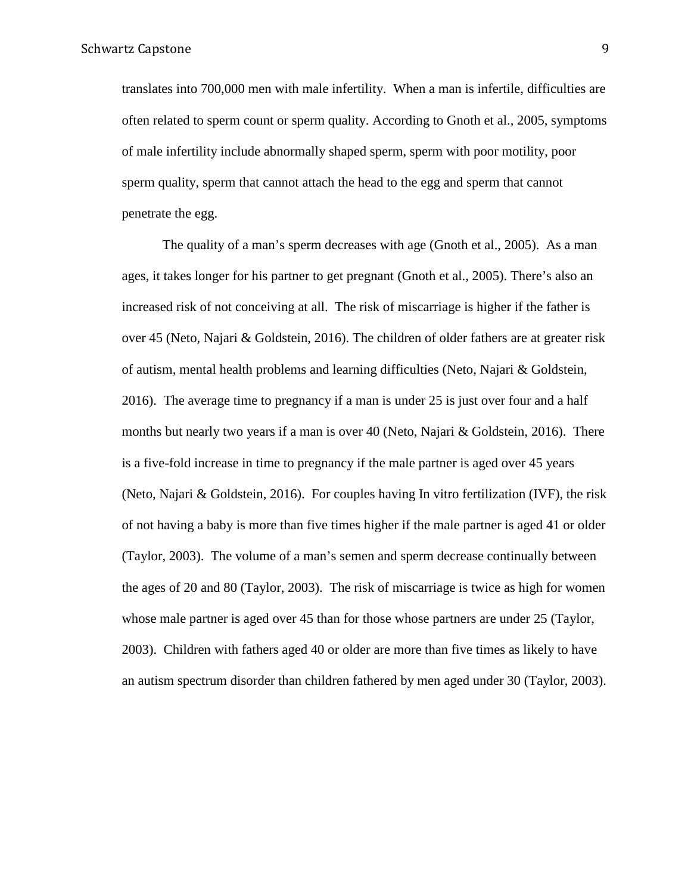translates into 700,000 men with male infertility. When a man is infertile, difficulties are often related to sperm count or sperm quality. According to Gnoth et al., 2005, symptoms of male infertility include abnormally shaped sperm, sperm with poor motility, poor sperm quality, sperm that cannot attach the head to the egg and sperm that cannot penetrate the egg.

The quality of a man's sperm decreases with age (Gnoth et al., 2005). As a man ages, it takes longer for his partner to get pregnant (Gnoth et al., 2005). There's also an increased risk of not conceiving at all. The risk of miscarriage is higher if the father is over 45 (Neto, Najari & Goldstein, 2016). The children of older fathers are at greater risk of autism, mental health problems and learning difficulties (Neto, Najari & Goldstein, 2016). The average time to pregnancy if a man is under 25 is just over four and a half months but nearly two years if a man is over 40 (Neto, Najari & Goldstein, 2016). There is a five-fold increase in time to pregnancy if the male partner is aged over 45 years (Neto, Najari & Goldstein, 2016). For couples having In vitro fertilization (IVF), the risk of not having a baby is more than five times higher if the male partner is aged 41 or older (Taylor, 2003). The volume of a man's semen and sperm decrease continually between the ages of 20 and 80 (Taylor, 2003). The risk of miscarriage is twice as high for women whose male partner is aged over 45 than for those whose partners are under 25 (Taylor, 2003). Children with fathers aged 40 or older are more than five times as likely to have an autism spectrum disorder than children fathered by men aged under 30 (Taylor, 2003).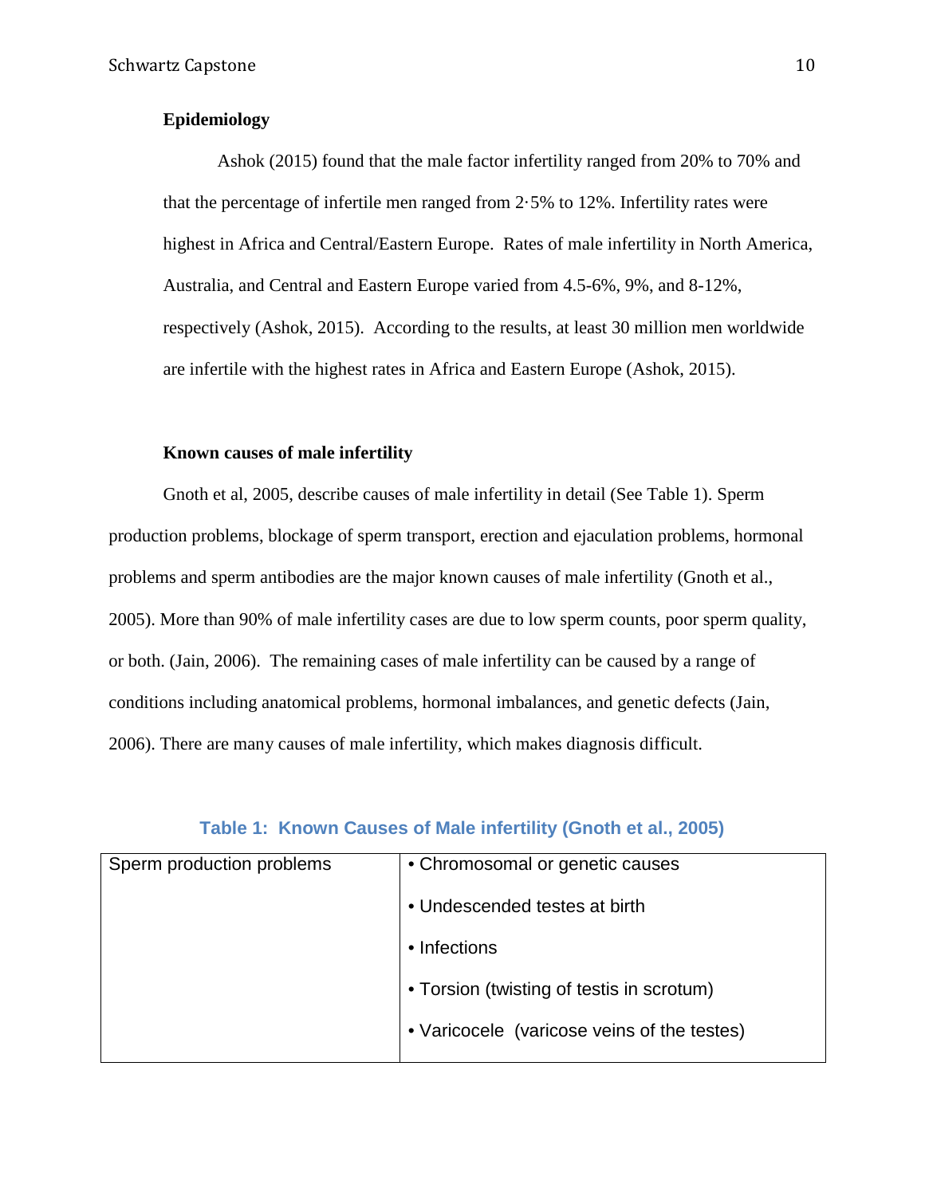**Epidemiology**

Ashok (2015) found that the male factor infertility ranged from 20% to 70% and that the percentage of infertile men ranged from 2·5% to 12%. Infertility rates were highest in Africa and Central/Eastern Europe. Rates of male infertility in North America, Australia, and Central and Eastern Europe varied from 4.5-6%, 9%, and 8-12%, respectively (Ashok, 2015). According to the results, at least 30 million men worldwide are infertile with the highest rates in Africa and Eastern Europe (Ashok, 2015).

**Known causes of male infertility**

Gnoth et al, 2005, describe causes of male infertility in detail (See Table 1). Sperm production problems, blockage of sperm transport, erection and ejaculation problems, hormonal problems and sperm antibodies are the major known causes of male infertility (Gnoth et al., 2005). More than 90% of male infertility cases are due to low sperm counts, poor sperm quality, or both. (Jain, 2006). The remaining cases of male infertility can be caused by a range of conditions including anatomical problems, hormonal imbalances, and genetic defects (Jain, 2006). There are many causes of male infertility, which makes diagnosis difficult.

**Table 1: Known Causes of Male infertility (Gnoth et al., 2005)**

| | |
|---|---|
| Sperm production problems | • Chromosomal or genetic causes<br>• Undescended testes at birth<br>• Infections<br>• Torsion (twisting of testis in scrotum)<br>• Varicocele (varicose veins of the testes) |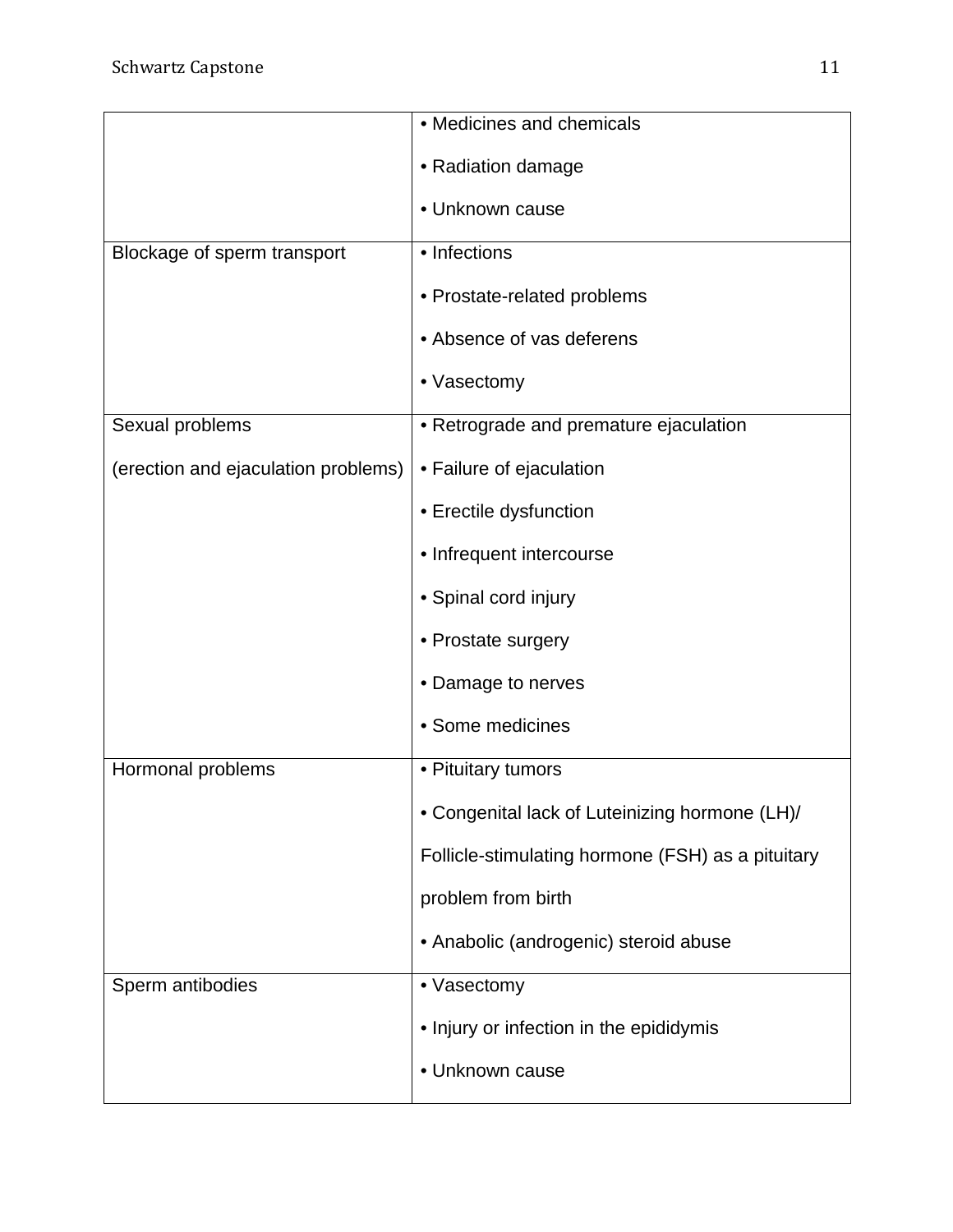| | |
|---|---|
| | • Medicines and chemicals<br>• Radiation damage<br>• Unknown cause |
| Blockage of sperm transport | • Infections<br>• Prostate-related problems<br>• Absence of vas deferens<br>• Vasectomy |
| Sexual problems<br>(erection and ejaculation problems) | • Retrograde and premature ejaculation<br>• Failure of ejaculation<br>• Erectile dysfunction<br>• Infrequent intercourse<br>• Spinal cord injury<br>• Prostate surgery<br>• Damage to nerves<br>• Some medicines |
| Hormonal problems | • Pituitary tumors<br>• Congenital lack of Luteinizing hormone (LH)/ Follicle-stimulating hormone (FSH) as a pituitary problem from birth<br>• Anabolic (androgenic) steroid abuse |
| Sperm antibodies | • Vasectomy<br>• Injury or infection in the epididymis<br>• Unknown cause |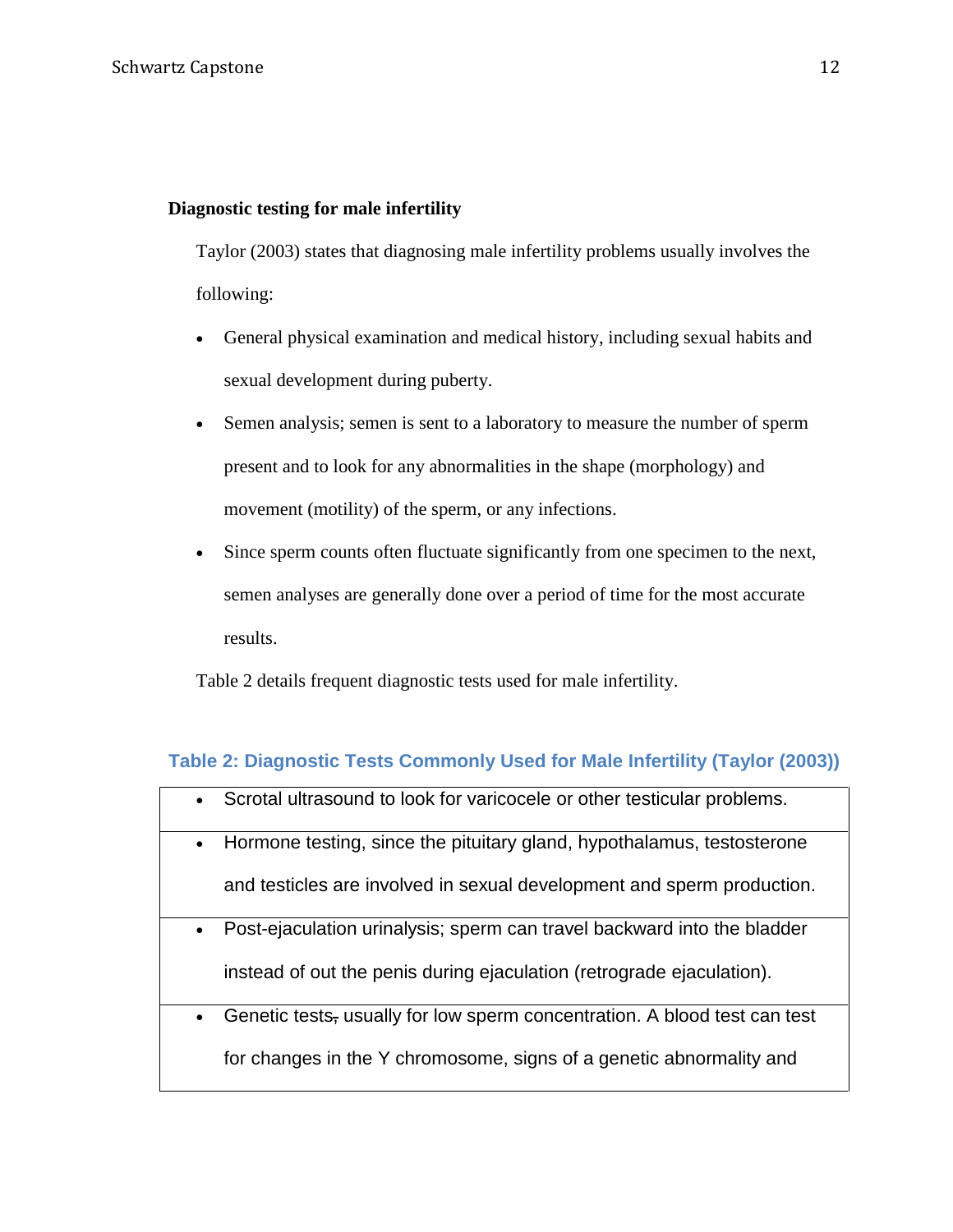**Diagnostic testing for male infertility**

Taylor (2003) states that diagnosing male infertility problems usually involves the following:

- General physical examination and medical history, including sexual habits and sexual development during puberty.
- Semen analysis; semen is sent to a laboratory to measure the number of sperm present and to look for any abnormalities in the shape (morphology) and movement (motility) of the sperm, or any infections.
- Since sperm counts often fluctuate significantly from one specimen to the next, semen analyses are generally done over a period of time for the most accurate results.

Table 2 details frequent diagnostic tests used for male infertility.

**Table 2: Diagnostic Tests Commonly Used for Male Infertility (Taylor (2003))**

| |
|---|
| • Scrotal ultrasound to look for varicocele or other testicular problems. |
| • Hormone testing, since the pituitary gland, hypothalamus, testosterone and testicles are involved in sexual development and sperm production. |
| • Post-ejaculation urinalysis; sperm can travel backward into the bladder instead of out the penis during ejaculation (retrograde ejaculation). |
| • Genetic tests, usually for low sperm concentration. A blood test can test for changes in the Y chromosome, signs of a genetic abnormality and |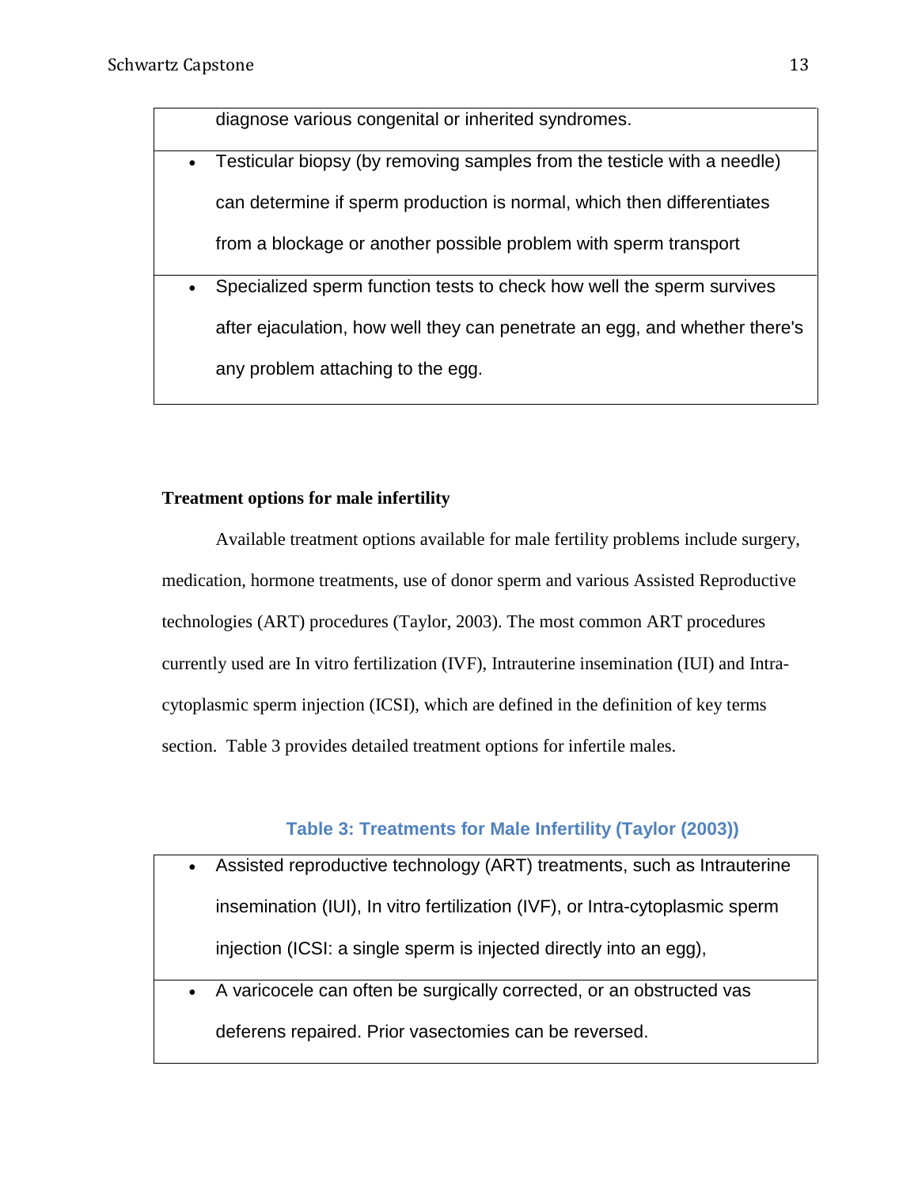| |
|---|
| diagnose various congenital or inherited syndromes. |
| • Testicular biopsy (by removing samples from the testicle with a needle) can determine if sperm production is normal, which then differentiates from a blockage or another possible problem with sperm transport |
| • Specialized sperm function tests to check how well the sperm survives after ejaculation, how well they can penetrate an egg, and whether there's any problem attaching to the egg. |

**Treatment options for male infertility**

Available treatment options available for male fertility problems include surgery, medication, hormone treatments, use of donor sperm and various Assisted Reproductive technologies (ART) procedures (Taylor, 2003). The most common ART procedures currently used are In vitro fertilization (IVF), Intrauterine insemination (IUI) and Intra-cytoplasmic sperm injection (ICSI), which are defined in the definition of key terms section. Table 3 provides detailed treatment options for infertile males.

**Table 3: Treatments for Male Infertility (Taylor (2003))**

| |
|---|
| • Assisted reproductive technology (ART) treatments, such as Intrauterine insemination (IUI), In vitro fertilization (IVF), or Intra-cytoplasmic sperm injection (ICSI: a single sperm is injected directly into an egg), |
| • A varicocele can often be surgically corrected, or an obstructed vas deferens repaired. Prior vasectomies can be reversed. |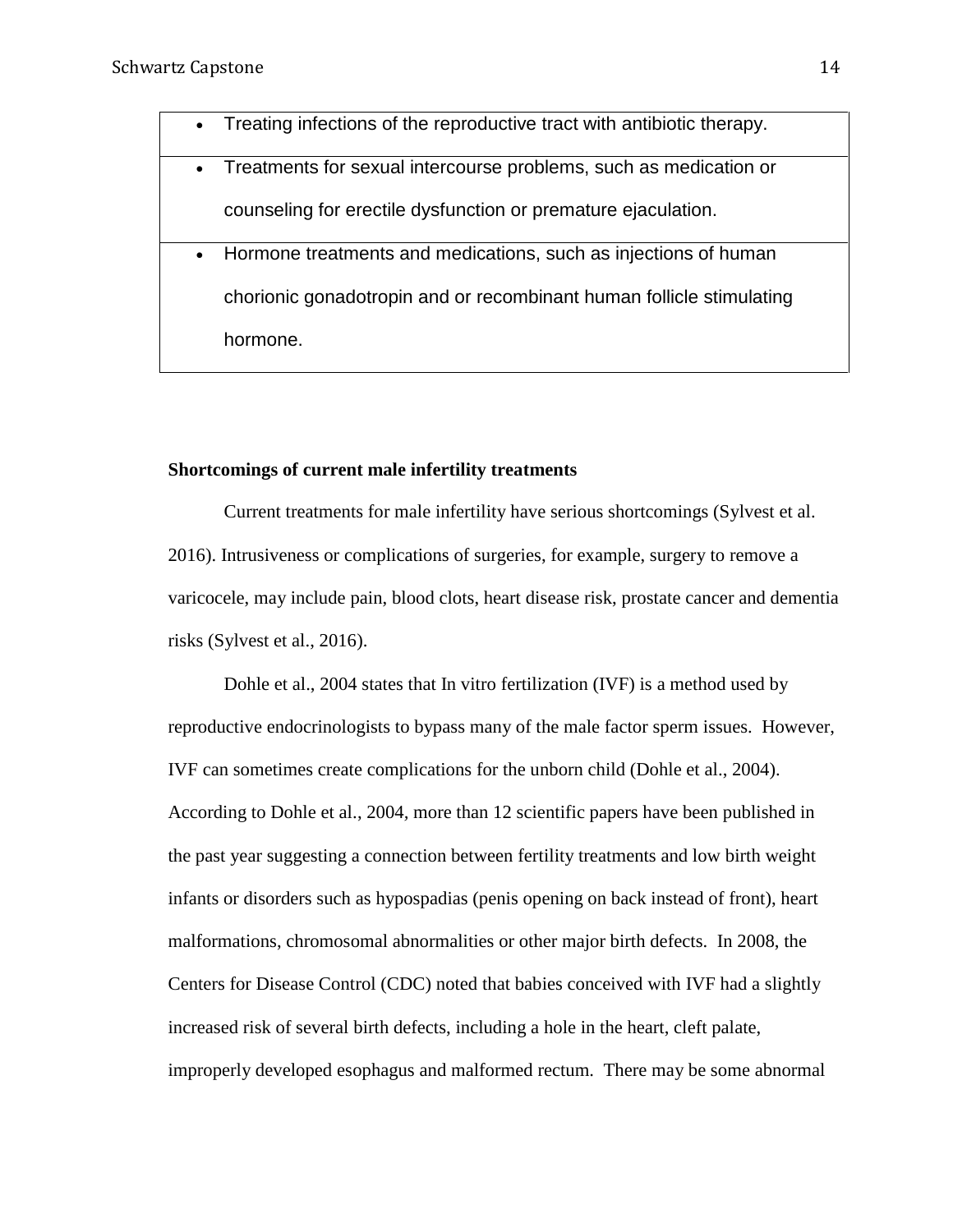| |
|---|
| • Treating infections of the reproductive tract with antibiotic therapy. |
| • Treatments for sexual intercourse problems, such as medication or counseling for erectile dysfunction or premature ejaculation. |
| • Hormone treatments and medications, such as injections of human chorionic gonadotropin and or recombinant human follicle stimulating hormone. |

**Shortcomings of current male infertility treatments**

Current treatments for male infertility have serious shortcomings (Sylvest et al. 2016). Intrusiveness or complications of surgeries, for example, surgery to remove a varicocele, may include pain, blood clots, heart disease risk, prostate cancer and dementia risks (Sylvest et al., 2016).

Dohle et al., 2004 states that In vitro fertilization (IVF) is a method used by reproductive endocrinologists to bypass many of the male factor sperm issues. However, IVF can sometimes create complications for the unborn child (Dohle et al., 2004). According to Dohle et al., 2004, more than 12 scientific papers have been published in the past year suggesting a connection between fertility treatments and low birth weight infants or disorders such as hypospadias (penis opening on back instead of front), heart malformations, chromosomal abnormalities or other major birth defects. In 2008, the Centers for Disease Control (CDC) noted that babies conceived with IVF had a slightly increased risk of several birth defects, including a hole in the heart, cleft palate, improperly developed esophagus and malformed rectum. There may be some abnormal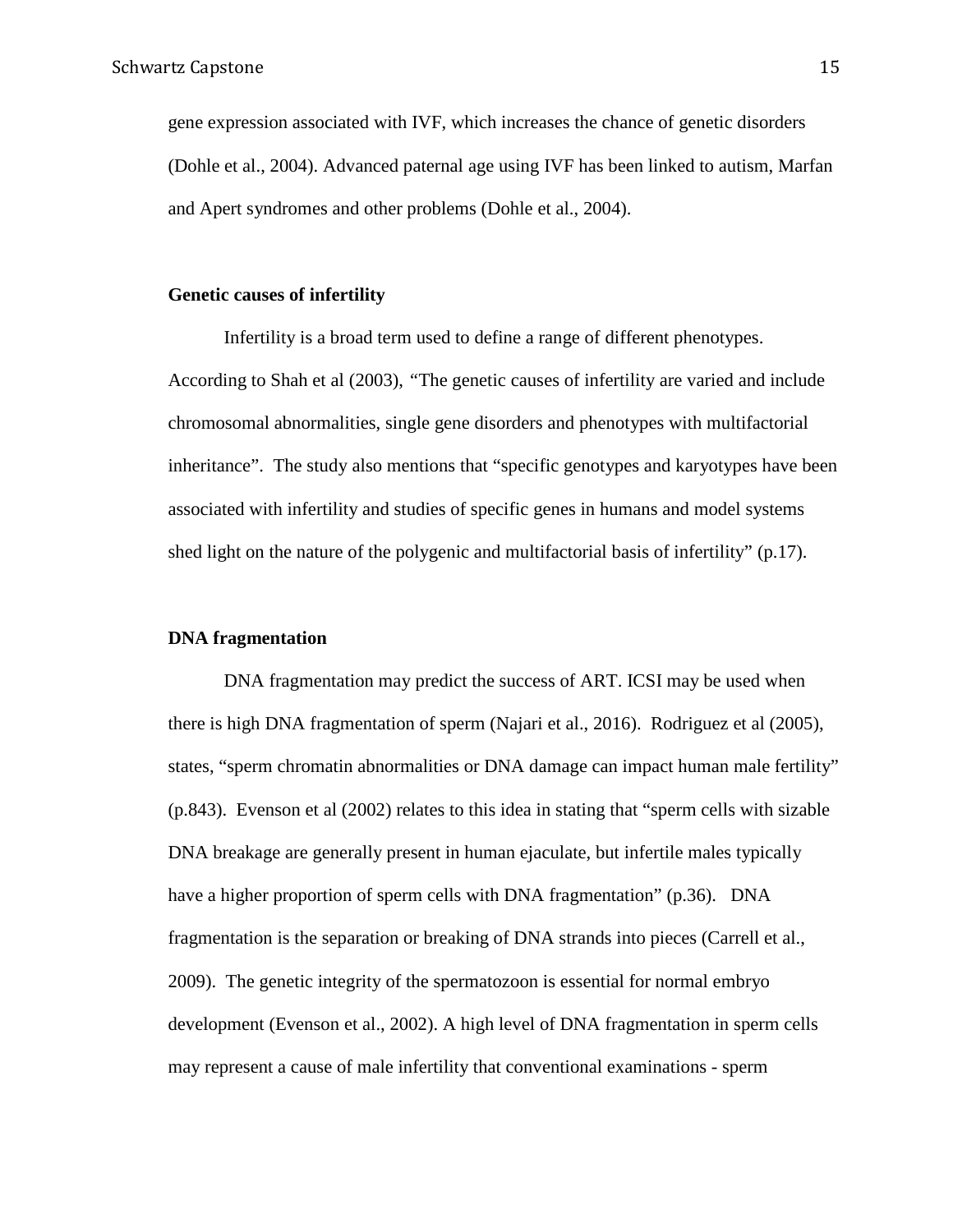gene expression associated with IVF, which increases the chance of genetic disorders (Dohle et al., 2004). Advanced paternal age using IVF has been linked to autism, Marfan and Apert syndromes and other problems (Dohle et al., 2004).

### Genetic causes of infertility

Infertility is a broad term used to define a range of different phenotypes. According to Shah et al (2003), "The genetic causes of infertility are varied and include chromosomal abnormalities, single gene disorders and phenotypes with multifactorial inheritance". The study also mentions that "specific genotypes and karyotypes have been associated with infertility and studies of specific genes in humans and model systems shed light on the nature of the polygenic and multifactorial basis of infertility" (p.17).

### DNA fragmentation

DNA fragmentation may predict the success of ART. ICSI may be used when there is high DNA fragmentation of sperm (Najari et al., 2016). Rodriguez et al (2005), states, "sperm chromatin abnormalities or DNA damage can impact human male fertility" (p.843). Evenson et al (2002) relates to this idea in stating that "sperm cells with sizable DNA breakage are generally present in human ejaculate, but infertile males typically have a higher proportion of sperm cells with DNA fragmentation" (p.36). DNA fragmentation is the separation or breaking of DNA strands into pieces (Carrell et al., 2009). The genetic integrity of the spermatozoon is essential for normal embryo development (Evenson et al., 2002). A high level of DNA fragmentation in sperm cells may represent a cause of male infertility that conventional examinations - sperm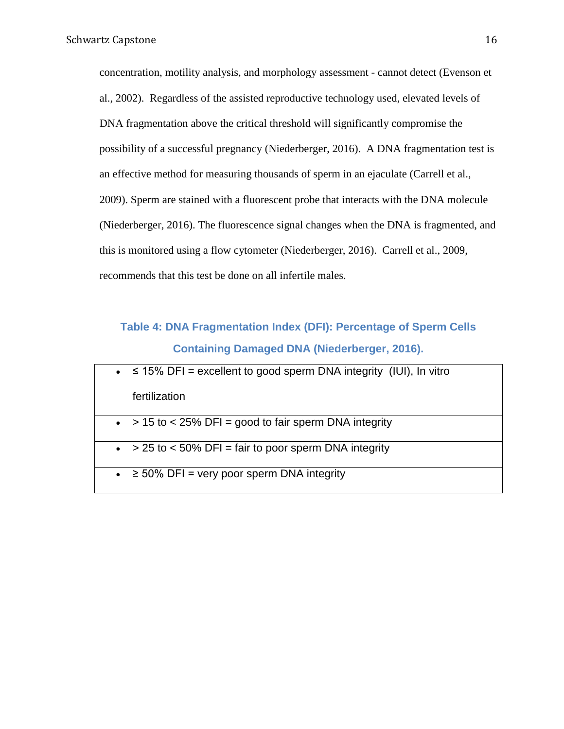concentration, motility analysis, and morphology assessment - cannot detect (Evenson et al., 2002). Regardless of the assisted reproductive technology used, elevated levels of DNA fragmentation above the critical threshold will significantly compromise the possibility of a successful pregnancy (Niederberger, 2016). A DNA fragmentation test is an effective method for measuring thousands of sperm in an ejaculate (Carrell et al., 2009). Sperm are stained with a fluorescent probe that interacts with the DNA molecule (Niederberger, 2016). The fluorescence signal changes when the DNA is fragmented, and this is monitored using a flow cytometer (Niederberger, 2016). Carrell et al., 2009, recommends that this test be done on all infertile males.

**Table 4: DNA Fragmentation Index (DFI): Percentage of Sperm Cells Containing Damaged DNA (Niederberger, 2016).**

| DFI |
|---|
| • ≤ 15% DFI = excellent to good sperm DNA integrity (IUI), In vitro fertilization |
| • > 15 to < 25% DFI = good to fair sperm DNA integrity |
| • > 25 to < 50% DFI = fair to poor sperm DNA integrity |
| • ≥ 50% DFI = very poor sperm DNA integrity |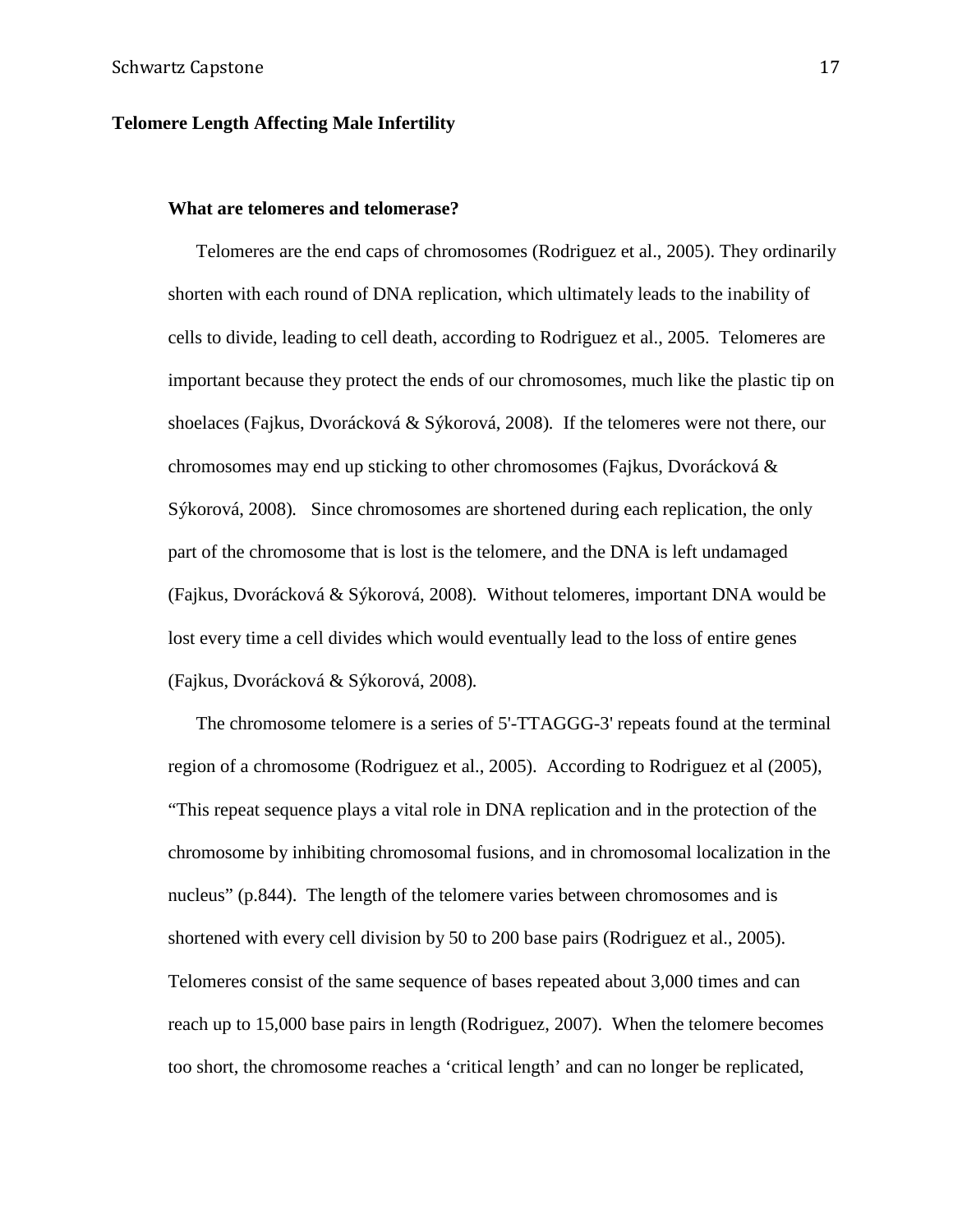## Telomere Length Affecting Male Infertility

### What are telomeres and telomerase?

Telomeres are the end caps of chromosomes (Rodriguez et al., 2005). They ordinarily shorten with each round of DNA replication, which ultimately leads to the inability of cells to divide, leading to cell death, according to Rodriguez et al., 2005. Telomeres are important because they protect the ends of our chromosomes, much like the plastic tip on shoelaces (Fajkus, Dvorácková & Sýkorová, 2008). If the telomeres were not there, our chromosomes may end up sticking to other chromosomes (Fajkus, Dvorácková & Sýkorová, 2008). Since chromosomes are shortened during each replication, the only part of the chromosome that is lost is the telomere, and the DNA is left undamaged (Fajkus, Dvorácková & Sýkorová, 2008). Without telomeres, important DNA would be lost every time a cell divides which would eventually lead to the loss of entire genes (Fajkus, Dvorácková & Sýkorová, 2008).

The chromosome telomere is a series of 5'-TTAGGG-3' repeats found at the terminal region of a chromosome (Rodriguez et al., 2005). According to Rodriguez et al (2005), "This repeat sequence plays a vital role in DNA replication and in the protection of the chromosome by inhibiting chromosomal fusions, and in chromosomal localization in the nucleus" (p.844). The length of the telomere varies between chromosomes and is shortened with every cell division by 50 to 200 base pairs (Rodriguez et al., 2005). Telomeres consist of the same sequence of bases repeated about 3,000 times and can reach up to 15,000 base pairs in length (Rodriguez, 2007). When the telomere becomes too short, the chromosome reaches a 'critical length' and can no longer be replicated,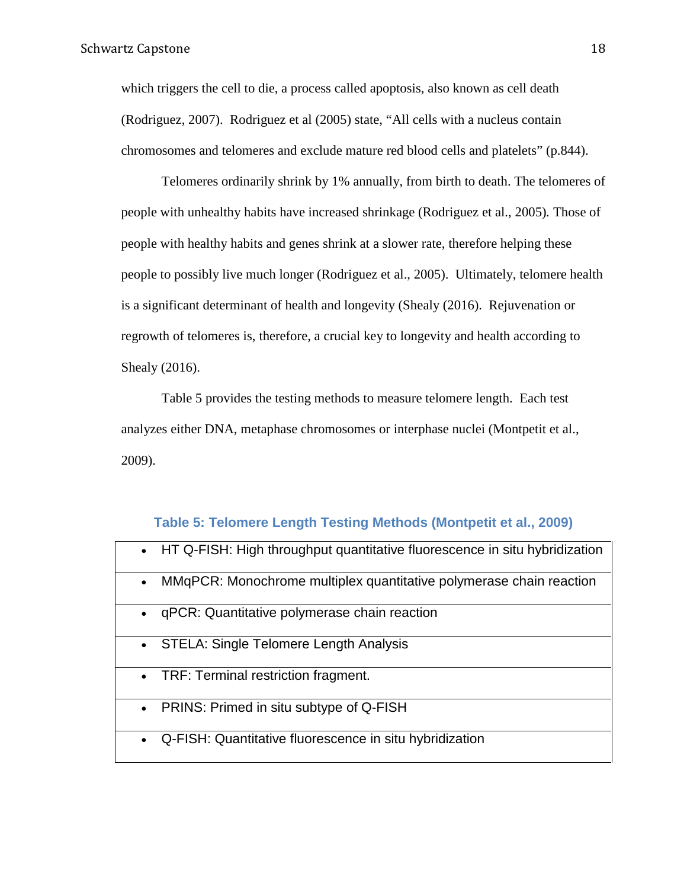which triggers the cell to die, a process called apoptosis, also known as cell death (Rodriguez, 2007). Rodriguez et al (2005) state, "All cells with a nucleus contain chromosomes and telomeres and exclude mature red blood cells and platelets" (p.844).

Telomeres ordinarily shrink by 1% annually, from birth to death. The telomeres of people with unhealthy habits have increased shrinkage (Rodriguez et al., 2005). Those of people with healthy habits and genes shrink at a slower rate, therefore helping these people to possibly live much longer (Rodriguez et al., 2005). Ultimately, telomere health is a significant determinant of health and longevity (Shealy (2016). Rejuvenation or regrowth of telomeres is, therefore, a crucial key to longevity and health according to Shealy (2016).

Table 5 provides the testing methods to measure telomere length. Each test analyzes either DNA, metaphase chromosomes or interphase nuclei (Montpetit et al., 2009).

**Table 5: Telomere Length Testing Methods (Montpetit et al., 2009)**

| Telomere Length Testing Methods |
|---|
| • HT Q-FISH: High throughput quantitative fluorescence in situ hybridization |
| • MMqPCR: Monochrome multiplex quantitative polymerase chain reaction |
| • qPCR: Quantitative polymerase chain reaction |
| • STELA: Single Telomere Length Analysis |
| • TRF: Terminal restriction fragment. |
| • PRINS: Primed in situ subtype of Q-FISH |
| • Q-FISH: Quantitative fluorescence in situ hybridization |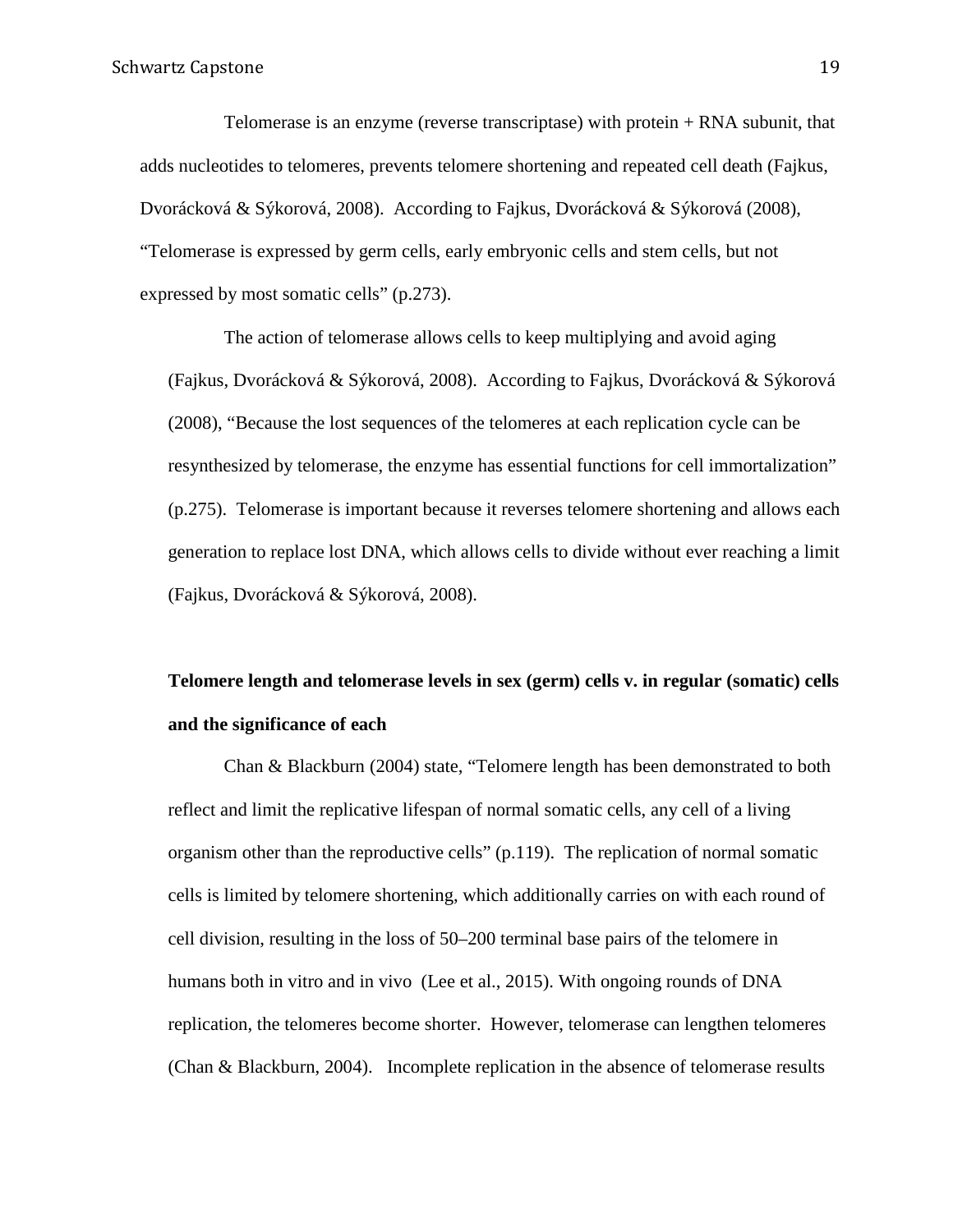Telomerase is an enzyme (reverse transcriptase) with protein + RNA subunit, that adds nucleotides to telomeres, prevents telomere shortening and repeated cell death (Fajkus, Dvorácková & Sýkorová, 2008). According to Fajkus, Dvorácková & Sýkorová (2008), "Telomerase is expressed by germ cells, early embryonic cells and stem cells, but not expressed by most somatic cells" (p.273).

The action of telomerase allows cells to keep multiplying and avoid aging (Fajkus, Dvorácková & Sýkorová, 2008). According to Fajkus, Dvorácková & Sýkorová (2008), "Because the lost sequences of the telomeres at each replication cycle can be resynthesized by telomerase, the enzyme has essential functions for cell immortalization" (p.275). Telomerase is important because it reverses telomere shortening and allows each generation to replace lost DNA, which allows cells to divide without ever reaching a limit (Fajkus, Dvorácková & Sýkorová, 2008).

**Telomere length and telomerase levels in sex (germ) cells v. in regular (somatic) cells and the significance of each**

Chan & Blackburn (2004) state, "Telomere length has been demonstrated to both reflect and limit the replicative lifespan of normal somatic cells, any cell of a living organism other than the reproductive cells" (p.119). The replication of normal somatic cells is limited by telomere shortening, which additionally carries on with each round of cell division, resulting in the loss of 50–200 terminal base pairs of the telomere in humans both in vitro and in vivo (Lee et al., 2015). With ongoing rounds of DNA replication, the telomeres become shorter. However, telomerase can lengthen telomeres (Chan & Blackburn, 2004). Incomplete replication in the absence of telomerase results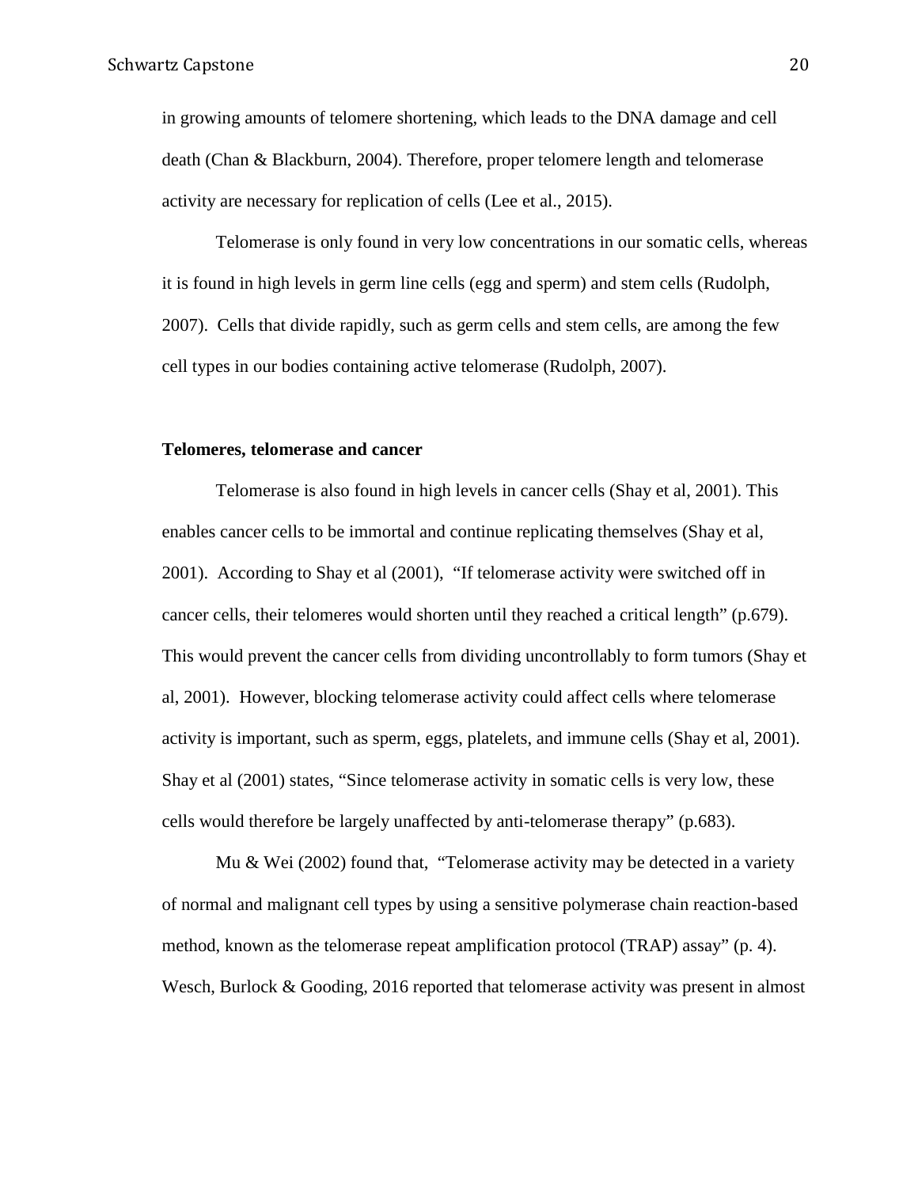in growing amounts of telomere shortening, which leads to the DNA damage and cell death (Chan & Blackburn, 2004). Therefore, proper telomere length and telomerase activity are necessary for replication of cells (Lee et al., 2015).

Telomerase is only found in very low concentrations in our somatic cells, whereas it is found in high levels in germ line cells (egg and sperm) and stem cells (Rudolph, 2007). Cells that divide rapidly, such as germ cells and stem cells, are among the few cell types in our bodies containing active telomerase (Rudolph, 2007).

**Telomeres, telomerase and cancer**

Telomerase is also found in high levels in cancer cells (Shay et al, 2001). This enables cancer cells to be immortal and continue replicating themselves (Shay et al, 2001). According to Shay et al (2001), "If telomerase activity were switched off in cancer cells, their telomeres would shorten until they reached a critical length" (p.679). This would prevent the cancer cells from dividing uncontrollably to form tumors (Shay et al, 2001). However, blocking telomerase activity could affect cells where telomerase activity is important, such as sperm, eggs, platelets, and immune cells (Shay et al, 2001). Shay et al (2001) states, "Since telomerase activity in somatic cells is very low, these cells would therefore be largely unaffected by anti-telomerase therapy" (p.683).

Mu & Wei (2002) found that, "Telomerase activity may be detected in a variety of normal and malignant cell types by using a sensitive polymerase chain reaction-based method, known as the telomerase repeat amplification protocol (TRAP) assay" (p. 4). Wesch, Burlock & Gooding, 2016 reported that telomerase activity was present in almost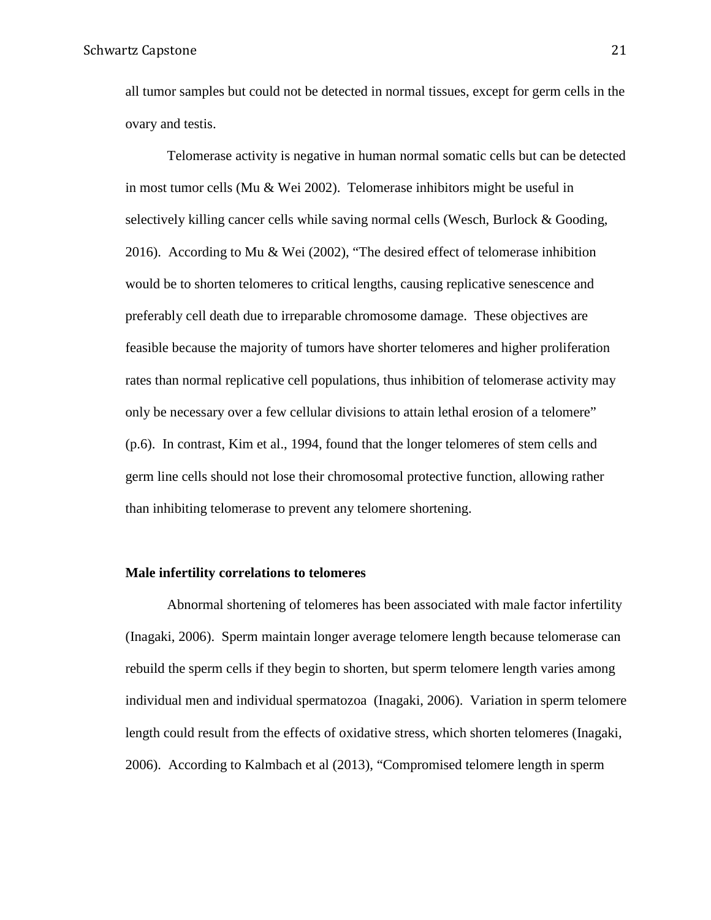all tumor samples but could not be detected in normal tissues, except for germ cells in the ovary and testis.

Telomerase activity is negative in human normal somatic cells but can be detected in most tumor cells (Mu & Wei 2002). Telomerase inhibitors might be useful in selectively killing cancer cells while saving normal cells (Wesch, Burlock & Gooding, 2016). According to Mu & Wei (2002), "The desired effect of telomerase inhibition would be to shorten telomeres to critical lengths, causing replicative senescence and preferably cell death due to irreparable chromosome damage. These objectives are feasible because the majority of tumors have shorter telomeres and higher proliferation rates than normal replicative cell populations, thus inhibition of telomerase activity may only be necessary over a few cellular divisions to attain lethal erosion of a telomere" (p.6). In contrast, Kim et al., 1994, found that the longer telomeres of stem cells and germ line cells should not lose their chromosomal protective function, allowing rather than inhibiting telomerase to prevent any telomere shortening.

**Male infertility correlations to telomeres**

Abnormal shortening of telomeres has been associated with male factor infertility (Inagaki, 2006). Sperm maintain longer average telomere length because telomerase can rebuild the sperm cells if they begin to shorten, but sperm telomere length varies among individual men and individual spermatozoa (Inagaki, 2006). Variation in sperm telomere length could result from the effects of oxidative stress, which shorten telomeres (Inagaki, 2006). According to Kalmbach et al (2013), "Compromised telomere length in sperm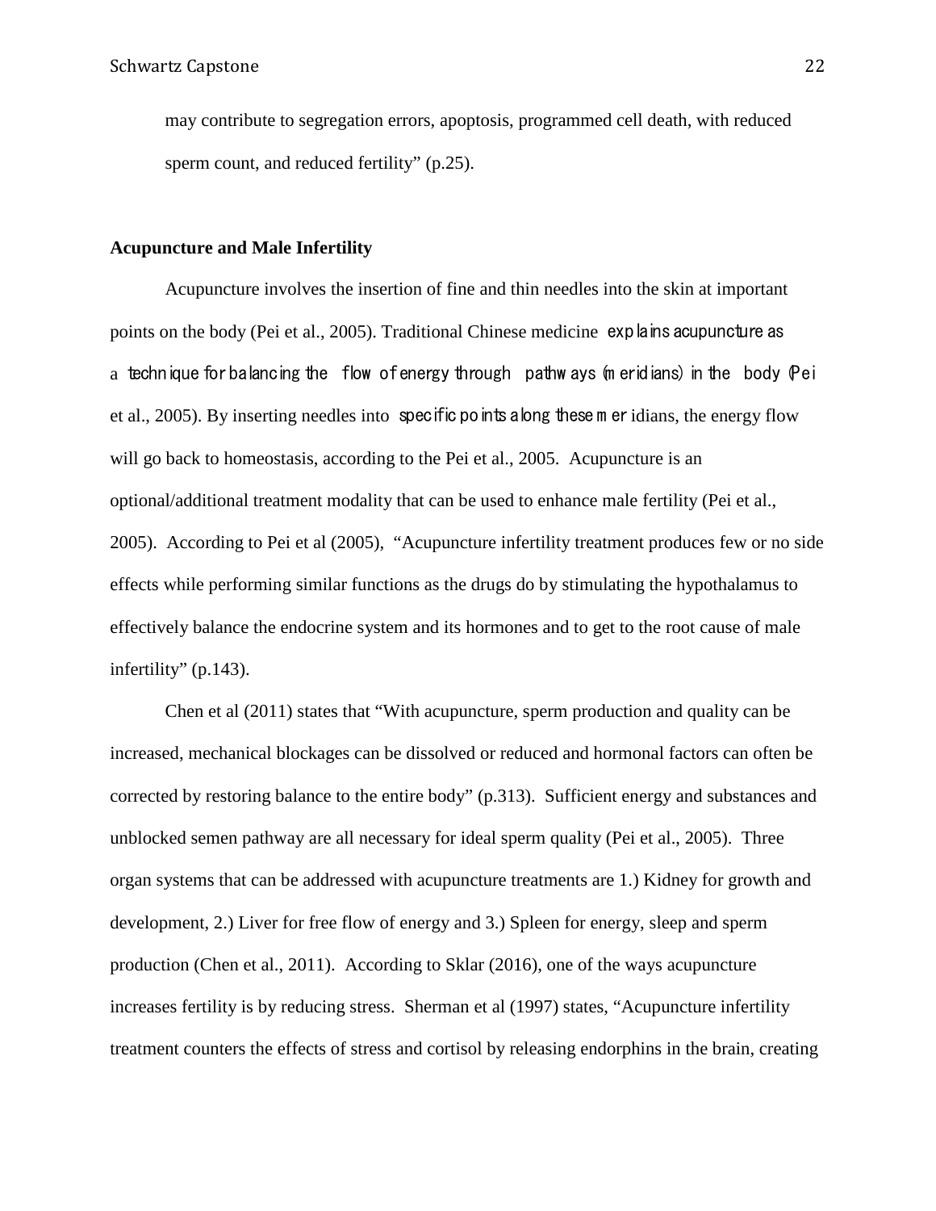may contribute to segregation errors, apoptosis, programmed cell death, with reduced sperm count, and reduced fertility" (p.25).

**Acupuncture and Male Infertility**

Acupuncture involves the insertion of fine and thin needles into the skin at important points on the body (Pei et al., 2005). Traditional Chinese medicine explains acupuncture as a technique for balancing the flow of energy through pathways (meridians) in the body (Pei et al., 2005). By inserting needles into specific points along these meridians, the energy flow will go back to homeostasis, according to the Pei et al., 2005. Acupuncture is an optional/additional treatment modality that can be used to enhance male fertility (Pei et al., 2005). According to Pei et al (2005), "Acupuncture infertility treatment produces few or no side effects while performing similar functions as the drugs do by stimulating the hypothalamus to effectively balance the endocrine system and its hormones and to get to the root cause of male infertility" (p.143).

Chen et al (2011) states that "With acupuncture, sperm production and quality can be increased, mechanical blockages can be dissolved or reduced and hormonal factors can often be corrected by restoring balance to the entire body" (p.313). Sufficient energy and substances and unblocked semen pathway are all necessary for ideal sperm quality (Pei et al., 2005). Three organ systems that can be addressed with acupuncture treatments are 1.) Kidney for growth and development, 2.) Liver for free flow of energy and 3.) Spleen for energy, sleep and sperm production (Chen et al., 2011). According to Sklar (2016), one of the ways acupuncture increases fertility is by reducing stress. Sherman et al (1997) states, "Acupuncture infertility treatment counters the effects of stress and cortisol by releasing endorphins in the brain, creating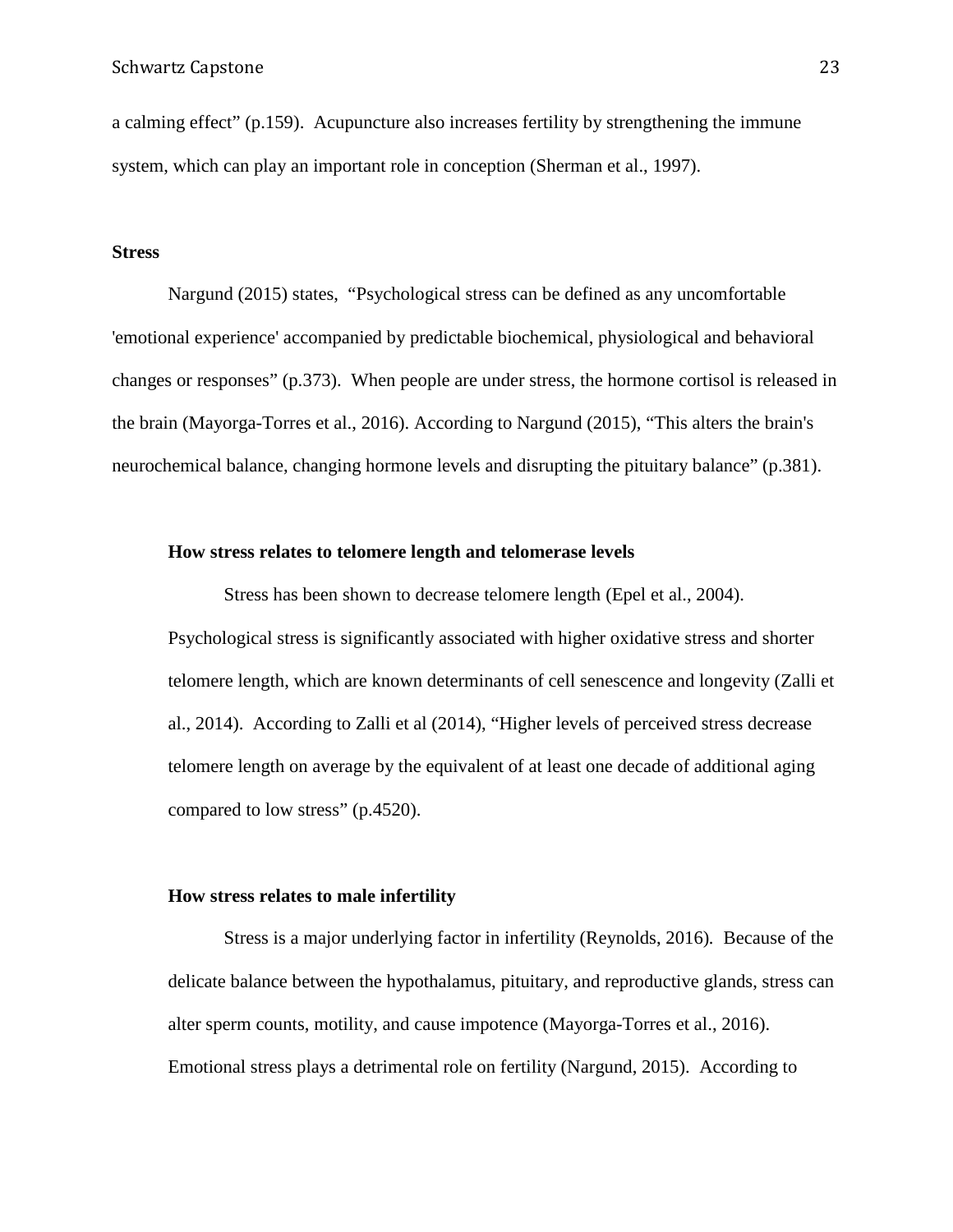a calming effect" (p.159). Acupuncture also increases fertility by strengthening the immune system, which can play an important role in conception (Sherman et al., 1997).

## Stress

Nargund (2015) states, "Psychological stress can be defined as any uncomfortable 'emotional experience' accompanied by predictable biochemical, physiological and behavioral changes or responses" (p.373). When people are under stress, the hormone cortisol is released in the brain (Mayorga-Torres et al., 2016). According to Nargund (2015), "This alters the brain's neurochemical balance, changing hormone levels and disrupting the pituitary balance" (p.381).

### How stress relates to telomere length and telomerase levels

Stress has been shown to decrease telomere length (Epel et al., 2004). Psychological stress is significantly associated with higher oxidative stress and shorter telomere length, which are known determinants of cell senescence and longevity (Zalli et al., 2014). According to Zalli et al (2014), "Higher levels of perceived stress decrease telomere length on average by the equivalent of at least one decade of additional aging compared to low stress" (p.4520).

### How stress relates to male infertility

Stress is a major underlying factor in infertility (Reynolds, 2016). Because of the delicate balance between the hypothalamus, pituitary, and reproductive glands, stress can alter sperm counts, motility, and cause impotence (Mayorga-Torres et al., 2016). Emotional stress plays a detrimental role on fertility (Nargund, 2015). According to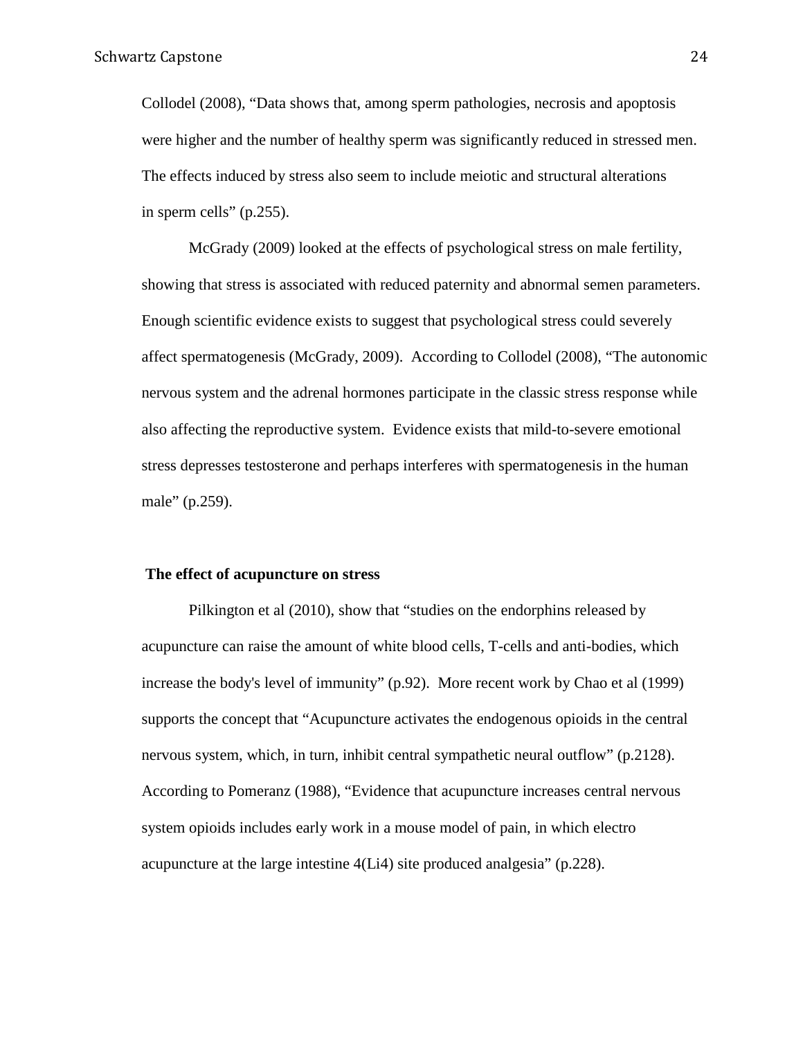Collodel (2008), “Data shows that, among sperm pathologies, necrosis and apoptosis were higher and the number of healthy sperm was significantly reduced in stressed men. The effects induced by stress also seem to include meiotic and structural alterations in sperm cells” (p.255).

McGrady (2009) looked at the effects of psychological stress on male fertility, showing that stress is associated with reduced paternity and abnormal semen parameters. Enough scientific evidence exists to suggest that psychological stress could severely affect spermatogenesis (McGrady, 2009). According to Collodel (2008), “The autonomic nervous system and the adrenal hormones participate in the classic stress response while also affecting the reproductive system. Evidence exists that mild-to-severe emotional stress depresses testosterone and perhaps interferes with spermatogenesis in the human male” (p.259).

**The effect of acupuncture on stress**

Pilkington et al (2010), show that “studies on the endorphins released by acupuncture can raise the amount of white blood cells, T-cells and anti-bodies, which increase the body's level of immunity” (p.92). More recent work by Chao et al (1999) supports the concept that “Acupuncture activates the endogenous opioids in the central nervous system, which, in turn, inhibit central sympathetic neural outflow” (p.2128). According to Pomeranz (1988), “Evidence that acupuncture increases central nervous system opioids includes early work in a mouse model of pain, in which electro acupuncture at the large intestine 4(Li4) site produced analgesia” (p.228).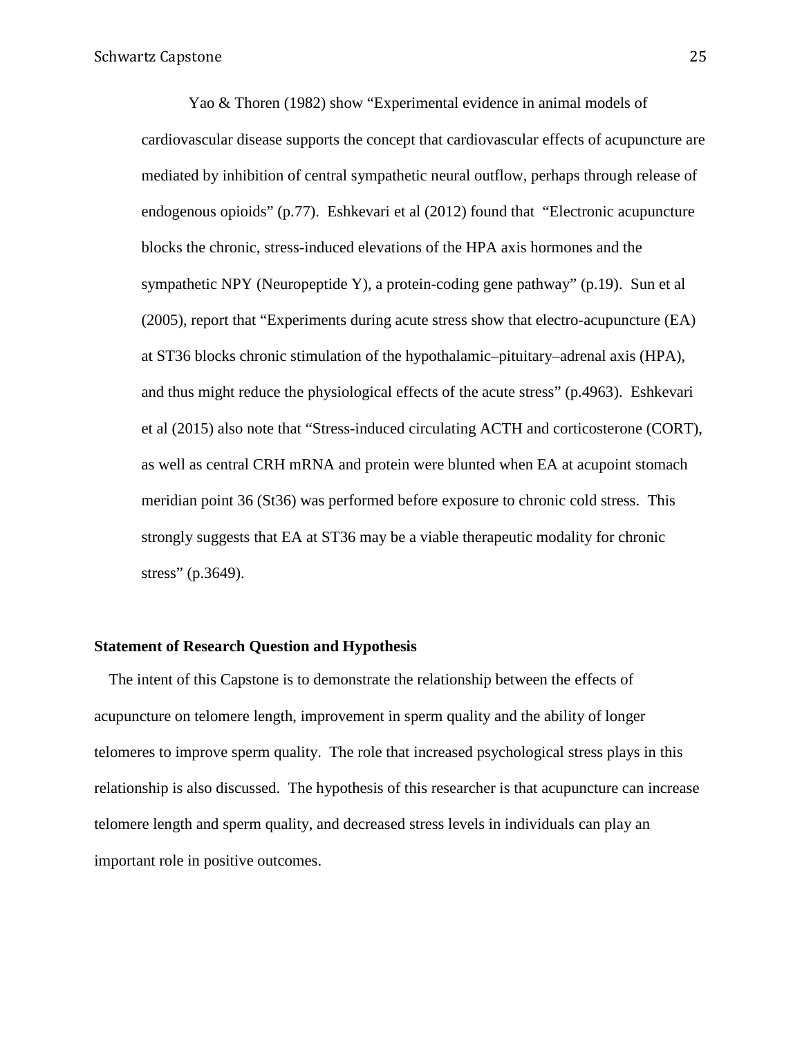Yao & Thoren (1982) show “Experimental evidence in animal models of cardiovascular disease supports the concept that cardiovascular effects of acupuncture are mediated by inhibition of central sympathetic neural outflow, perhaps through release of endogenous opioids” (p.77). Eshkevari et al (2012) found that “Electronic acupuncture blocks the chronic, stress-induced elevations of the HPA axis hormones and the sympathetic NPY (Neuropeptide Y), a protein-coding gene pathway” (p.19). Sun et al (2005), report that “Experiments during acute stress show that electro-acupuncture (EA) at ST36 blocks chronic stimulation of the hypothalamic–pituitary–adrenal axis (HPA), and thus might reduce the physiological effects of the acute stress” (p.4963). Eshkevari et al (2015) also note that “Stress-induced circulating ACTH and corticosterone (CORT), as well as central CRH mRNA and protein were blunted when EA at acupoint stomach meridian point 36 (St36) was performed before exposure to chronic cold stress. This strongly suggests that EA at ST36 may be a viable therapeutic modality for chronic stress” (p.3649).

**Statement of Research Question and Hypothesis**

The intent of this Capstone is to demonstrate the relationship between the effects of acupuncture on telomere length, improvement in sperm quality and the ability of longer telomeres to improve sperm quality. The role that increased psychological stress plays in this relationship is also discussed. The hypothesis of this researcher is that acupuncture can increase telomere length and sperm quality, and decreased stress levels in individuals can play an important role in positive outcomes.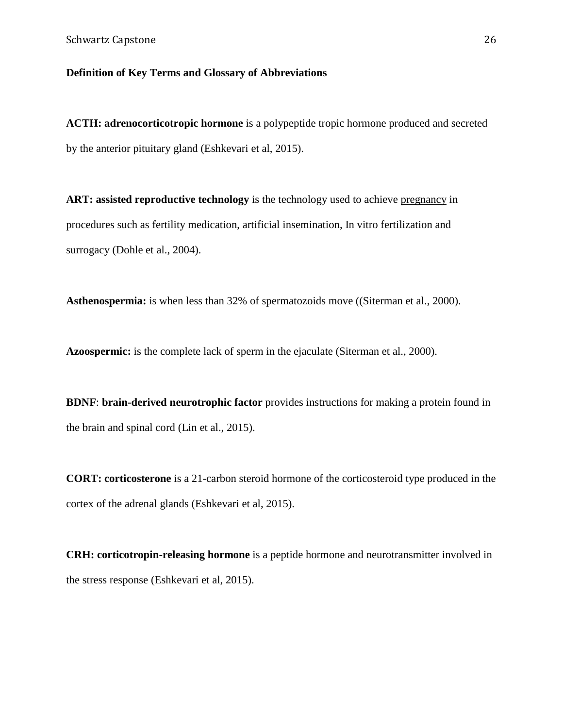**Definition of Key Terms and Glossary of Abbreviations**

**ACTH: adrenocorticotropic hormone** is a polypeptide tropic hormone produced and secreted by the anterior pituitary gland (Eshkevari et al, 2015).

**ART: assisted reproductive technology** is the technology used to achieve pregnancy in procedures such as fertility medication, artificial insemination, In vitro fertilization and surrogacy (Dohle et al., 2004).

**Asthenospermia:** is when less than 32% of spermatozoids move ((Siterman et al., 2000).

**Azoospermic:** is the complete lack of sperm in the ejaculate (Siterman et al., 2000).

**BDNF**: **brain-derived neurotrophic factor** provides instructions for making a protein found in the brain and spinal cord (Lin et al., 2015).

**CORT: corticosterone** is a 21-carbon steroid hormone of the corticosteroid type produced in the cortex of the adrenal glands (Eshkevari et al, 2015).

**CRH: corticotropin-releasing hormone** is a peptide hormone and neurotransmitter involved in the stress response (Eshkevari et al, 2015).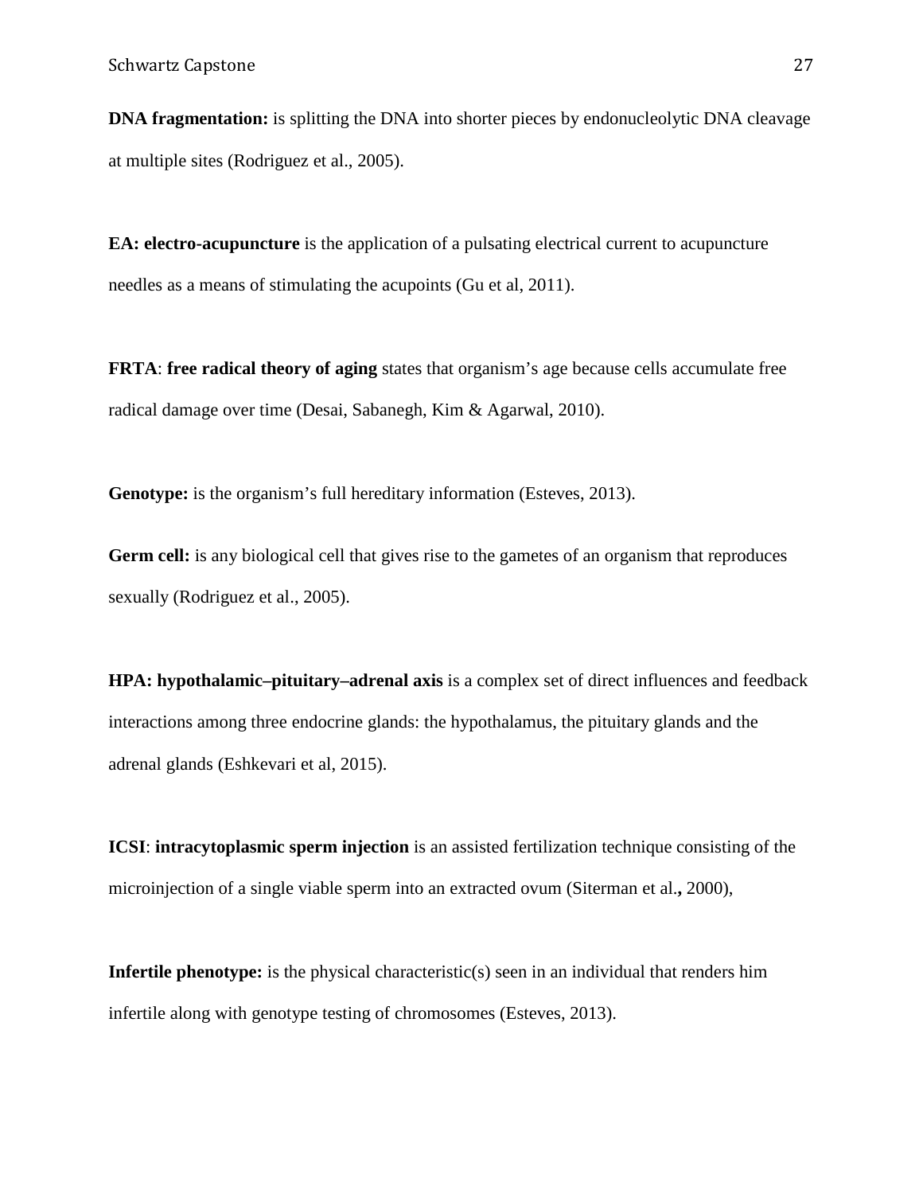**DNA fragmentation:** is splitting the DNA into shorter pieces by endonucleolytic DNA cleavage at multiple sites (Rodriguez et al., 2005).

**EA: electro-acupuncture** is the application of a pulsating electrical current to acupuncture needles as a means of stimulating the acupoints (Gu et al, 2011).

**FRTA**: **free radical theory of aging** states that organism's age because cells accumulate free radical damage over time (Desai, Sabanegh, Kim & Agarwal, 2010).

**Genotype:** is the organism's full hereditary information (Esteves, 2013).

**Germ cell:** is any biological cell that gives rise to the gametes of an organism that reproduces sexually (Rodriguez et al., 2005).

**HPA: hypothalamic–pituitary–adrenal axis** is a complex set of direct influences and feedback interactions among three endocrine glands: the hypothalamus, the pituitary glands and the adrenal glands (Eshkevari et al, 2015).

**ICSI**: **intracytoplasmic sperm injection** is an assisted fertilization technique consisting of the microinjection of a single viable sperm into an extracted ovum (Siterman et al**.,** 2000),

**Infertile phenotype:** is the physical characteristic(s) seen in an individual that renders him infertile along with genotype testing of chromosomes (Esteves, 2013).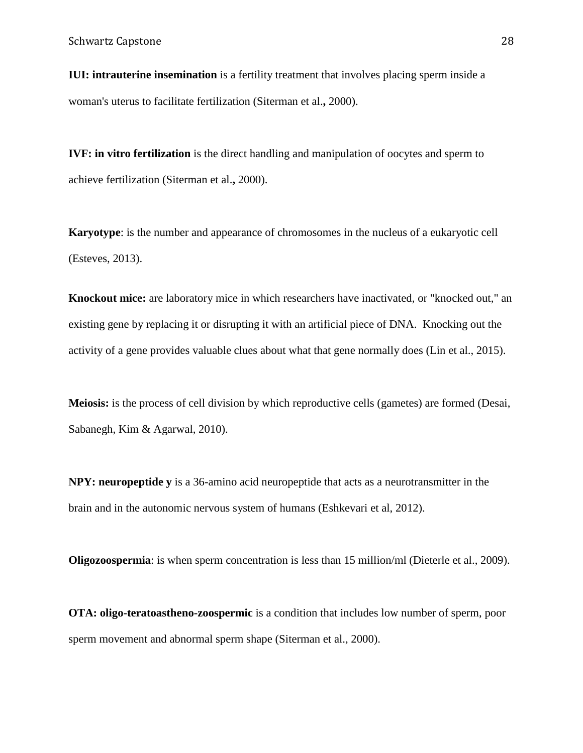**IUI: intrauterine insemination** is a fertility treatment that involves placing sperm inside a woman's uterus to facilitate fertilization (Siterman et al., 2000).

**IVF: in vitro fertilization** is the direct handling and manipulation of oocytes and sperm to achieve fertilization (Siterman et al., 2000).

**Karyotype**: is the number and appearance of chromosomes in the nucleus of a eukaryotic cell (Esteves, 2013).

**Knockout mice:** are laboratory mice in which researchers have inactivated, or "knocked out," an existing gene by replacing it or disrupting it with an artificial piece of DNA. Knocking out the activity of a gene provides valuable clues about what that gene normally does (Lin et al., 2015).

**Meiosis:** is the process of cell division by which reproductive cells (gametes) are formed (Desai, Sabanegh, Kim & Agarwal, 2010).

**NPY: neuropeptide y** is a 36-amino acid neuropeptide that acts as a neurotransmitter in the brain and in the autonomic nervous system of humans (Eshkevari et al, 2012).

**Oligozoospermia**: is when sperm concentration is less than 15 million/ml (Dieterle et al., 2009).

**OTA: oligo-teratoastheno-zoospermic** is a condition that includes low number of sperm, poor sperm movement and abnormal sperm shape (Siterman et al., 2000).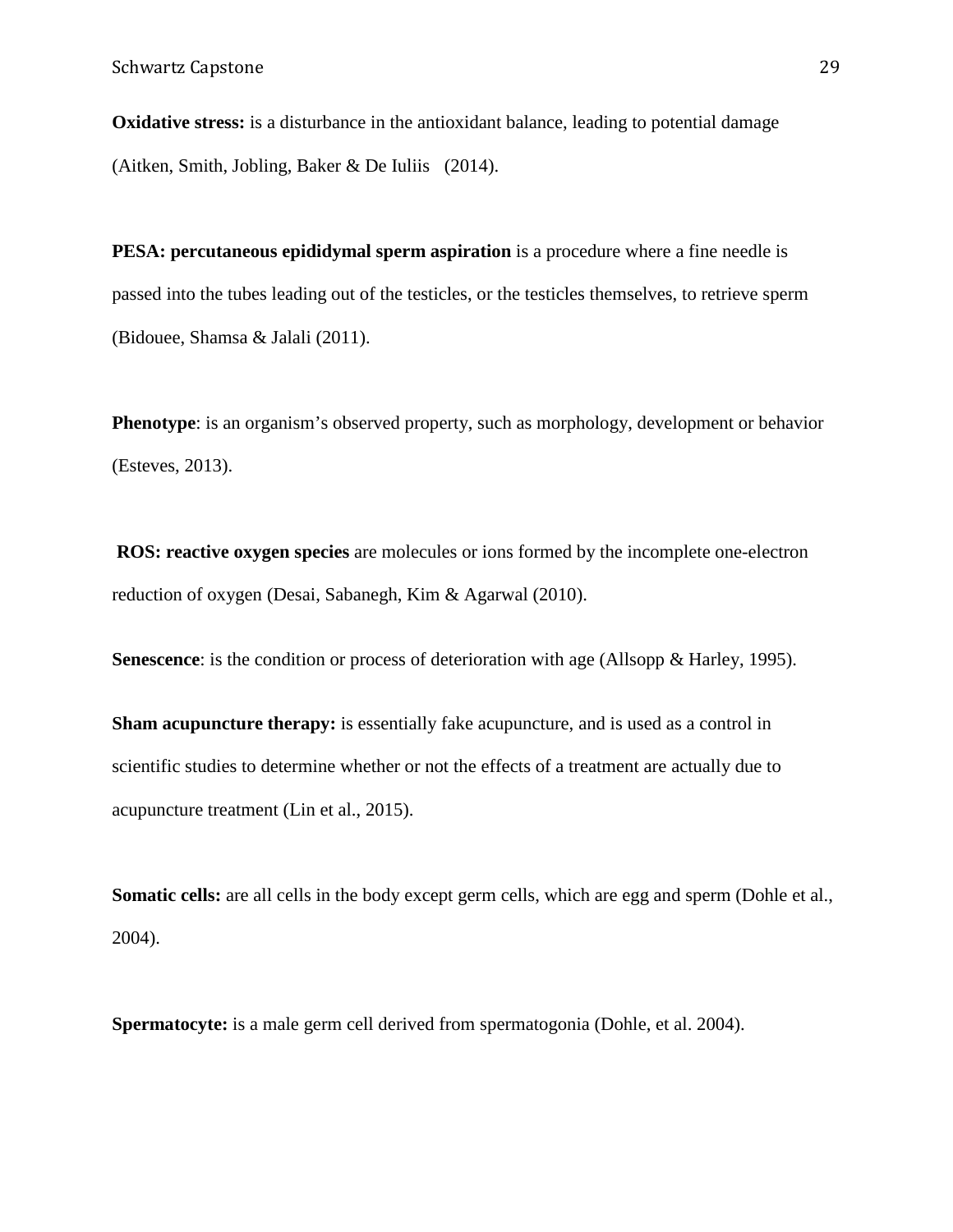**Oxidative stress:** is a disturbance in the antioxidant balance, leading to potential damage (Aitken, Smith, Jobling, Baker & De Iuliis (2014).

**PESA: percutaneous epididymal sperm aspiration** is a procedure where a fine needle is passed into the tubes leading out of the testicles, or the testicles themselves, to retrieve sperm (Bidouee, Shamsa & Jalali (2011).

**Phenotype**: is an organism's observed property, such as morphology, development or behavior (Esteves, 2013).

**ROS: reactive oxygen species** are molecules or ions formed by the incomplete one-electron reduction of oxygen (Desai, Sabanegh, Kim & Agarwal (2010).

**Senescence**: is the condition or process of deterioration with age (Allsopp & Harley, 1995).

**Sham acupuncture therapy:** is essentially fake acupuncture, and is used as a control in scientific studies to determine whether or not the effects of a treatment are actually due to acupuncture treatment (Lin et al., 2015).

**Somatic cells:** are all cells in the body except germ cells, which are egg and sperm (Dohle et al., 2004).

**Spermatocyte:** is a male germ cell derived from spermatogonia (Dohle, et al. 2004).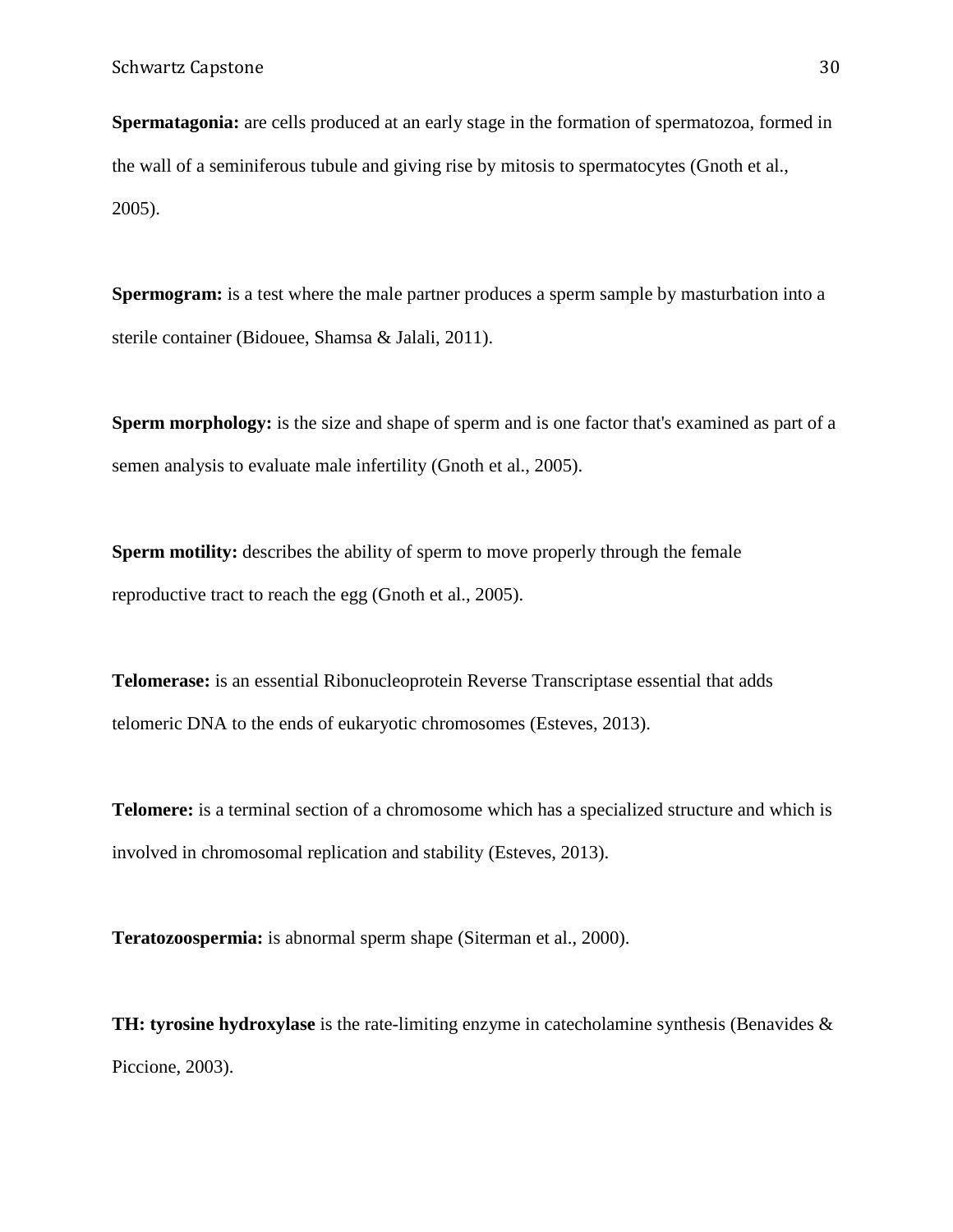**Spermatagonia:** are cells produced at an early stage in the formation of spermatozoa, formed in the wall of a seminiferous tubule and giving rise by mitosis to spermatocytes (Gnoth et al., 2005).

**Spermogram:** is a test where the male partner produces a sperm sample by masturbation into a sterile container (Bidouee, Shamsa & Jalali, 2011).

**Sperm morphology:** is the size and shape of sperm and is one factor that's examined as part of a semen analysis to evaluate male infertility (Gnoth et al., 2005).

**Sperm motility:** describes the ability of sperm to move properly through the female reproductive tract to reach the egg (Gnoth et al., 2005).

**Telomerase:** is an essential Ribonucleoprotein Reverse Transcriptase essential that adds telomeric DNA to the ends of eukaryotic chromosomes (Esteves, 2013).

**Telomere:** is a terminal section of a chromosome which has a specialized structure and which is involved in chromosomal replication and stability (Esteves, 2013).

**Teratozoospermia:** is abnormal sperm shape (Siterman et al., 2000).

**TH: tyrosine hydroxylase** is the rate-limiting enzyme in catecholamine synthesis (Benavides & Piccione, 2003).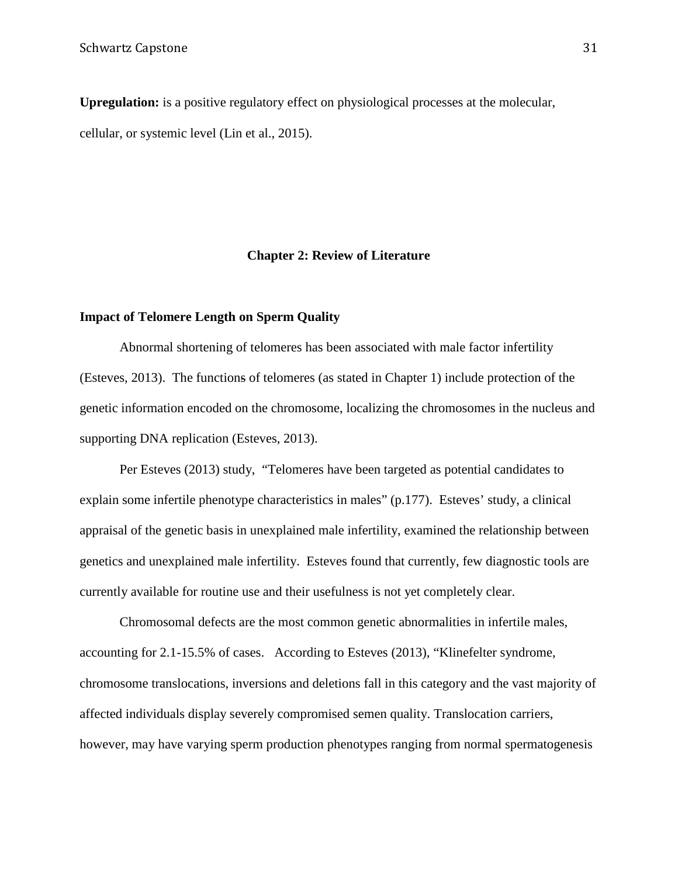**Upregulation:** is a positive regulatory effect on physiological processes at the molecular, cellular, or systemic level (Lin et al., 2015).

## Chapter 2: Review of Literature

### Impact of Telomere Length on Sperm Quality

Abnormal shortening of telomeres has been associated with male factor infertility (Esteves, 2013). The functions of telomeres (as stated in Chapter 1) include protection of the genetic information encoded on the chromosome, localizing the chromosomes in the nucleus and supporting DNA replication (Esteves, 2013).

Per Esteves (2013) study, "Telomeres have been targeted as potential candidates to explain some infertile phenotype characteristics in males" (p.177). Esteves' study, a clinical appraisal of the genetic basis in unexplained male infertility, examined the relationship between genetics and unexplained male infertility. Esteves found that currently, few diagnostic tools are currently available for routine use and their usefulness is not yet completely clear.

Chromosomal defects are the most common genetic abnormalities in infertile males, accounting for 2.1-15.5% of cases. According to Esteves (2013), "Klinefelter syndrome, chromosome translocations, inversions and deletions fall in this category and the vast majority of affected individuals display severely compromised semen quality. Translocation carriers, however, may have varying sperm production phenotypes ranging from normal spermatogenesis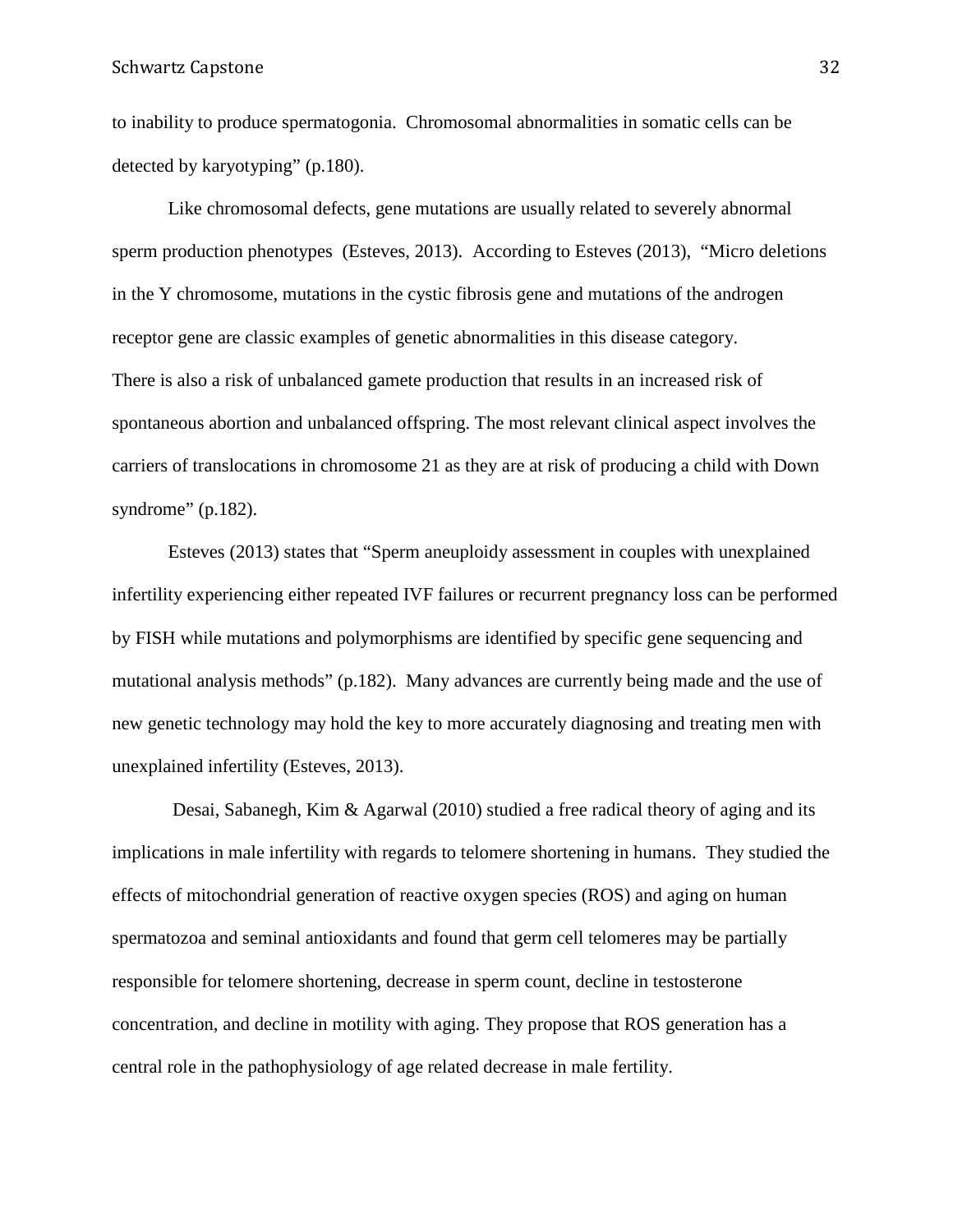to inability to produce spermatogonia. Chromosomal abnormalities in somatic cells can be detected by karyotyping" (p.180).

Like chromosomal defects, gene mutations are usually related to severely abnormal sperm production phenotypes (Esteves, 2013). According to Esteves (2013), "Micro deletions in the Y chromosome, mutations in the cystic fibrosis gene and mutations of the androgen receptor gene are classic examples of genetic abnormalities in this disease category.
There is also a risk of unbalanced gamete production that results in an increased risk of spontaneous abortion and unbalanced offspring. The most relevant clinical aspect involves the carriers of translocations in chromosome 21 as they are at risk of producing a child with Down syndrome" (p.182).

Esteves (2013) states that "Sperm aneuploidy assessment in couples with unexplained infertility experiencing either repeated IVF failures or recurrent pregnancy loss can be performed by FISH while mutations and polymorphisms are identified by specific gene sequencing and mutational analysis methods" (p.182). Many advances are currently being made and the use of new genetic technology may hold the key to more accurately diagnosing and treating men with unexplained infertility (Esteves, 2013).

Desai, Sabanegh, Kim & Agarwal (2010) studied a free radical theory of aging and its implications in male infertility with regards to telomere shortening in humans. They studied the effects of mitochondrial generation of reactive oxygen species (ROS) and aging on human spermatozoa and seminal antioxidants and found that germ cell telomeres may be partially responsible for telomere shortening, decrease in sperm count, decline in testosterone concentration, and decline in motility with aging. They propose that ROS generation has a central role in the pathophysiology of age related decrease in male fertility.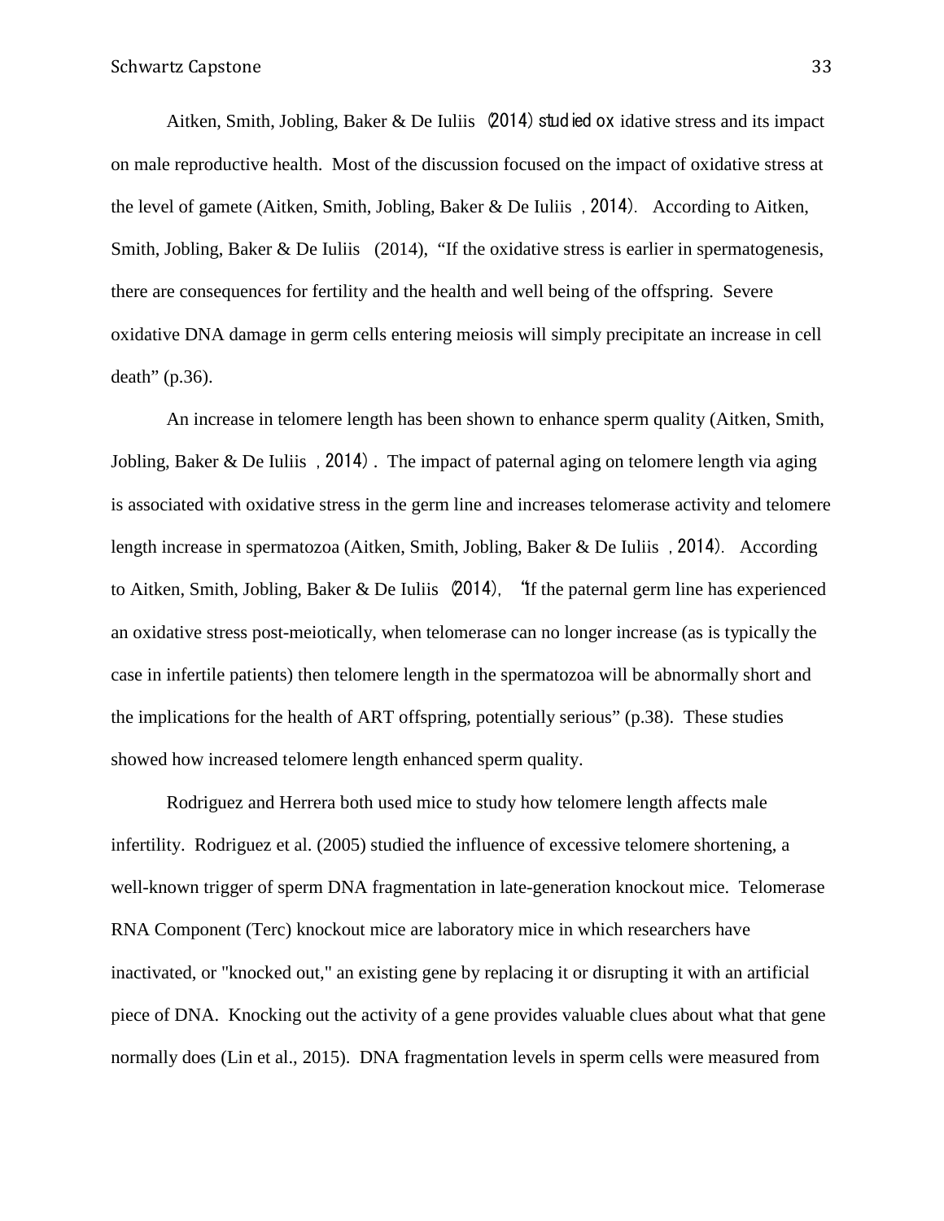Aitken, Smith, Jobling, Baker & De Iuliis (2014) studied oxidative stress and its impact on male reproductive health. Most of the discussion focused on the impact of oxidative stress at the level of gamete (Aitken, Smith, Jobling, Baker & De Iuliis, 2014). According to Aitken, Smith, Jobling, Baker & De Iuliis (2014), "If the oxidative stress is earlier in spermatogenesis, there are consequences for fertility and the health and well being of the offspring. Severe oxidative DNA damage in germ cells entering meiosis will simply precipitate an increase in cell death" (p.36).

An increase in telomere length has been shown to enhance sperm quality (Aitken, Smith, Jobling, Baker & De Iuliis, 2014). The impact of paternal aging on telomere length via aging is associated with oxidative stress in the germ line and increases telomerase activity and telomere length increase in spermatozoa (Aitken, Smith, Jobling, Baker & De Iuliis, 2014). According to Aitken, Smith, Jobling, Baker & De Iuliis (2014), "If the paternal germ line has experienced an oxidative stress post-meiotically, when telomerase can no longer increase (as is typically the case in infertile patients) then telomere length in the spermatozoa will be abnormally short and the implications for the health of ART offspring, potentially serious" (p.38). These studies showed how increased telomere length enhanced sperm quality.

Rodriguez and Herrera both used mice to study how telomere length affects male infertility. Rodriguez et al. (2005) studied the influence of excessive telomere shortening, a well-known trigger of sperm DNA fragmentation in late-generation knockout mice. Telomerase RNA Component (Terc) knockout mice are laboratory mice in which researchers have inactivated, or "knocked out," an existing gene by replacing it or disrupting it with an artificial piece of DNA. Knocking out the activity of a gene provides valuable clues about what that gene normally does (Lin et al., 2015). DNA fragmentation levels in sperm cells were measured from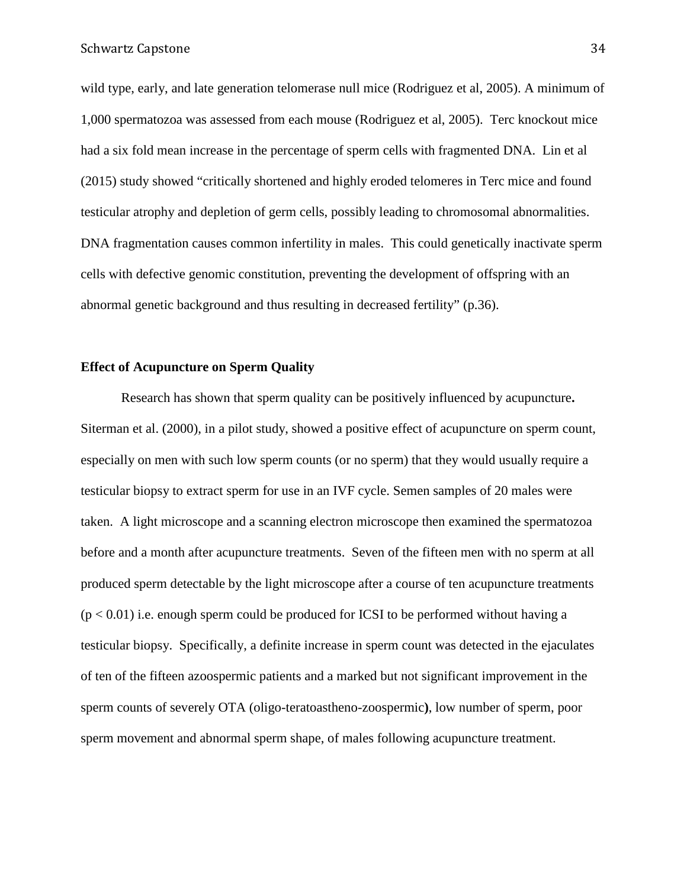wild type, early, and late generation telomerase null mice (Rodriguez et al, 2005). A minimum of 1,000 spermatozoa was assessed from each mouse (Rodriguez et al, 2005). Terc knockout mice had a six fold mean increase in the percentage of sperm cells with fragmented DNA. Lin et al (2015) study showed "critically shortened and highly eroded telomeres in Terc mice and found testicular atrophy and depletion of germ cells, possibly leading to chromosomal abnormalities. DNA fragmentation causes common infertility in males. This could genetically inactivate sperm cells with defective genomic constitution, preventing the development of offspring with an abnormal genetic background and thus resulting in decreased fertility" (p.36).

**Effect of Acupuncture on Sperm Quality**

Research has shown that sperm quality can be positively influenced by acupuncture**.** Siterman et al. (2000), in a pilot study, showed a positive effect of acupuncture on sperm count, especially on men with such low sperm counts (or no sperm) that they would usually require a testicular biopsy to extract sperm for use in an IVF cycle. Semen samples of 20 males were taken. A light microscope and a scanning electron microscope then examined the spermatozoa before and a month after acupuncture treatments. Seven of the fifteen men with no sperm at all produced sperm detectable by the light microscope after a course of ten acupuncture treatments ($p < 0.01$) i.e. enough sperm could be produced for ICSI to be performed without having a testicular biopsy. Specifically, a definite increase in sperm count was detected in the ejaculates of ten of the fifteen azoospermic patients and a marked but not significant improvement in the sperm counts of severely OTA (oligo-teratoastheno-zoospermic**)**, low number of sperm, poor sperm movement and abnormal sperm shape, of males following acupuncture treatment.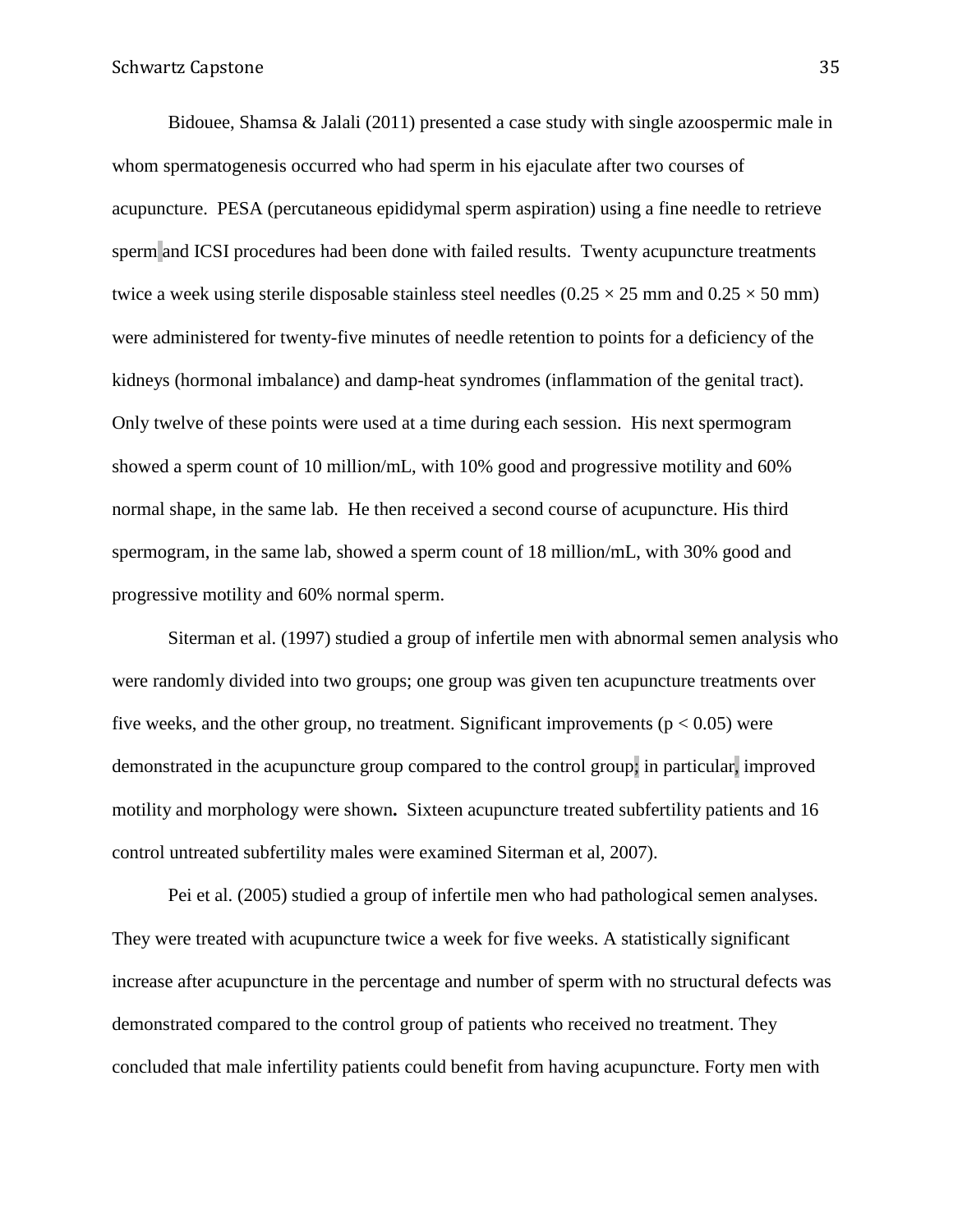Bidouee, Shamsa & Jalali (2011) presented a case study with single azoospermic male in whom spermatogenesis occurred who had sperm in his ejaculate after two courses of acupuncture. PESA (percutaneous epididymal sperm aspiration) using a fine needle to retrieve sperm and ICSI procedures had been done with failed results. Twenty acupuncture treatments twice a week using sterile disposable stainless steel needles ($0.25 \times 25$ mm and $0.25 \times 50$ mm) were administered for twenty-five minutes of needle retention to points for a deficiency of the kidneys (hormonal imbalance) and damp-heat syndromes (inflammation of the genital tract). Only twelve of these points were used at a time during each session. His next spermogram showed a sperm count of 10 million/mL, with 10% good and progressive motility and 60% normal shape, in the same lab. He then received a second course of acupuncture. His third spermogram, in the same lab, showed a sperm count of 18 million/mL, with 30% good and progressive motility and 60% normal sperm.

Siterman et al. (1997) studied a group of infertile men with abnormal semen analysis who were randomly divided into two groups; one group was given ten acupuncture treatments over five weeks, and the other group, no treatment. Significant improvements ($p < 0.05$) were demonstrated in the acupuncture group compared to the control group; in particular, improved motility and morphology were shown**.** Sixteen acupuncture treated subfertility patients and 16 control untreated subfertility males were examined Siterman et al, 2007).

Pei et al. (2005) studied a group of infertile men who had pathological semen analyses. They were treated with acupuncture twice a week for five weeks. A statistically significant increase after acupuncture in the percentage and number of sperm with no structural defects was demonstrated compared to the control group of patients who received no treatment. They concluded that male infertility patients could benefit from having acupuncture. Forty men with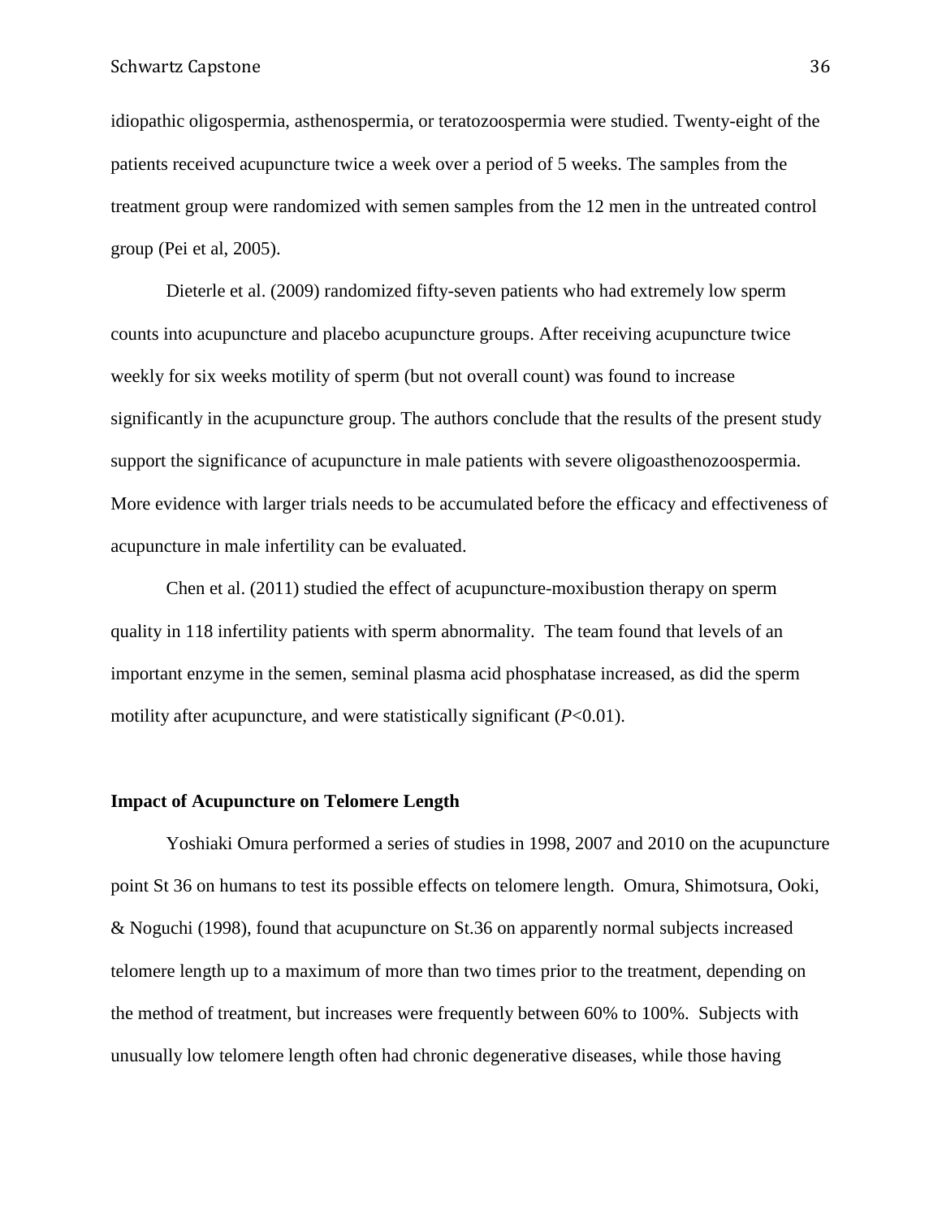idiopathic oligospermia, asthenospermia, or teratozoospermia were studied. Twenty-eight of the patients received acupuncture twice a week over a period of 5 weeks. The samples from the treatment group were randomized with semen samples from the 12 men in the untreated control group (Pei et al, 2005).

Dieterle et al. (2009) randomized fifty-seven patients who had extremely low sperm counts into acupuncture and placebo acupuncture groups. After receiving acupuncture twice weekly for six weeks motility of sperm (but not overall count) was found to increase significantly in the acupuncture group. The authors conclude that the results of the present study support the significance of acupuncture in male patients with severe oligoasthenozoospermia. More evidence with larger trials needs to be accumulated before the efficacy and effectiveness of acupuncture in male infertility can be evaluated.

Chen et al. (2011) studied the effect of acupuncture-moxibustion therapy on sperm quality in 118 infertility patients with sperm abnormality. The team found that levels of an important enzyme in the semen, seminal plasma acid phosphatase increased, as did the sperm motility after acupuncture, and were statistically significant ($P<0.01$).

**Impact of Acupuncture on Telomere Length**

Yoshiaki Omura performed a series of studies in 1998, 2007 and 2010 on the acupuncture point St 36 on humans to test its possible effects on telomere length. Omura, Shimotsura, Ooki, & Noguchi (1998), found that acupuncture on St.36 on apparently normal subjects increased telomere length up to a maximum of more than two times prior to the treatment, depending on the method of treatment, but increases were frequently between 60% to 100%. Subjects with unusually low telomere length often had chronic degenerative diseases, while those having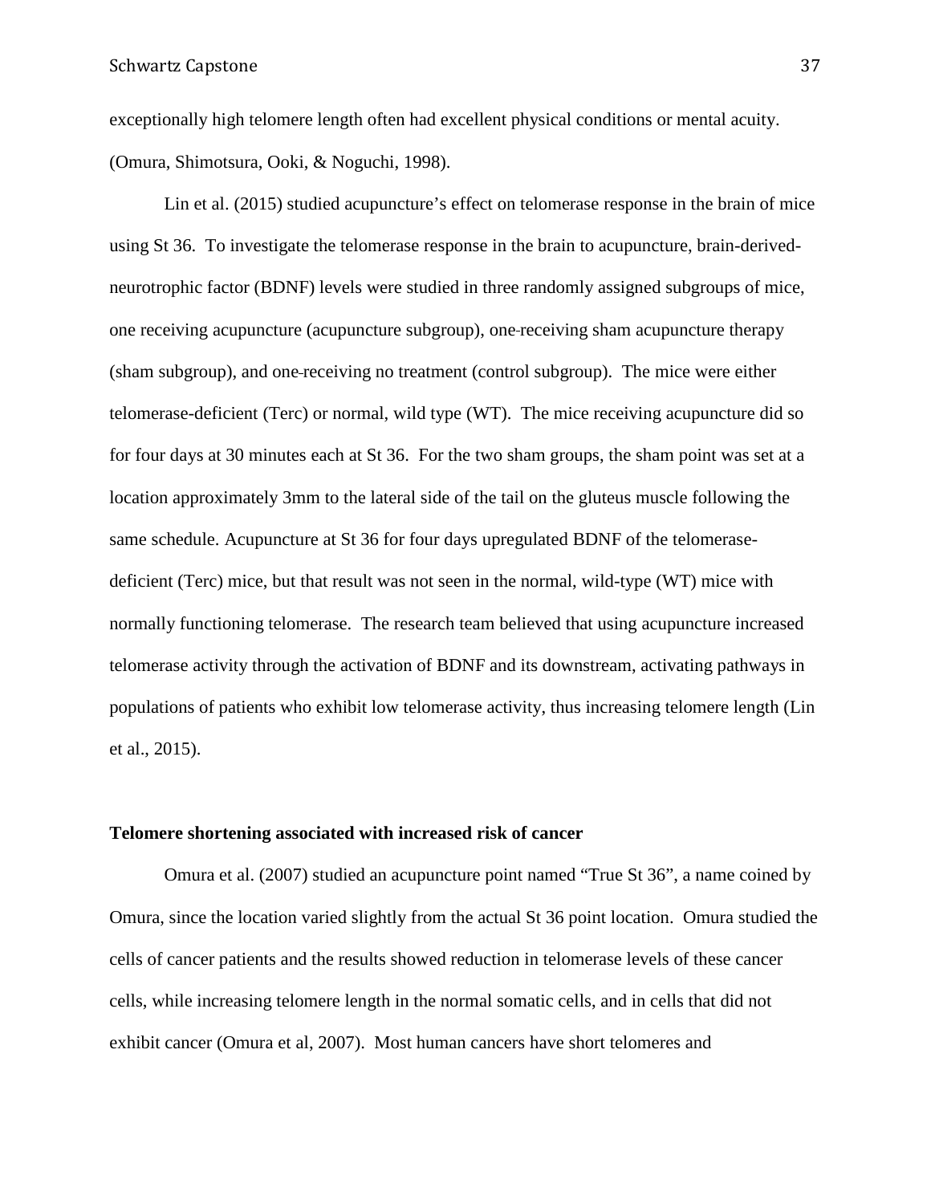exceptionally high telomere length often had excellent physical conditions or mental acuity. (Omura, Shimotsura, Ooki, & Noguchi, 1998).

Lin et al. (2015) studied acupuncture's effect on telomerase response in the brain of mice using St 36. To investigate the telomerase response in the brain to acupuncture, brain-derived-neurotrophic factor (BDNF) levels were studied in three randomly assigned subgroups of mice, one receiving acupuncture (acupuncture subgroup), one receiving sham acupuncture therapy (sham subgroup), and one receiving no treatment (control subgroup). The mice were either telomerase-deficient (Terc) or normal, wild type (WT). The mice receiving acupuncture did so for four days at 30 minutes each at St 36. For the two sham groups, the sham point was set at a location approximately 3mm to the lateral side of the tail on the gluteus muscle following the same schedule. Acupuncture at St 36 for four days upregulated BDNF of the telomerase-deficient (Terc) mice, but that result was not seen in the normal, wild-type (WT) mice with normally functioning telomerase. The research team believed that using acupuncture increased telomerase activity through the activation of BDNF and its downstream, activating pathways in populations of patients who exhibit low telomerase activity, thus increasing telomere length (Lin et al., 2015).

**Telomere shortening associated with increased risk of cancer**

Omura et al. (2007) studied an acupuncture point named "True St 36", a name coined by Omura, since the location varied slightly from the actual St 36 point location. Omura studied the cells of cancer patients and the results showed reduction in telomerase levels of these cancer cells, while increasing telomere length in the normal somatic cells, and in cells that did not exhibit cancer (Omura et al, 2007). Most human cancers have short telomeres and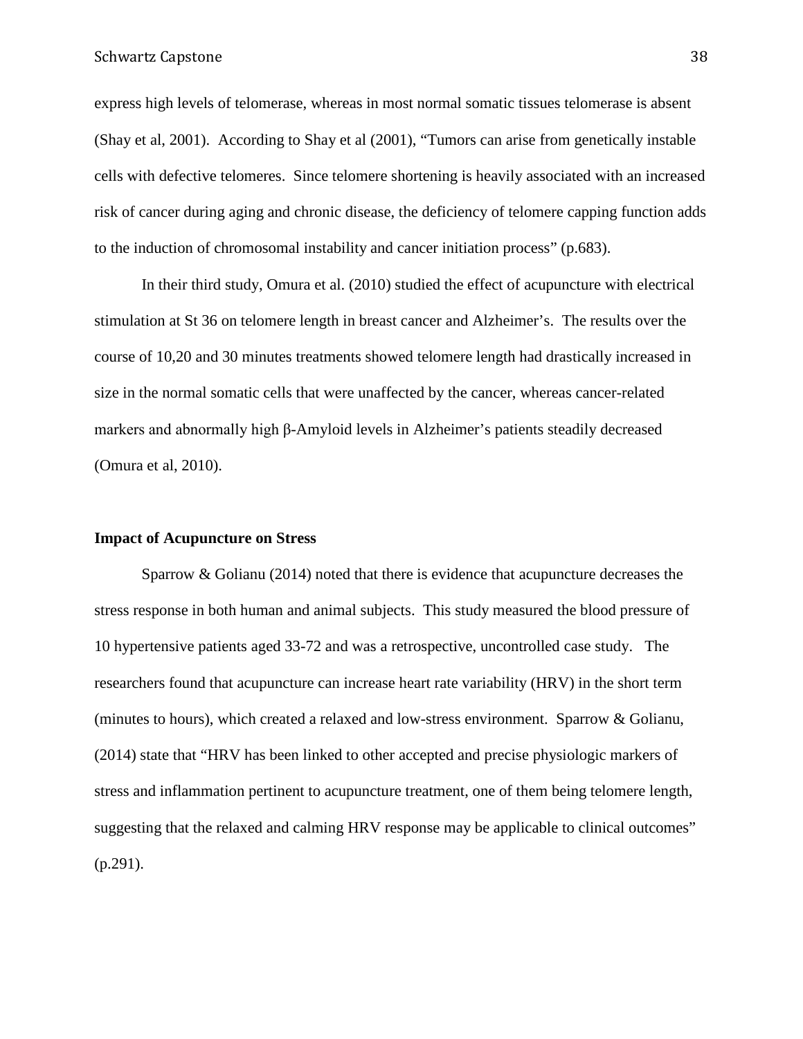express high levels of telomerase, whereas in most normal somatic tissues telomerase is absent (Shay et al, 2001). According to Shay et al (2001), "Tumors can arise from genetically instable cells with defective telomeres. Since telomere shortening is heavily associated with an increased risk of cancer during aging and chronic disease, the deficiency of telomere capping function adds to the induction of chromosomal instability and cancer initiation process" (p.683).

In their third study, Omura et al. (2010) studied the effect of acupuncture with electrical stimulation at St 36 on telomere length in breast cancer and Alzheimer's. The results over the course of 10,20 and 30 minutes treatments showed telomere length had drastically increased in size in the normal somatic cells that were unaffected by the cancer, whereas cancer-related markers and abnormally high β-Amyloid levels in Alzheimer's patients steadily decreased (Omura et al, 2010).

**Impact of Acupuncture on Stress**

Sparrow & Golianu (2014) noted that there is evidence that acupuncture decreases the stress response in both human and animal subjects. This study measured the blood pressure of 10 hypertensive patients aged 33-72 and was a retrospective, uncontrolled case study. The researchers found that acupuncture can increase heart rate variability (HRV) in the short term (minutes to hours), which created a relaxed and low-stress environment. Sparrow & Golianu, (2014) state that "HRV has been linked to other accepted and precise physiologic markers of stress and inflammation pertinent to acupuncture treatment, one of them being telomere length, suggesting that the relaxed and calming HRV response may be applicable to clinical outcomes" (p.291).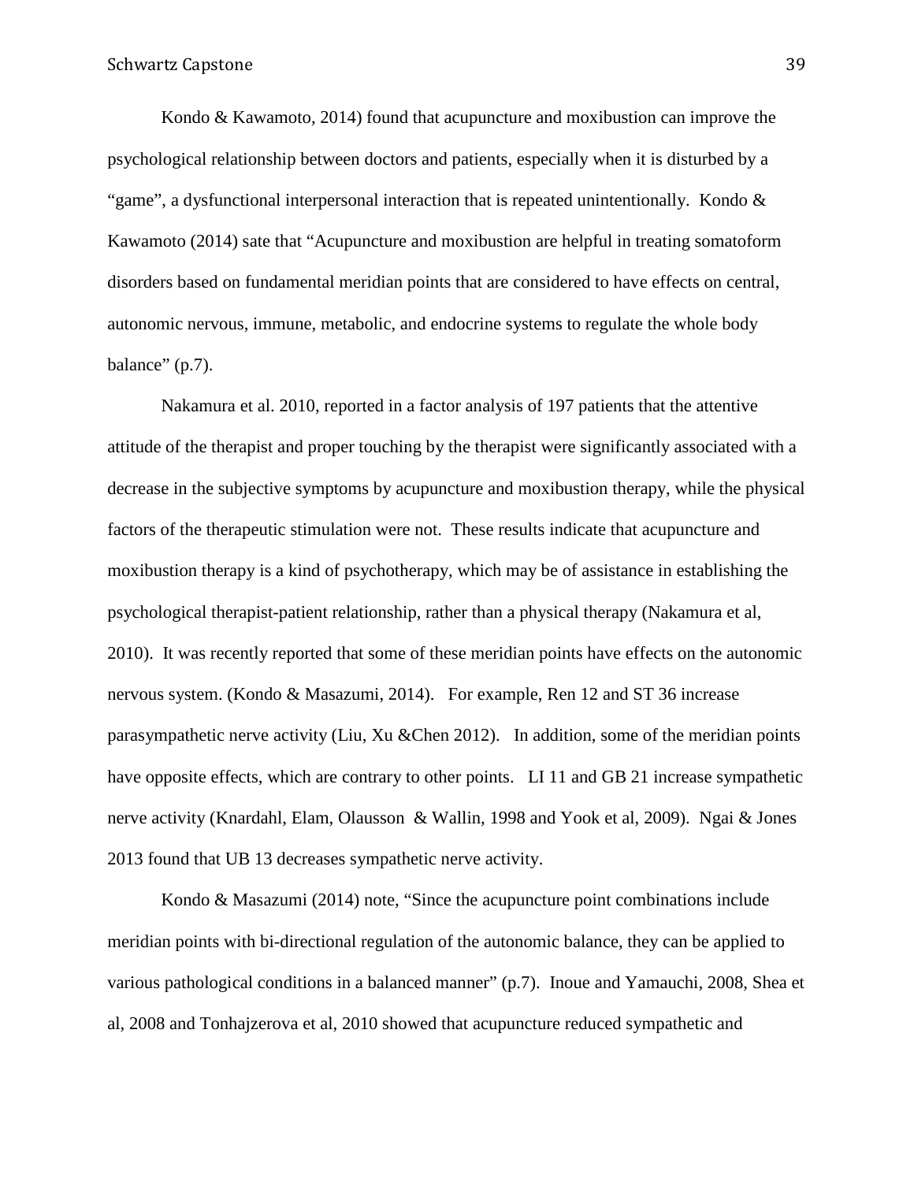Kondo & Kawamoto, 2014) found that acupuncture and moxibustion can improve the psychological relationship between doctors and patients, especially when it is disturbed by a "game", a dysfunctional interpersonal interaction that is repeated unintentionally. Kondo & Kawamoto (2014) sate that "Acupuncture and moxibustion are helpful in treating somatoform disorders based on fundamental meridian points that are considered to have effects on central, autonomic nervous, immune, metabolic, and endocrine systems to regulate the whole body balance" (p.7).

Nakamura et al. 2010, reported in a factor analysis of 197 patients that the attentive attitude of the therapist and proper touching by the therapist were significantly associated with a decrease in the subjective symptoms by acupuncture and moxibustion therapy, while the physical factors of the therapeutic stimulation were not. These results indicate that acupuncture and moxibustion therapy is a kind of psychotherapy, which may be of assistance in establishing the psychological therapist-patient relationship, rather than a physical therapy (Nakamura et al, 2010). It was recently reported that some of these meridian points have effects on the autonomic nervous system. (Kondo & Masazumi, 2014). For example, Ren 12 and ST 36 increase parasympathetic nerve activity (Liu, Xu &Chen 2012). In addition, some of the meridian points have opposite effects, which are contrary to other points. LI 11 and GB 21 increase sympathetic nerve activity (Knardahl, Elam, Olausson & Wallin, 1998 and Yook et al, 2009). Ngai & Jones 2013 found that UB 13 decreases sympathetic nerve activity.

Kondo & Masazumi (2014) note, "Since the acupuncture point combinations include meridian points with bi-directional regulation of the autonomic balance, they can be applied to various pathological conditions in a balanced manner" (p.7). Inoue and Yamauchi, 2008, Shea et al, 2008 and Tonhajzerova et al, 2010 showed that acupuncture reduced sympathetic and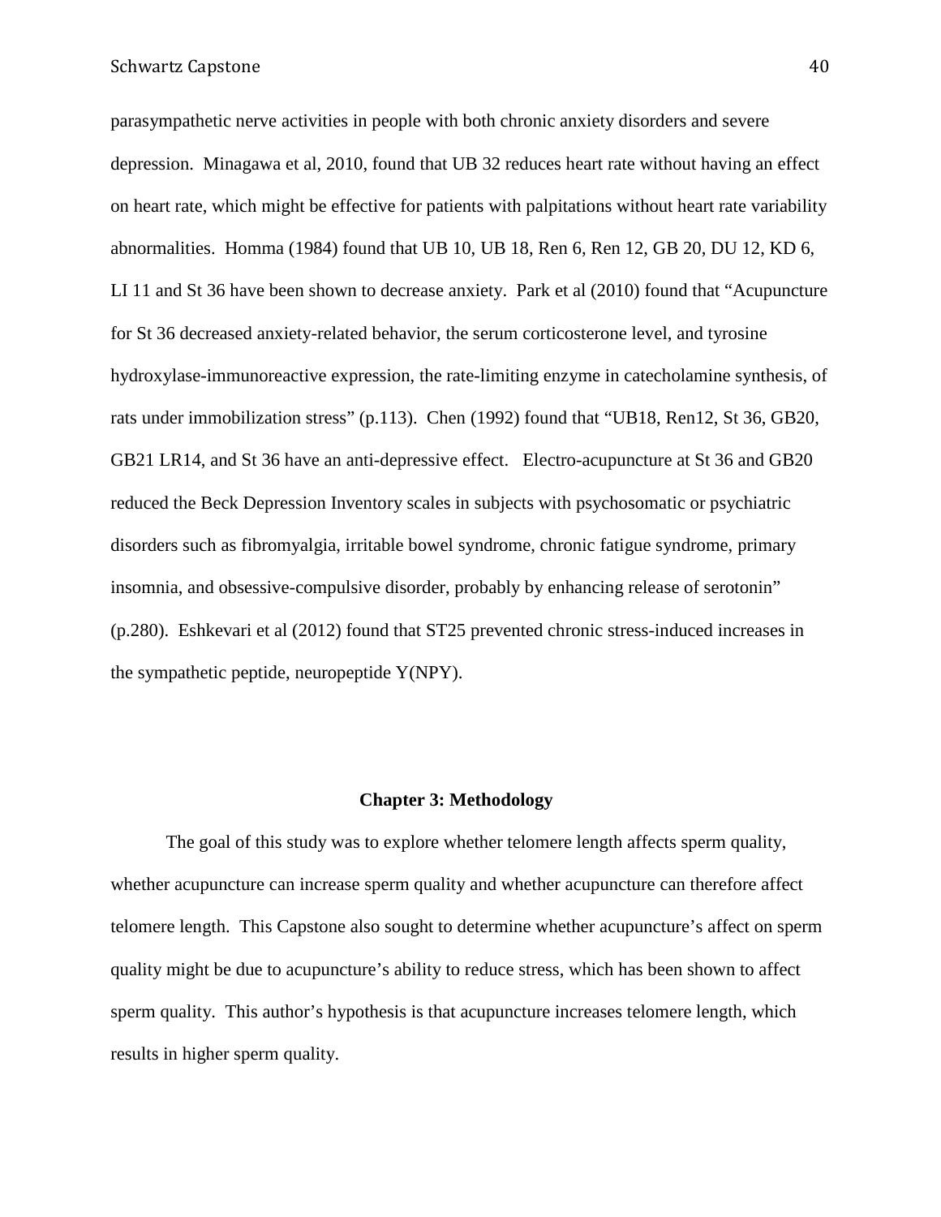parasympathetic nerve activities in people with both chronic anxiety disorders and severe depression. Minagawa et al, 2010, found that UB 32 reduces heart rate without having an effect on heart rate, which might be effective for patients with palpitations without heart rate variability abnormalities. Homma (1984) found that UB 10, UB 18, Ren 6, Ren 12, GB 20, DU 12, KD 6, LI 11 and St 36 have been shown to decrease anxiety. Park et al (2010) found that "Acupuncture for St 36 decreased anxiety-related behavior, the serum corticosterone level, and tyrosine hydroxylase-immunoreactive expression, the rate-limiting enzyme in catecholamine synthesis, of rats under immobilization stress" (p.113). Chen (1992) found that "UB18, Ren12, St 36, GB20, GB21 LR14, and St 36 have an anti-depressive effect. Electro-acupuncture at St 36 and GB20 reduced the Beck Depression Inventory scales in subjects with psychosomatic or psychiatric disorders such as fibromyalgia, irritable bowel syndrome, chronic fatigue syndrome, primary insomnia, and obsessive-compulsive disorder, probably by enhancing release of serotonin" (p.280). Eshkevari et al (2012) found that ST25 prevented chronic stress-induced increases in the sympathetic peptide, neuropeptide Y(NPY).

## Chapter 3: Methodology

The goal of this study was to explore whether telomere length affects sperm quality, whether acupuncture can increase sperm quality and whether acupuncture can therefore affect telomere length. This Capstone also sought to determine whether acupuncture's affect on sperm quality might be due to acupuncture's ability to reduce stress, which has been shown to affect sperm quality. This author's hypothesis is that acupuncture increases telomere length, which results in higher sperm quality.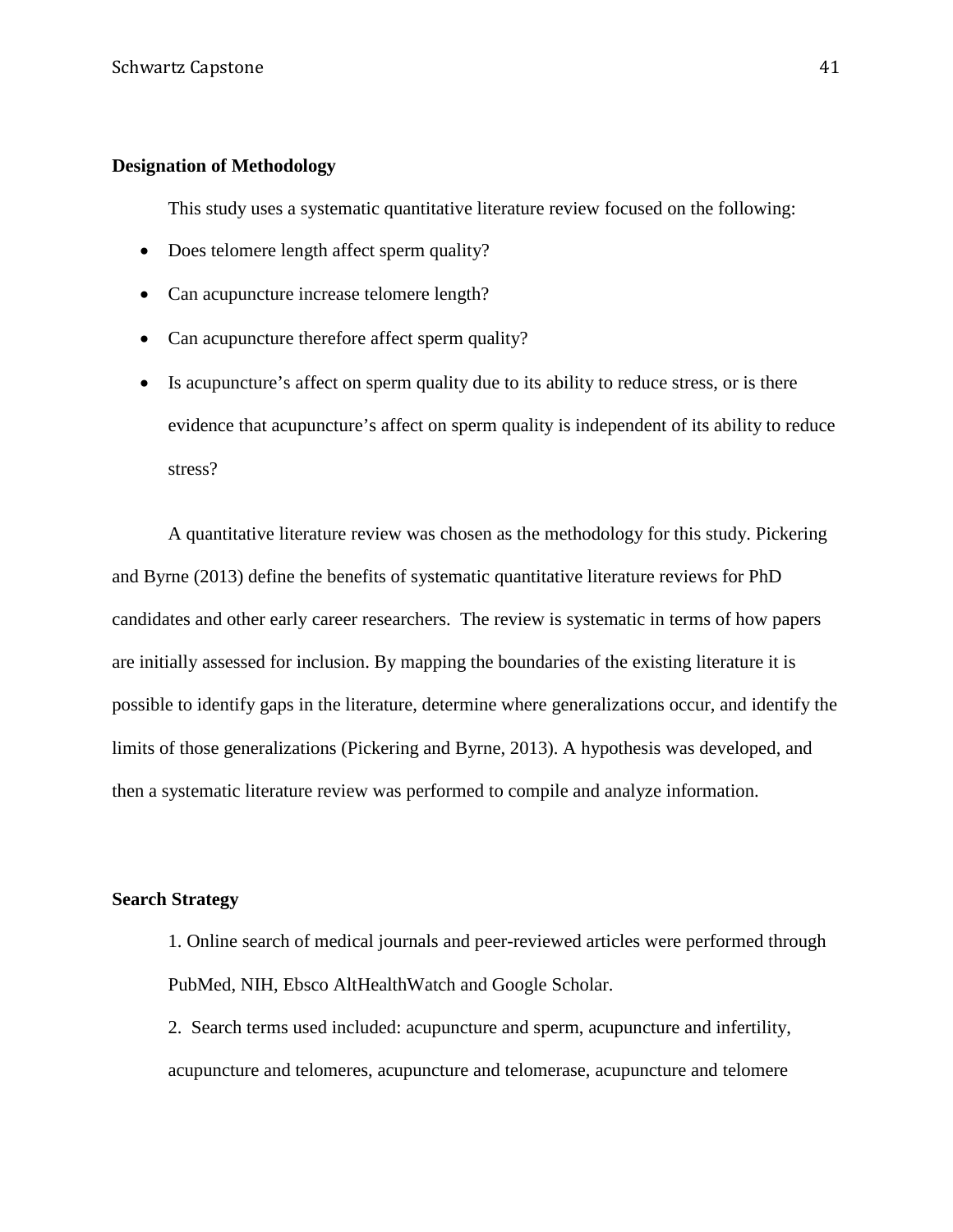**Designation of Methodology**

This study uses a systematic quantitative literature review focused on the following:

- Does telomere length affect sperm quality?
- Can acupuncture increase telomere length?
- Can acupuncture therefore affect sperm quality?
- Is acupuncture's affect on sperm quality due to its ability to reduce stress, or is there evidence that acupuncture's affect on sperm quality is independent of its ability to reduce stress?

A quantitative literature review was chosen as the methodology for this study. Pickering and Byrne (2013) define the benefits of systematic quantitative literature reviews for PhD candidates and other early career researchers. The review is systematic in terms of how papers are initially assessed for inclusion. By mapping the boundaries of the existing literature it is possible to identify gaps in the literature, determine where generalizations occur, and identify the limits of those generalizations (Pickering and Byrne, 2013). A hypothesis was developed, and then a systematic literature review was performed to compile and analyze information.

**Search Strategy**

1. Online search of medical journals and peer-reviewed articles were performed through PubMed, NIH, Ebsco AltHealthWatch and Google Scholar.

2. Search terms used included: acupuncture and sperm, acupuncture and infertility, acupuncture and telomeres, acupuncture and telomerase, acupuncture and telomere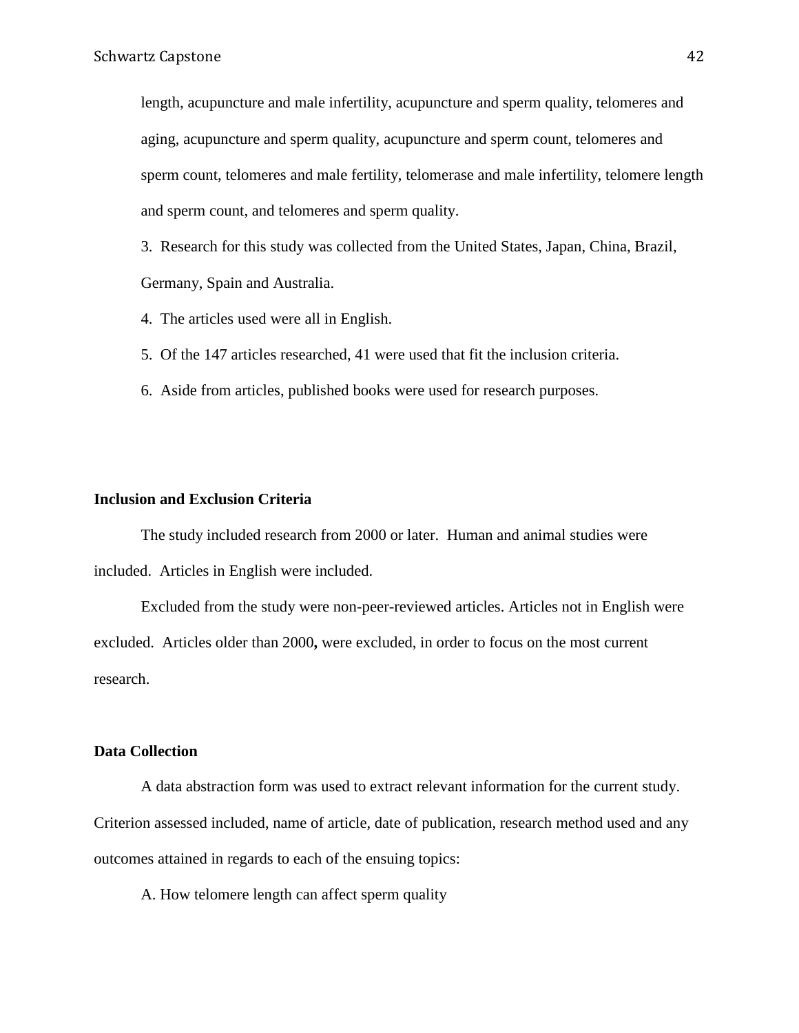length, acupuncture and male infertility, acupuncture and sperm quality, telomeres and aging, acupuncture and sperm quality, acupuncture and sperm count, telomeres and sperm count, telomeres and male fertility, telomerase and male infertility, telomere length and sperm count, and telomeres and sperm quality.

3. Research for this study was collected from the United States, Japan, China, Brazil, Germany, Spain and Australia.

4. The articles used were all in English.

5. Of the 147 articles researched, 41 were used that fit the inclusion criteria.

6. Aside from articles, published books were used for research purposes.

**Inclusion and Exclusion Criteria**

The study included research from 2000 or later. Human and animal studies were included. Articles in English were included.

Excluded from the study were non-peer-reviewed articles. Articles not in English were excluded. Articles older than 2000**,** were excluded, in order to focus on the most current research.

**Data Collection**

A data abstraction form was used to extract relevant information for the current study. Criterion assessed included, name of article, date of publication, research method used and any outcomes attained in regards to each of the ensuing topics:

A. How telomere length can affect sperm quality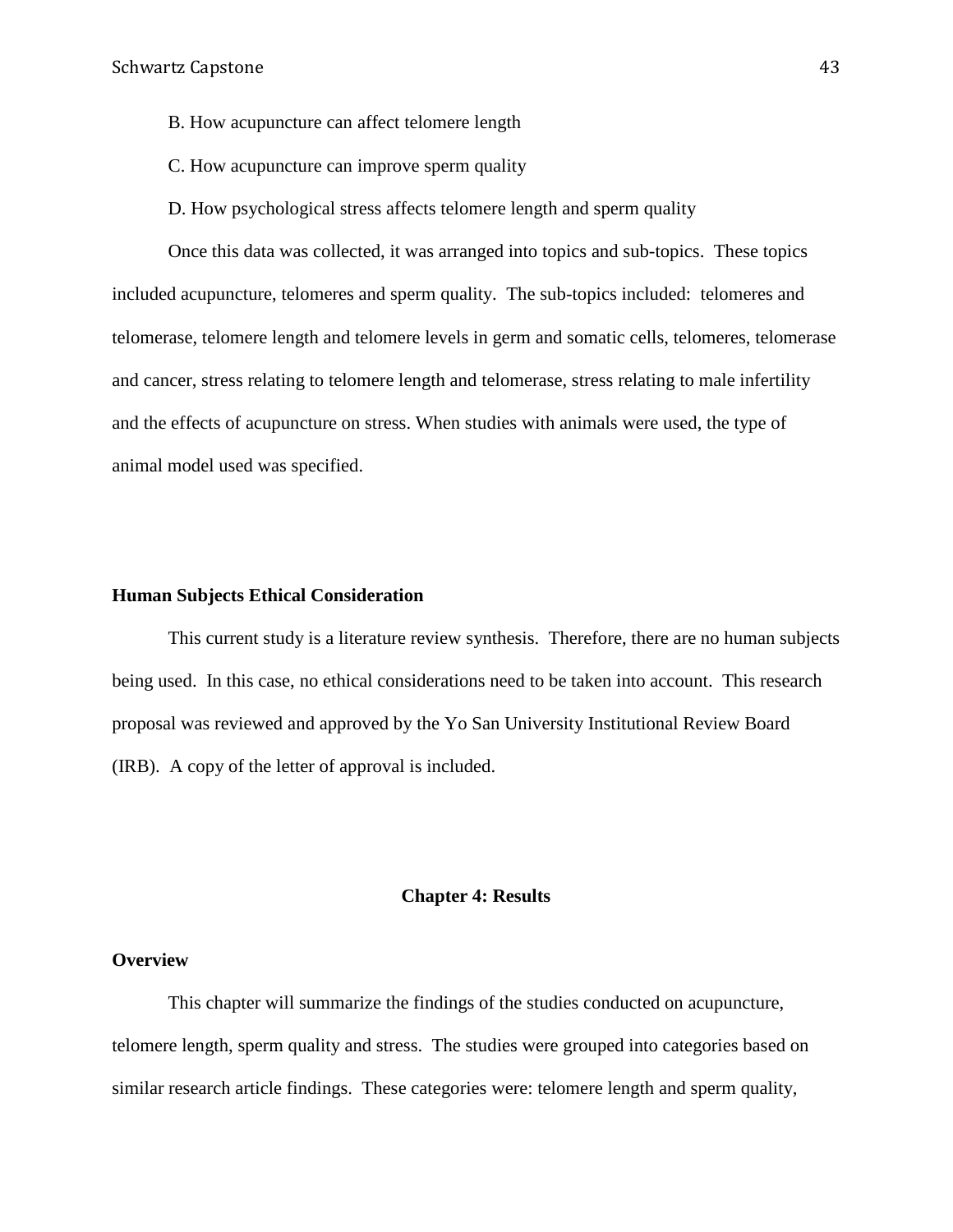B. How acupuncture can affect telomere length

C. How acupuncture can improve sperm quality

D. How psychological stress affects telomere length and sperm quality

Once this data was collected, it was arranged into topics and sub-topics. These topics included acupuncture, telomeres and sperm quality. The sub-topics included: telomeres and telomerase, telomere length and telomere levels in germ and somatic cells, telomeres, telomerase and cancer, stress relating to telomere length and telomerase, stress relating to male infertility and the effects of acupuncture on stress. When studies with animals were used, the type of animal model used was specified.

### Human Subjects Ethical Consideration

This current study is a literature review synthesis. Therefore, there are no human subjects being used. In this case, no ethical considerations need to be taken into account. This research proposal was reviewed and approved by the Yo San University Institutional Review Board (IRB). A copy of the letter of approval is included.

## Chapter 4: Results

### Overview

This chapter will summarize the findings of the studies conducted on acupuncture, telomere length, sperm quality and stress. The studies were grouped into categories based on similar research article findings. These categories were: telomere length and sperm quality,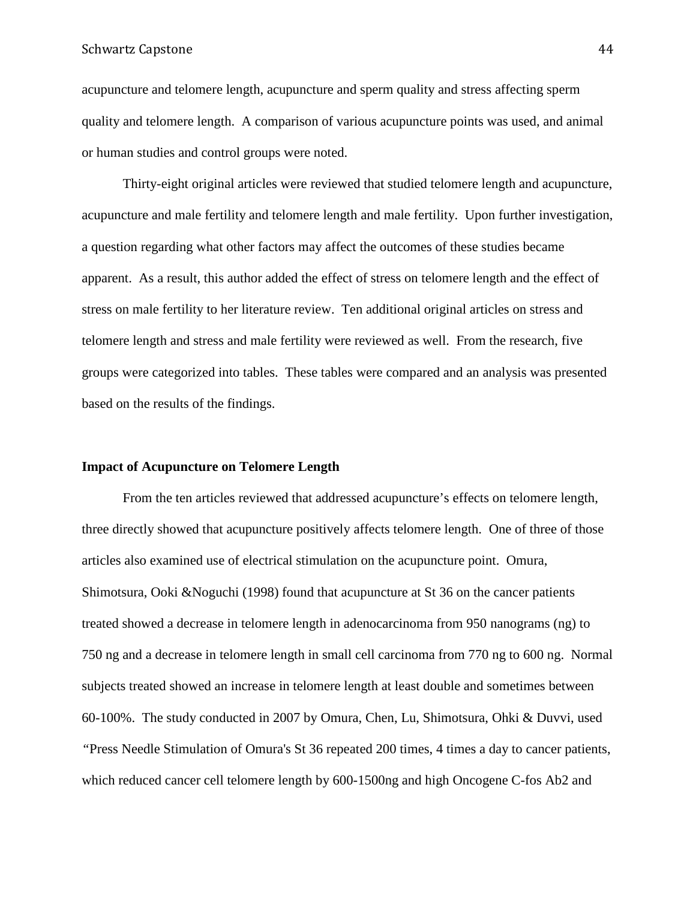acupuncture and telomere length, acupuncture and sperm quality and stress affecting sperm quality and telomere length. A comparison of various acupuncture points was used, and animal or human studies and control groups were noted.

Thirty-eight original articles were reviewed that studied telomere length and acupuncture, acupuncture and male fertility and telomere length and male fertility. Upon further investigation, a question regarding what other factors may affect the outcomes of these studies became apparent. As a result, this author added the effect of stress on telomere length and the effect of stress on male fertility to her literature review. Ten additional original articles on stress and telomere length and stress and male fertility were reviewed as well. From the research, five groups were categorized into tables. These tables were compared and an analysis was presented based on the results of the findings.

**Impact of Acupuncture on Telomere Length**

From the ten articles reviewed that addressed acupuncture's effects on telomere length, three directly showed that acupuncture positively affects telomere length. One of three of those articles also examined use of electrical stimulation on the acupuncture point. Omura, Shimotsura, Ooki &Noguchi (1998) found that acupuncture at St 36 on the cancer patients treated showed a decrease in telomere length in adenocarcinoma from 950 nanograms (ng) to 750 ng and a decrease in telomere length in small cell carcinoma from 770 ng to 600 ng. Normal subjects treated showed an increase in telomere length at least double and sometimes between 60-100%. The study conducted in 2007 by Omura, Chen, Lu, Shimotsura, Ohki & Duvvi, used "Press Needle Stimulation of Omura's St 36 repeated 200 times, 4 times a day to cancer patients, which reduced cancer cell telomere length by 600-1500ng and high Oncogene C-fos Ab2 and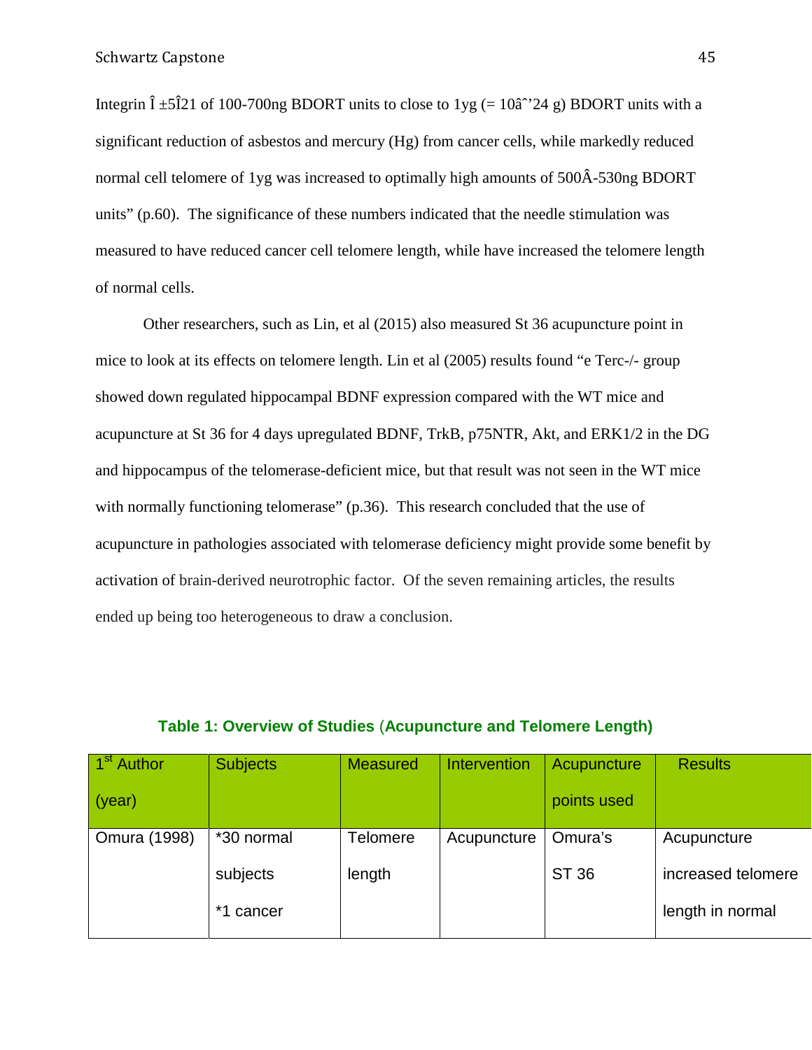Integrin Î ±5Î21 of 100-700ng BDORT units to close to 1yg (= 10â’24 g) BDORT units with a significant reduction of asbestos and mercury (Hg) from cancer cells, while markedly reduced normal cell telomere of 1yg was increased to optimally high amounts of 500Â-530ng BDORT units" (p.60). The significance of these numbers indicated that the needle stimulation was measured to have reduced cancer cell telomere length, while have increased the telomere length of normal cells.

Other researchers, such as Lin, et al (2015) also measured St 36 acupuncture point in mice to look at its effects on telomere length. Lin et al (2005) results found "e Terc-/- group showed down regulated hippocampal BDNF expression compared with the WT mice and acupuncture at St 36 for 4 days upregulated BDNF, TrkB, p75NTR, Akt, and ERK1/2 in the DG and hippocampus of the telomerase-deficient mice, but that result was not seen in the WT mice with normally functioning telomerase" (p.36). This research concluded that the use of acupuncture in pathologies associated with telomerase deficiency might provide some benefit by activation of brain-derived neurotrophic factor. Of the seven remaining articles, the results ended up being too heterogeneous to draw a conclusion.

**Table 1: Overview of Studies (Acupuncture and Telomere Length)**

| 1st Author (year) | Subjects | Measured | Intervention | Acupuncture points used | Results |
|---|---|---|---|---|---|
| Omura (1998) | *30 normal subjects *1 cancer | Telomere length | Acupuncture | Omura's ST 36 | Acupuncture increased telomere length in normal |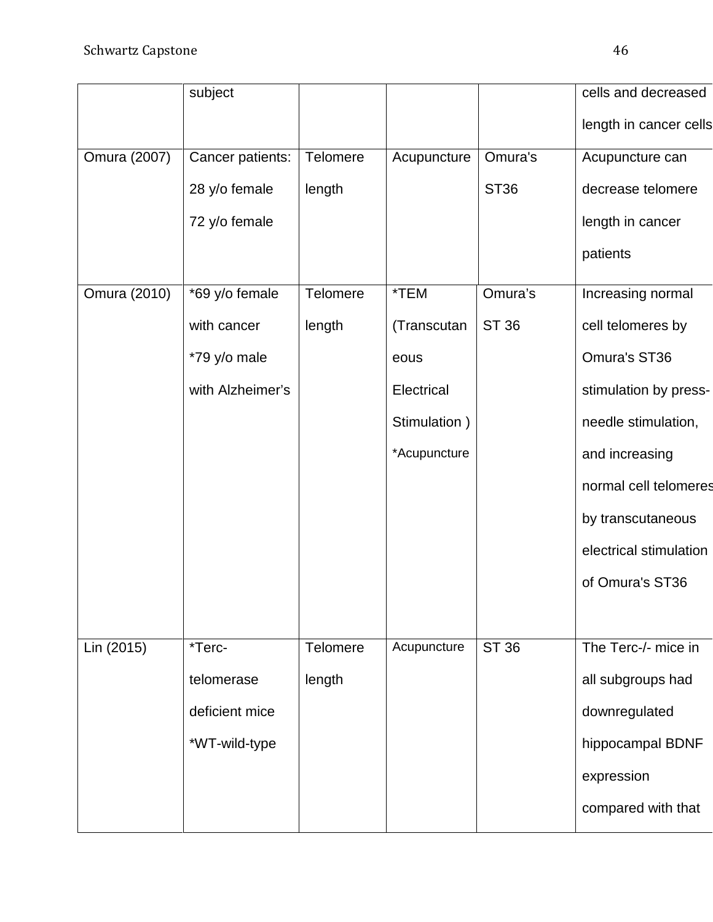| | | | | | |
|---|---|---|---|---|---|
| | subject | | | | cells and decreased length in cancer cells |
| Omura (2007) | Cancer patients: 28 y/o female 72 y/o female | Telomere length | Acupuncture | Omura's ST36 | Acupuncture can decrease telomere length in cancer patients |
| Omura (2010) | *69 y/o female with cancer *79 y/o male with Alzheimer's | Telomere length | *TEM (Transcutaneous Electrical Stimulation ) *Acupuncture | Omura's ST 36 | Increasing normal cell telomeres by Omura's ST36 stimulation by press-needle stimulation, and increasing normal cell telomeres by transcutaneous electrical stimulation of Omura's ST36 |
| Lin (2015) | *Terc-telomerase deficient mice *WT-wild-type | Telomere length | Acupuncture | ST 36 | The Terc-/- mice in all subgroups had downregulated hippocampal BDNF expression compared with that |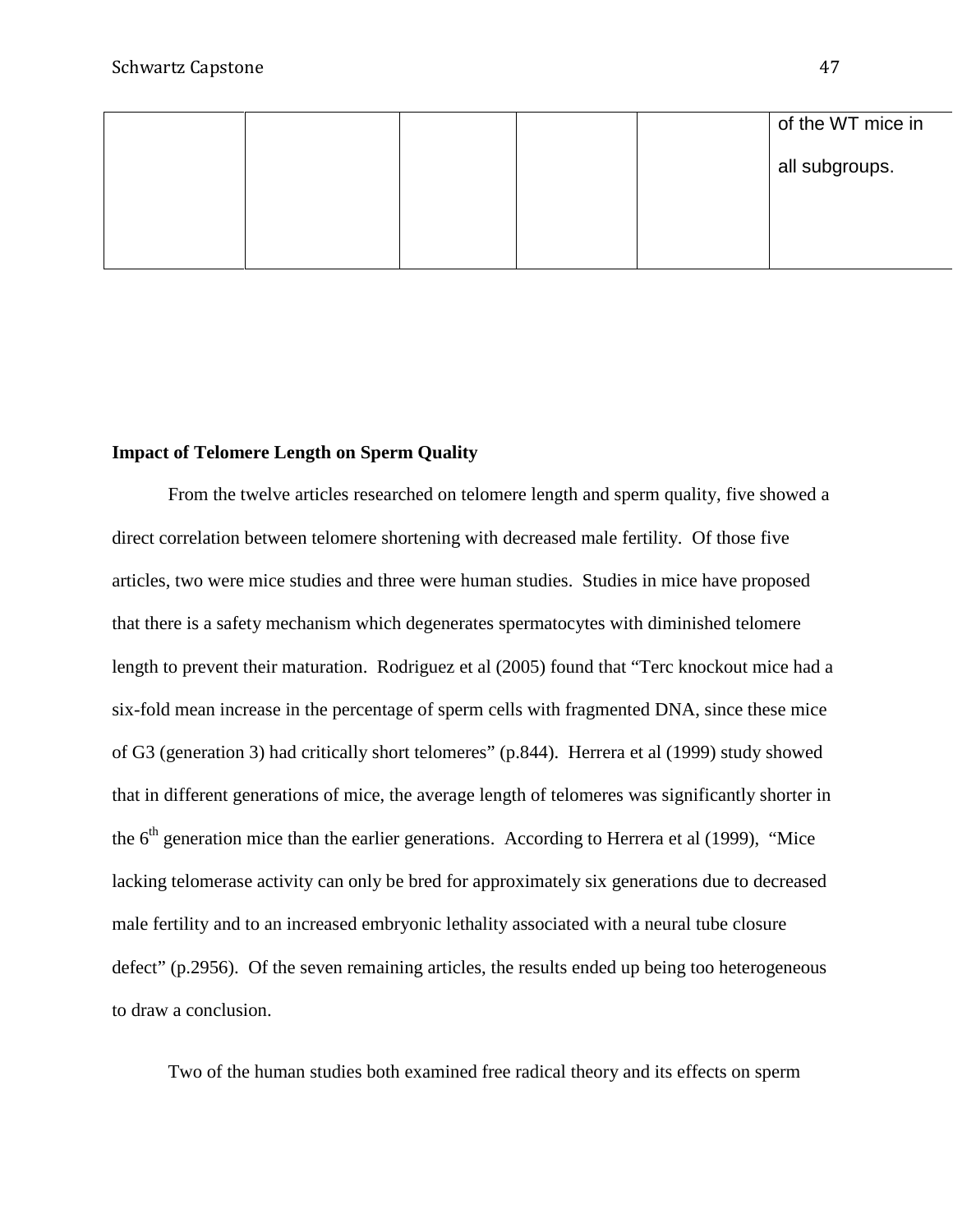| | | | | | of the WT mice in all subgroups. |
|---|---|---|---|---|---|

**Impact of Telomere Length on Sperm Quality**

From the twelve articles researched on telomere length and sperm quality, five showed a direct correlation between telomere shortening with decreased male fertility. Of those five articles, two were mice studies and three were human studies. Studies in mice have proposed that there is a safety mechanism which degenerates spermatocytes with diminished telomere length to prevent their maturation. Rodriguez et al (2005) found that "Terc knockout mice had a six-fold mean increase in the percentage of sperm cells with fragmented DNA, since these mice of G3 (generation 3) had critically short telomeres" (p.844). Herrera et al (1999) study showed that in different generations of mice, the average length of telomeres was significantly shorter in the 6th generation mice than the earlier generations. According to Herrera et al (1999), "Mice lacking telomerase activity can only be bred for approximately six generations due to decreased male fertility and to an increased embryonic lethality associated with a neural tube closure defect" (p.2956). Of the seven remaining articles, the results ended up being too heterogeneous to draw a conclusion.

Two of the human studies both examined free radical theory and its effects on sperm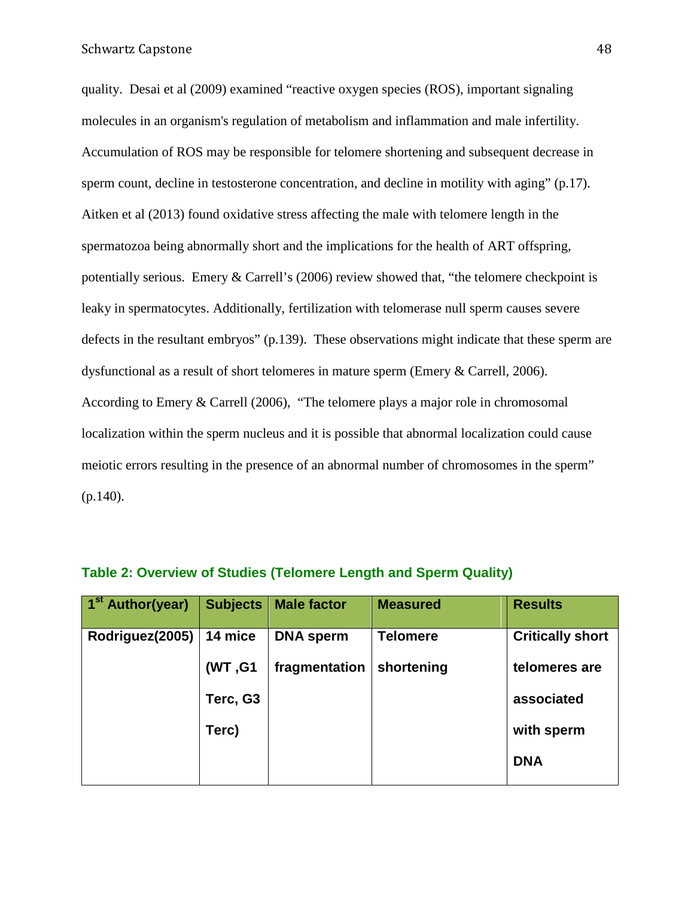quality. Desai et al (2009) examined "reactive oxygen species (ROS), important signaling molecules in an organism's regulation of metabolism and inflammation and male infertility. Accumulation of ROS may be responsible for telomere shortening and subsequent decrease in sperm count, decline in testosterone concentration, and decline in motility with aging" (p.17). Aitken et al (2013) found oxidative stress affecting the male with telomere length in the spermatozoa being abnormally short and the implications for the health of ART offspring, potentially serious. Emery & Carrell's (2006) review showed that, "the telomere checkpoint is leaky in spermatocytes. Additionally, fertilization with telomerase null sperm causes severe defects in the resultant embryos" (p.139). These observations might indicate that these sperm are dysfunctional as a result of short telomeres in mature sperm (Emery & Carrell, 2006). According to Emery & Carrell (2006), "The telomere plays a major role in chromosomal localization within the sperm nucleus and it is possible that abnormal localization could cause meiotic errors resulting in the presence of an abnormal number of chromosomes in the sperm" (p.140).

**Table 2: Overview of Studies (Telomere Length and Sperm Quality)**

| 1st Author(year) | Subjects | Male factor | Measured | Results |
|---|---|---|---|---|
| **Rodriguez(2005)** | **14 mice (WT ,G1 Terc, G3 Terc)** | **DNA sperm fragmentation** | **Telomere shortening** | **Critically short telomeres are associated with sperm DNA** |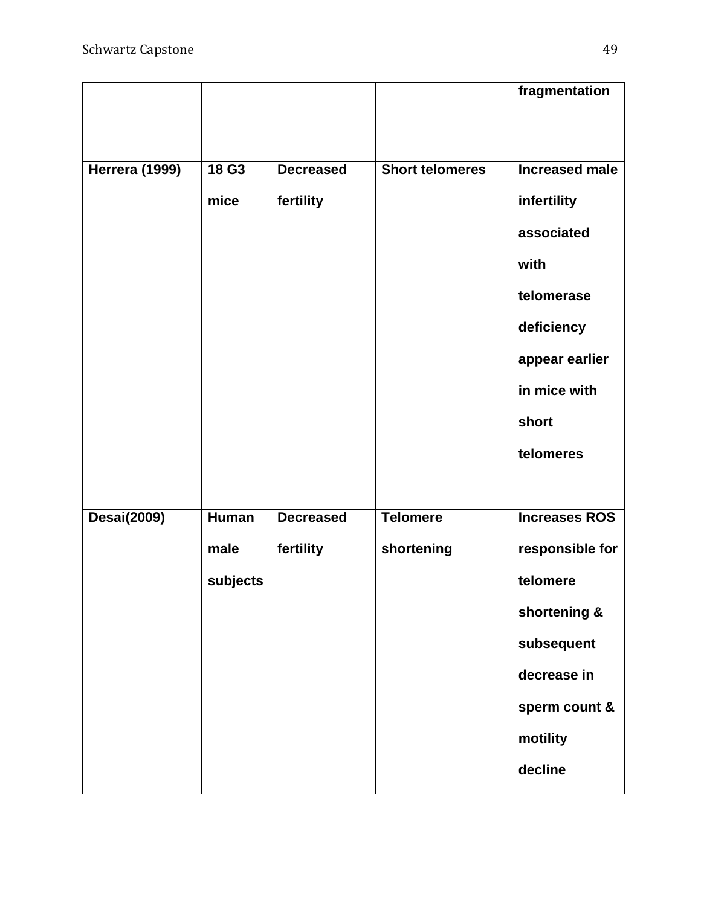| | | | | fragmentation |
|---|---|---|---|---|
| Herrera (1999) | 18 G3 mice | Decreased fertility | Short telomeres | Increased male infertility associated with telomerase deficiency appear earlier in mice with short telomeres |
| Desai(2009) | Human male subjects | Decreased fertility | Telomere shortening | Increases ROS responsible for telomere shortening & subsequent decrease in sperm count & motility decline |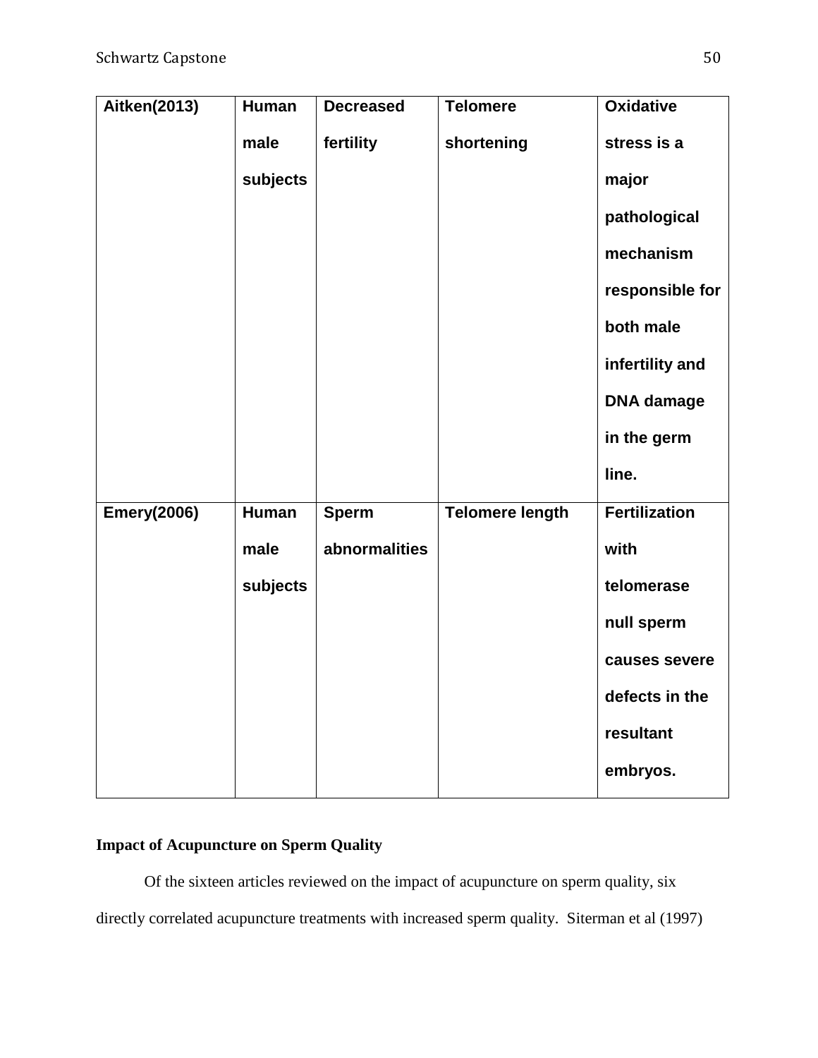| Aitken(2013) | Human male subjects | Decreased fertility | Telomere shortening | Oxidative stress is a major pathological mechanism responsible for both male infertility and DNA damage in the germ line. |
|---|---|---|---|---|
| Emery(2006) | Human male subjects | Sperm abnormalities | Telomere length | Fertilization with telomerase null sperm causes severe defects in the resultant embryos. |

**Impact of Acupuncture on Sperm Quality**

Of the sixteen articles reviewed on the impact of acupuncture on sperm quality, six directly correlated acupuncture treatments with increased sperm quality. Siterman et al (1997)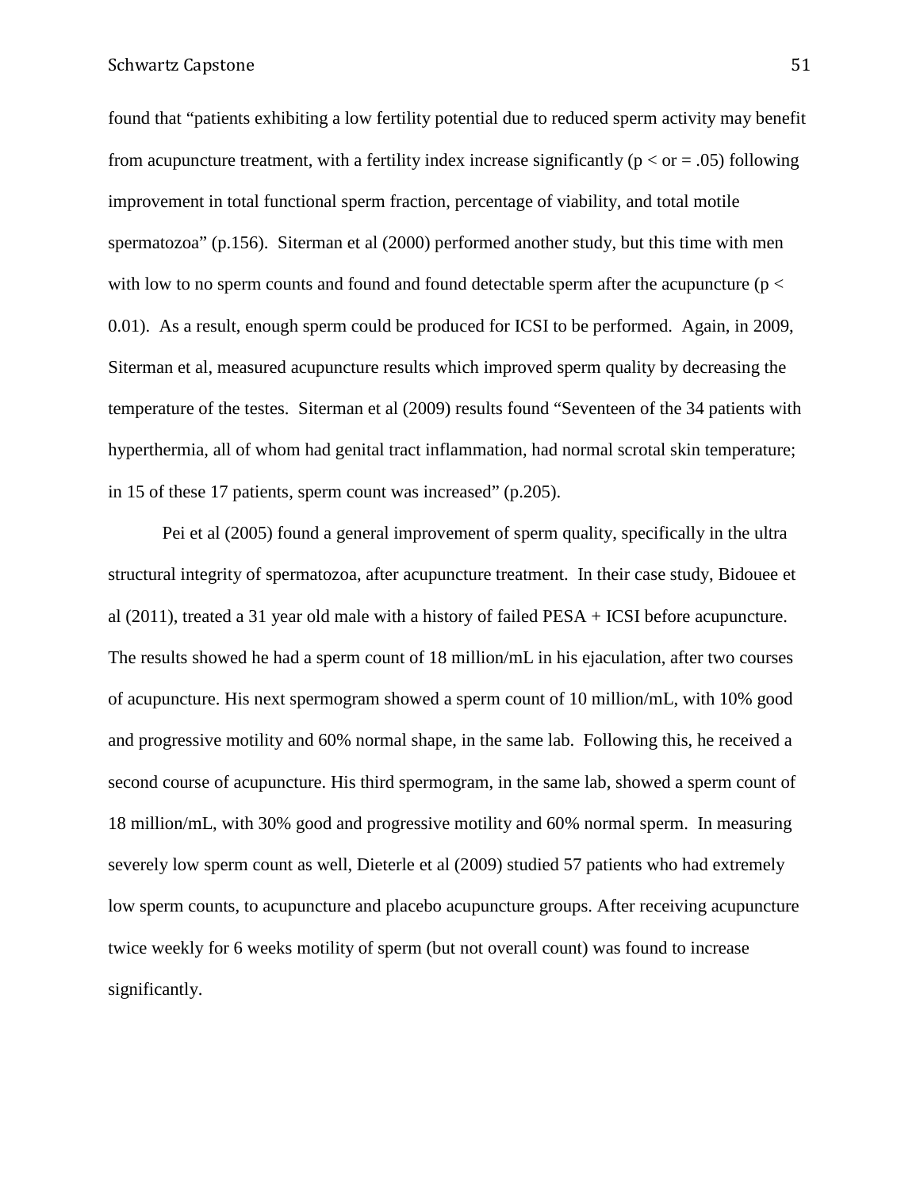found that "patients exhibiting a low fertility potential due to reduced sperm activity may benefit from acupuncture treatment, with a fertility index increase significantly ($p <$ or $= .05$) following improvement in total functional sperm fraction, percentage of viability, and total motile spermatozoa" (p.156). Siterman et al (2000) performed another study, but this time with men with low to no sperm counts and found and found detectable sperm after the acupuncture ($p < 0.01$). As a result, enough sperm could be produced for ICSI to be performed. Again, in 2009, Siterman et al, measured acupuncture results which improved sperm quality by decreasing the temperature of the testes. Siterman et al (2009) results found "Seventeen of the 34 patients with hyperthermia, all of whom had genital tract inflammation, had normal scrotal skin temperature; in 15 of these 17 patients, sperm count was increased" (p.205).

Pei et al (2005) found a general improvement of sperm quality, specifically in the ultra structural integrity of spermatozoa, after acupuncture treatment. In their case study, Bidouee et al (2011), treated a 31 year old male with a history of failed PESA + ICSI before acupuncture. The results showed he had a sperm count of 18 million/mL in his ejaculation, after two courses of acupuncture. His next spermogram showed a sperm count of 10 million/mL, with 10% good and progressive motility and 60% normal shape, in the same lab. Following this, he received a second course of acupuncture. His third spermogram, in the same lab, showed a sperm count of 18 million/mL, with 30% good and progressive motility and 60% normal sperm. In measuring severely low sperm count as well, Dieterle et al (2009) studied 57 patients who had extremely low sperm counts, to acupuncture and placebo acupuncture groups. After receiving acupuncture twice weekly for 6 weeks motility of sperm (but not overall count) was found to increase significantly.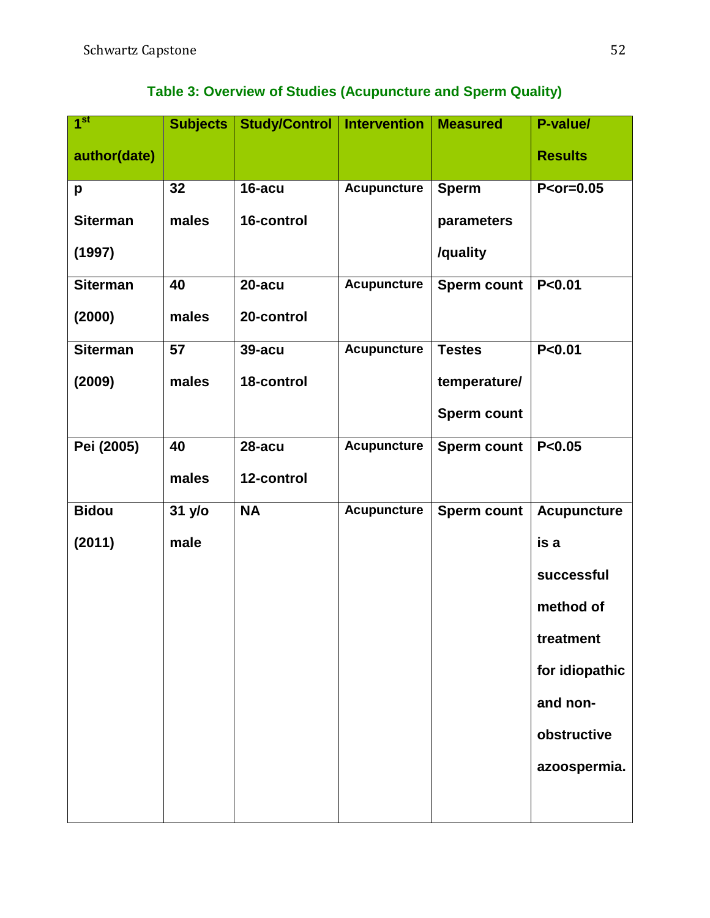**Table 3: Overview of Studies (Acupuncture and Sperm Quality)**

| 1st author(date) | Subjects | Study/Control | Intervention | Measured | P-value/ Results |
|---|---|---|---|---|---|
| p Siterman (1997) | 32 males | 16-acu 16-control | Acupuncture | Sperm parameters /quality | P<or=0.05 |
| Siterman (2000) | 40 males | 20-acu 20-control | Acupuncture | Sperm count | P<0.01 |
| Siterman (2009) | 57 males | 39-acu 18-control | Acupuncture | Testes temperature/ Sperm count | P<0.01 |
| Pei (2005) | 40 males | 28-acu 12-control | Acupuncture | Sperm count | P<0.05 |
| Bidou (2011) | 31 y/o male | NA | Acupuncture | Sperm count | Acupuncture is a successful method of treatment for idiopathic and non-obstructive azoospermia. |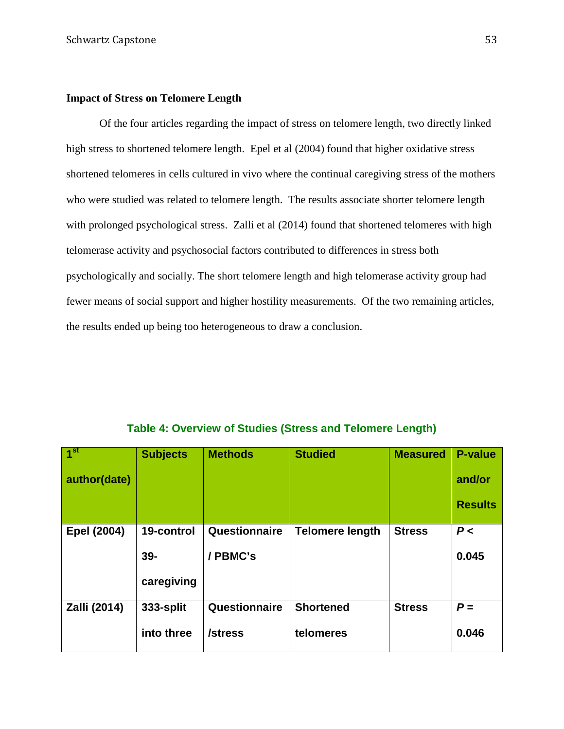### Impact of Stress on Telomere Length

Of the four articles regarding the impact of stress on telomere length, two directly linked high stress to shortened telomere length. Epel et al (2004) found that higher oxidative stress shortened telomeres in cells cultured in vivo where the continual caregiving stress of the mothers who were studied was related to telomere length. The results associate shorter telomere length with prolonged psychological stress. Zalli et al (2014) found that shortened telomeres with high telomerase activity and psychosocial factors contributed to differences in stress both psychologically and socially. The short telomere length and high telomerase activity group had fewer means of social support and higher hostility measurements. Of the two remaining articles, the results ended up being too heterogeneous to draw a conclusion.

**Table 4: Overview of Studies (Stress and Telomere Length)**

| 1st author(date) | Subjects | Methods | Studied | Measured | P-value and/or Results |
|---|---|---|---|---|---|
| Epel (2004) | 19-control 39-caregiving | Questionnaire / PBMC's | Telomere length | Stress | $P < 0.045$ |
| Zalli (2014) | 333-split into three | Questionnaire /stress | Shortened telomeres | Stress | $P = 0.046$ |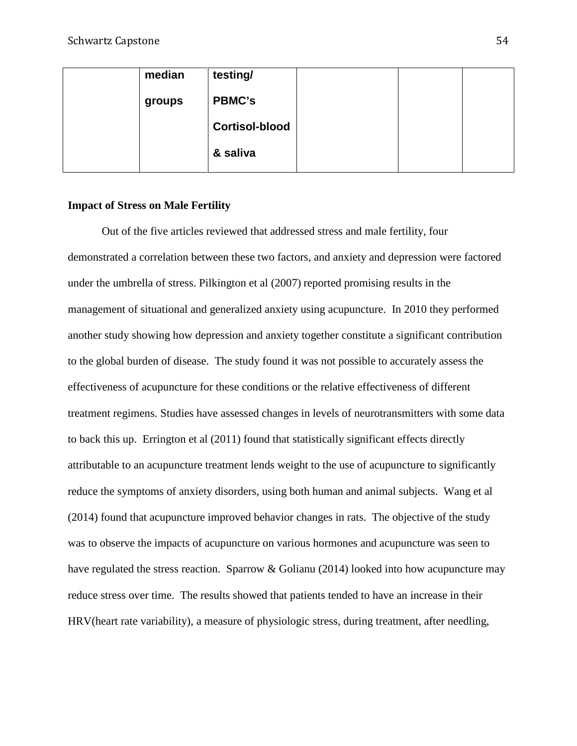| | median groups | testing/ PBMC's Cortisol-blood & saliva | | | |
|---|---|---|---|---|---|

**Impact of Stress on Male Fertility**

Out of the five articles reviewed that addressed stress and male fertility, four demonstrated a correlation between these two factors, and anxiety and depression were factored under the umbrella of stress. Pilkington et al (2007) reported promising results in the management of situational and generalized anxiety using acupuncture. In 2010 they performed another study showing how depression and anxiety together constitute a significant contribution to the global burden of disease. The study found it was not possible to accurately assess the effectiveness of acupuncture for these conditions or the relative effectiveness of different treatment regimens. Studies have assessed changes in levels of neurotransmitters with some data to back this up. Errington et al (2011) found that statistically significant effects directly attributable to an acupuncture treatment lends weight to the use of acupuncture to significantly reduce the symptoms of anxiety disorders, using both human and animal subjects. Wang et al (2014) found that acupuncture improved behavior changes in rats. The objective of the study was to observe the impacts of acupuncture on various hormones and acupuncture was seen to have regulated the stress reaction. Sparrow & Golianu (2014) looked into how acupuncture may reduce stress over time. The results showed that patients tended to have an increase in their HRV(heart rate variability), a measure of physiologic stress, during treatment, after needling,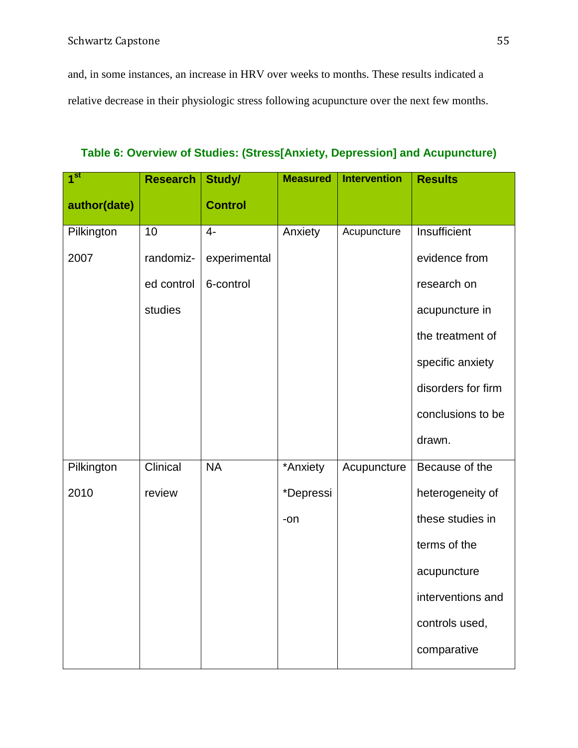and, in some instances, an increase in HRV over weeks to months. These results indicated a relative decrease in their physiologic stress following acupuncture over the next few months.

**Table 6: Overview of Studies: (Stress[Anxiety, Depression] and Acupuncture)**

| 1st author(date) | Research | Study/ Control | Measured | Intervention | Results |
|---|---|---|---|---|---|
| Pilkington 2007 | 10 randomized control studies | 4-experimental 6-control | Anxiety | Acupuncture | Insufficient evidence from research on acupuncture in the treatment of specific anxiety disorders for firm conclusions to be drawn. |
| Pilkington 2010 | Clinical review | NA | *Anxiety *Depression | Acupuncture | Because of the heterogeneity of these studies in terms of the acupuncture interventions and controls used, comparative |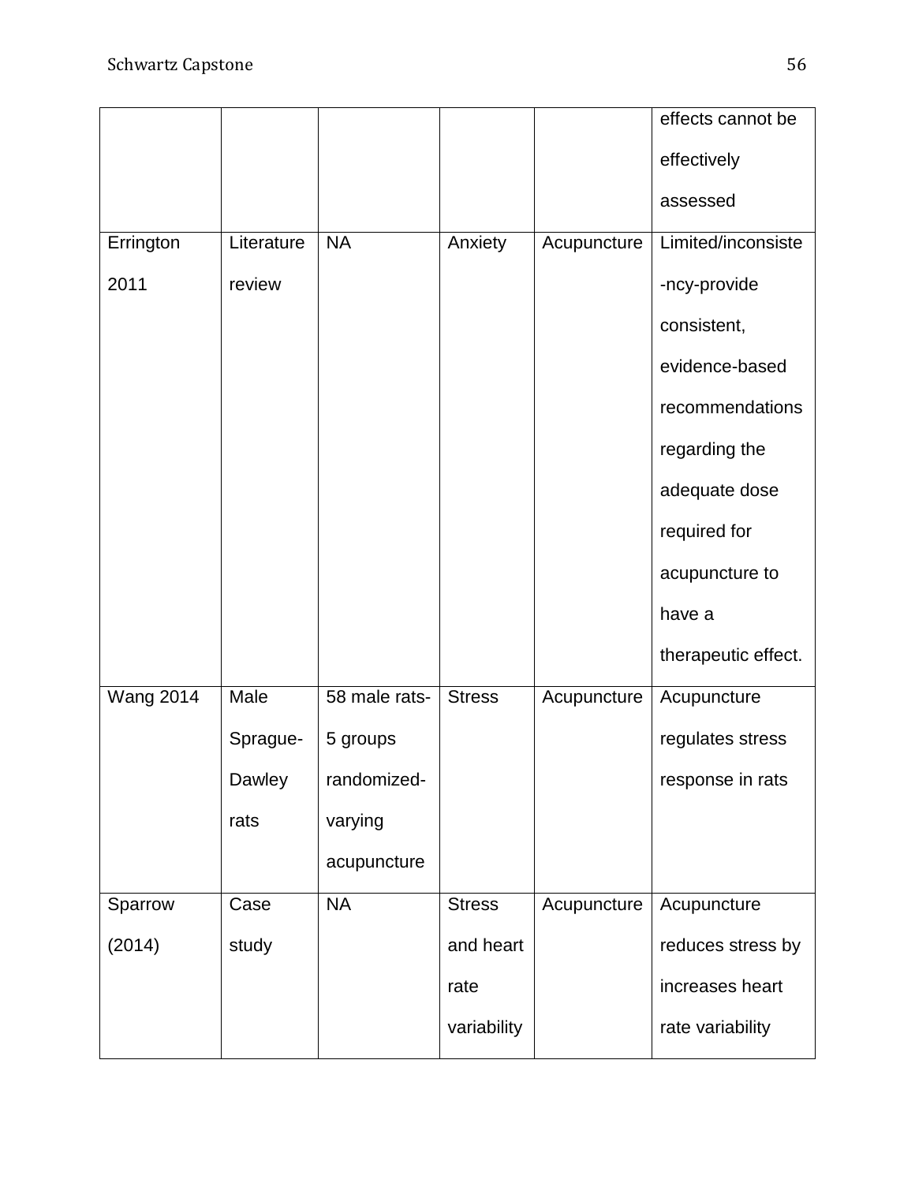|  |  |  |  |  | effects cannot be effectively assessed |
| --- | --- | --- | --- | --- | --- |
| Errington 2011 | Literature review | NA | Anxiety | Acupuncture | Limited/inconsiste-ncy-provide consistent, evidence-based recommendations regarding the adequate dose required for acupuncture to have a therapeutic effect. |
| Wang 2014 | Male Sprague-Dawley rats | 58 male rats-5 groups randomized-varying acupuncture | Stress | Acupuncture | Acupuncture regulates stress response in rats |
| Sparrow (2014) | Case study | NA | Stress and heart rate variability | Acupuncture | Acupuncture reduces stress by increases heart rate variability |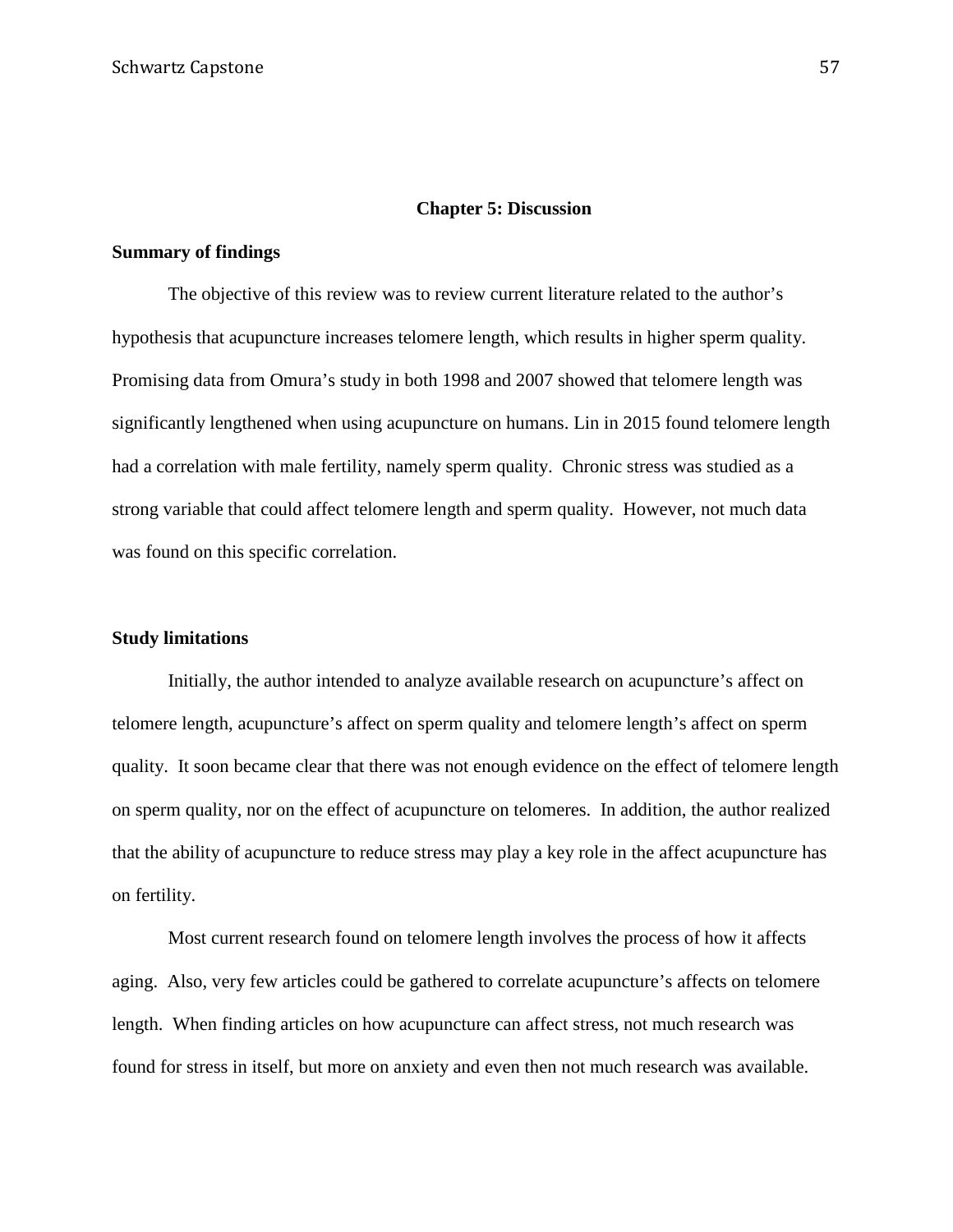# Chapter 5: Discussion

## Summary of findings

The objective of this review was to review current literature related to the author's hypothesis that acupuncture increases telomere length, which results in higher sperm quality. Promising data from Omura's study in both 1998 and 2007 showed that telomere length was significantly lengthened when using acupuncture on humans. Lin in 2015 found telomere length had a correlation with male fertility, namely sperm quality. Chronic stress was studied as a strong variable that could affect telomere length and sperm quality. However, not much data was found on this specific correlation.

## Study limitations

Initially, the author intended to analyze available research on acupuncture's affect on telomere length, acupuncture's affect on sperm quality and telomere length's affect on sperm quality. It soon became clear that there was not enough evidence on the effect of telomere length on sperm quality, nor on the effect of acupuncture on telomeres. In addition, the author realized that the ability of acupuncture to reduce stress may play a key role in the affect acupuncture has on fertility.

Most current research found on telomere length involves the process of how it affects aging. Also, very few articles could be gathered to correlate acupuncture's affects on telomere length. When finding articles on how acupuncture can affect stress, not much research was found for stress in itself, but more on anxiety and even then not much research was available.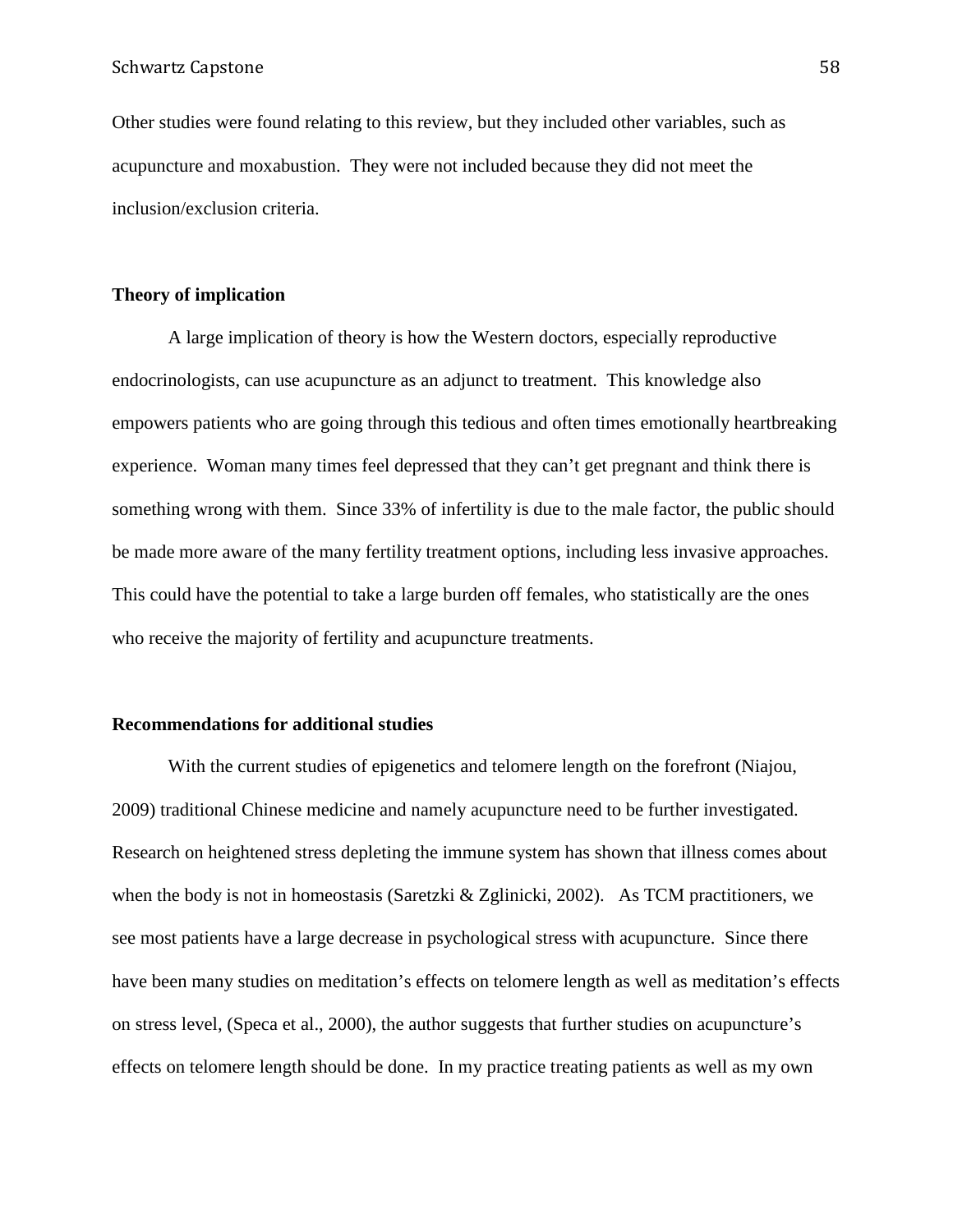Other studies were found relating to this review, but they included other variables, such as acupuncture and moxabustion. They were not included because they did not meet the inclusion/exclusion criteria.

**Theory of implication**

A large implication of theory is how the Western doctors, especially reproductive endocrinologists, can use acupuncture as an adjunct to treatment. This knowledge also empowers patients who are going through this tedious and often times emotionally heartbreaking experience. Woman many times feel depressed that they can't get pregnant and think there is something wrong with them. Since 33% of infertility is due to the male factor, the public should be made more aware of the many fertility treatment options, including less invasive approaches. This could have the potential to take a large burden off females, who statistically are the ones who receive the majority of fertility and acupuncture treatments.

**Recommendations for additional studies**

With the current studies of epigenetics and telomere length on the forefront (Niajou, 2009) traditional Chinese medicine and namely acupuncture need to be further investigated. Research on heightened stress depleting the immune system has shown that illness comes about when the body is not in homeostasis (Saretzki & Zglinicki, 2002). As TCM practitioners, we see most patients have a large decrease in psychological stress with acupuncture. Since there have been many studies on meditation's effects on telomere length as well as meditation's effects on stress level, (Speca et al., 2000), the author suggests that further studies on acupuncture's effects on telomere length should be done. In my practice treating patients as well as my own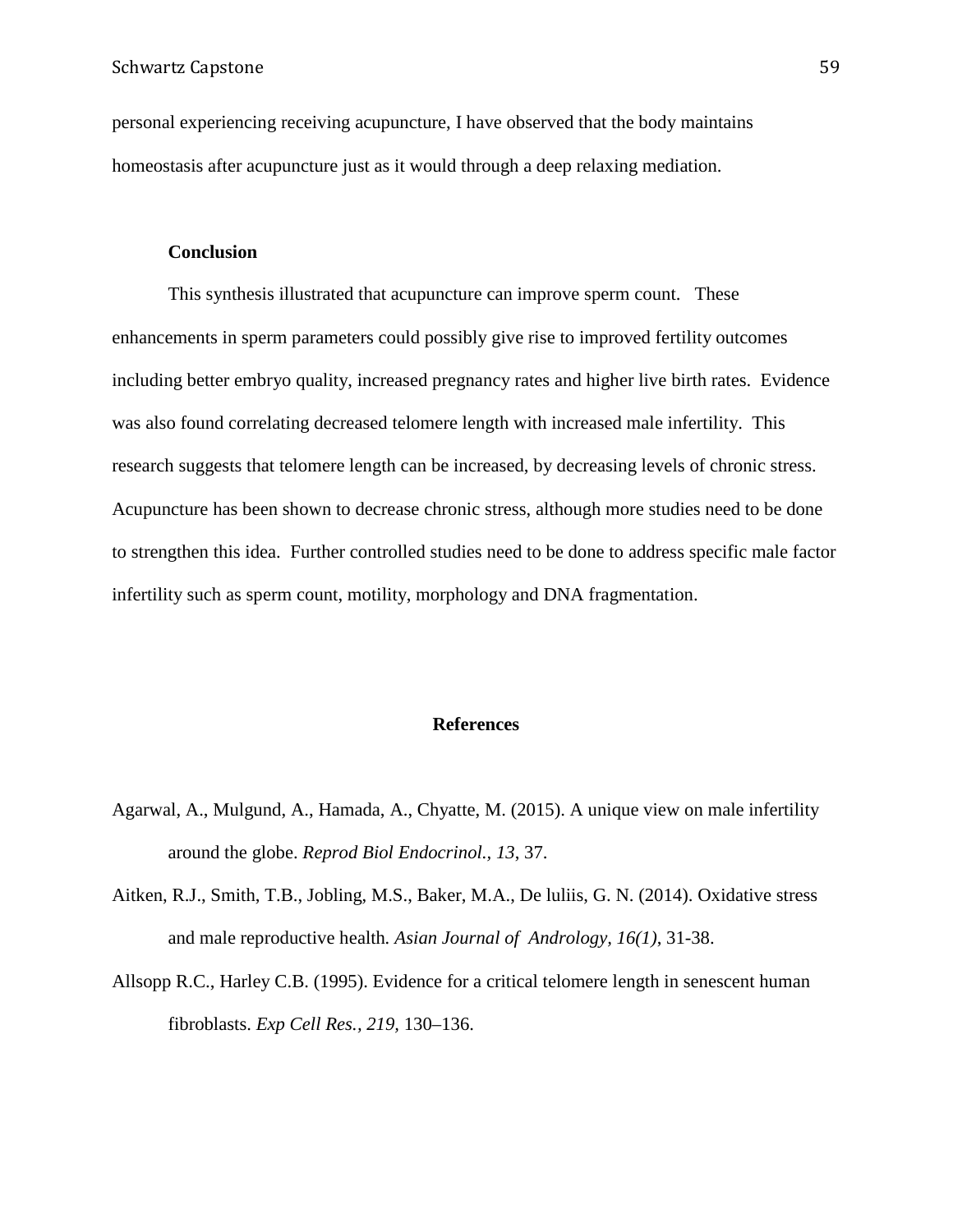personal experiencing receiving acupuncture, I have observed that the body maintains homeostasis after acupuncture just as it would through a deep relaxing mediation.

### Conclusion

This synthesis illustrated that acupuncture can improve sperm count. These enhancements in sperm parameters could possibly give rise to improved fertility outcomes including better embryo quality, increased pregnancy rates and higher live birth rates. Evidence was also found correlating decreased telomere length with increased male infertility. This research suggests that telomere length can be increased, by decreasing levels of chronic stress. Acupuncture has been shown to decrease chronic stress, although more studies need to be done to strengthen this idea. Further controlled studies need to be done to address specific male factor infertility such as sperm count, motility, morphology and DNA fragmentation.

## References

Agarwal, A., Mulgund, A., Hamada, A., Chyatte, M. (2015). A unique view on male infertility around the globe. *Reprod Biol Endocrinol., 13*, 37.

Aitken, R.J., Smith, T.B., Jobling, M.S., Baker, M.A., De luliis, G. N. (2014). Oxidative stress and male reproductive health. *Asian Journal of Andrology, 16(1)*, 31-38.

Allsopp R.C., Harley C.B. (1995). Evidence for a critical telomere length in senescent human fibroblasts. *Exp Cell Res., 219,* 130–136.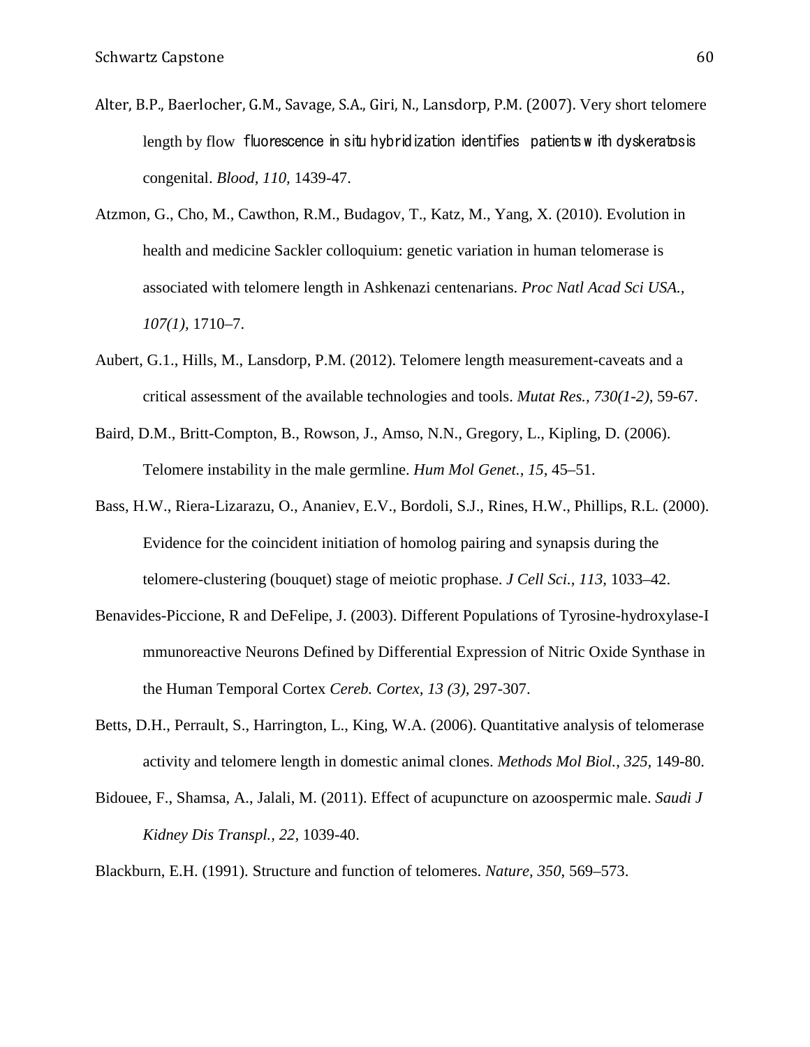Alter, B.P., Baerlocher, G.M., Savage, S.A., Giri, N., Lansdorp, P.M. (2007). Very short telomere length by flow fluorescence in situ hybridization identifies patients with dyskeratosis congenital. *Blood*, *110*, 1439-47.

Atzmon, G., Cho, M., Cawthon, R.M., Budagov, T., Katz, M., Yang, X. (2010). Evolution in health and medicine Sackler colloquium: genetic variation in human telomerase is associated with telomere length in Ashkenazi centenarians. *Proc Natl Acad Sci USA.*, *107(1)*, 1710–7.

Aubert, G.1., Hills, M., Lansdorp, P.M. (2012). Telomere length measurement-caveats and a critical assessment of the available technologies and tools. *Mutat Res.*, *730(1-2)*, 59-67.

Baird, D.M., Britt-Compton, B., Rowson, J., Amso, N.N., Gregory, L., Kipling, D. (2006). Telomere instability in the male germline. *Hum Mol Genet.*, *15*, 45–51.

Bass, H.W., Riera-Lizarazu, O., Ananiev, E.V., Bordoli, S.J., Rines, H.W., Phillips, R.L. (2000). Evidence for the coincident initiation of homolog pairing and synapsis during the telomere-clustering (bouquet) stage of meiotic prophase. *J Cell Sci.*, *113*, 1033–42.

Benavides-Piccione, R and DeFelipe, J. (2003). Different Populations of Tyrosine-hydroxylase-I mmunoreactive Neurons Defined by Differential Expression of Nitric Oxide Synthase in the Human Temporal Cortex *Cereb. Cortex, 13 (3)*, 297-307.

Betts, D.H., Perrault, S., Harrington, L., King, W.A. (2006). Quantitative analysis of telomerase activity and telomere length in domestic animal clones. *Methods Mol Biol.*, *325*, 149-80.

Bidouee, F., Shamsa, A., Jalali, M. (2011). Effect of acupuncture on azoospermic male. *Saudi J Kidney Dis Transpl.*, *22*, 1039-40.

Blackburn, E.H. (1991). Structure and function of telomeres. *Nature*, *350*, 569–573.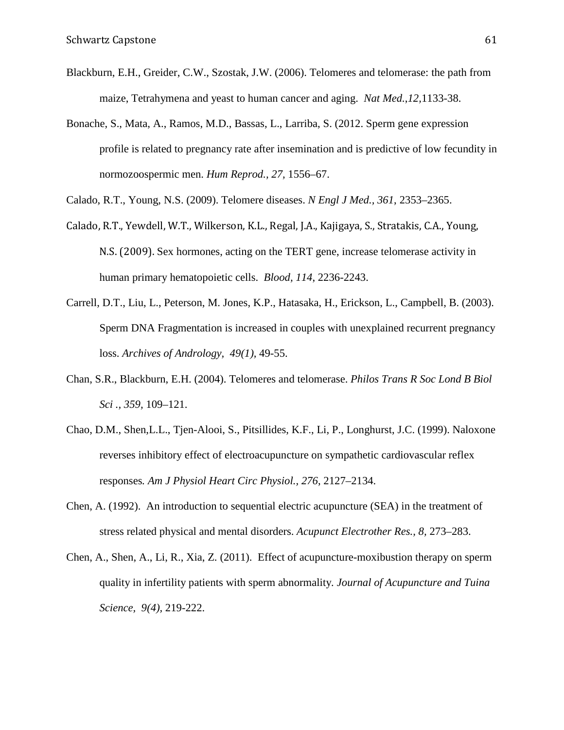Blackburn, E.H., Greider, C.W., Szostak, J.W. (2006). Telomeres and telomerase: the path from maize, Tetrahymena and yeast to human cancer and aging. *Nat Med.,12,*1133-38.

Bonache, S., Mata, A., Ramos, M.D., Bassas, L., Larriba, S. (2012. Sperm gene expression profile is related to pregnancy rate after insemination and is predictive of low fecundity in normozoospermic men. *Hum Reprod., 27,* 1556–67.

Calado, R.T., Young, N.S. (2009). Telomere diseases. *N Engl J Med., 361*, 2353–2365.

Calado, R.T., Yewdell, W.T., Wilkerson, K.L., Regal, J.A., Kajigaya, S., Stratakis, C.A., Young, N.S. (2009). Sex hormones, acting on the TERT gene, increase telomerase activity in human primary hematopoietic cells. *Blood, 114*, 2236-2243.

Carrell, D.T., Liu, L., Peterson, M. Jones, K.P., Hatasaka, H., Erickson, L., Campbell, B. (2003). Sperm DNA Fragmentation is increased in couples with unexplained recurrent pregnancy loss. *Archives of Andrology, 49(1),* 49-55.

Chan, S.R., Blackburn, E.H. (2004). Telomeres and telomerase. *Philos Trans R Soc Lond B Biol Sci ., 359*, 109–121.

Chao, D.M., Shen,L.L., Tjen-Alooi, S., Pitsillides, K.F., Li, P., Longhurst, J.C. (1999). Naloxone reverses inhibitory effect of electroacupuncture on sympathetic cardiovascular reflex responses*. Am J Physiol Heart Circ Physiol., 276*, 2127–2134.

Chen, A. (1992). An introduction to sequential electric acupuncture (SEA) in the treatment of stress related physical and mental disorders. *Acupunct Electrother Res., 8,* 273–283.

Chen, A., Shen, A., Li, R., Xia, Z. (2011). Effect of acupuncture-moxibustion therapy on sperm quality in infertility patients with sperm abnormality. *Journal of Acupuncture and Tuina Science, 9(4),* 219-222.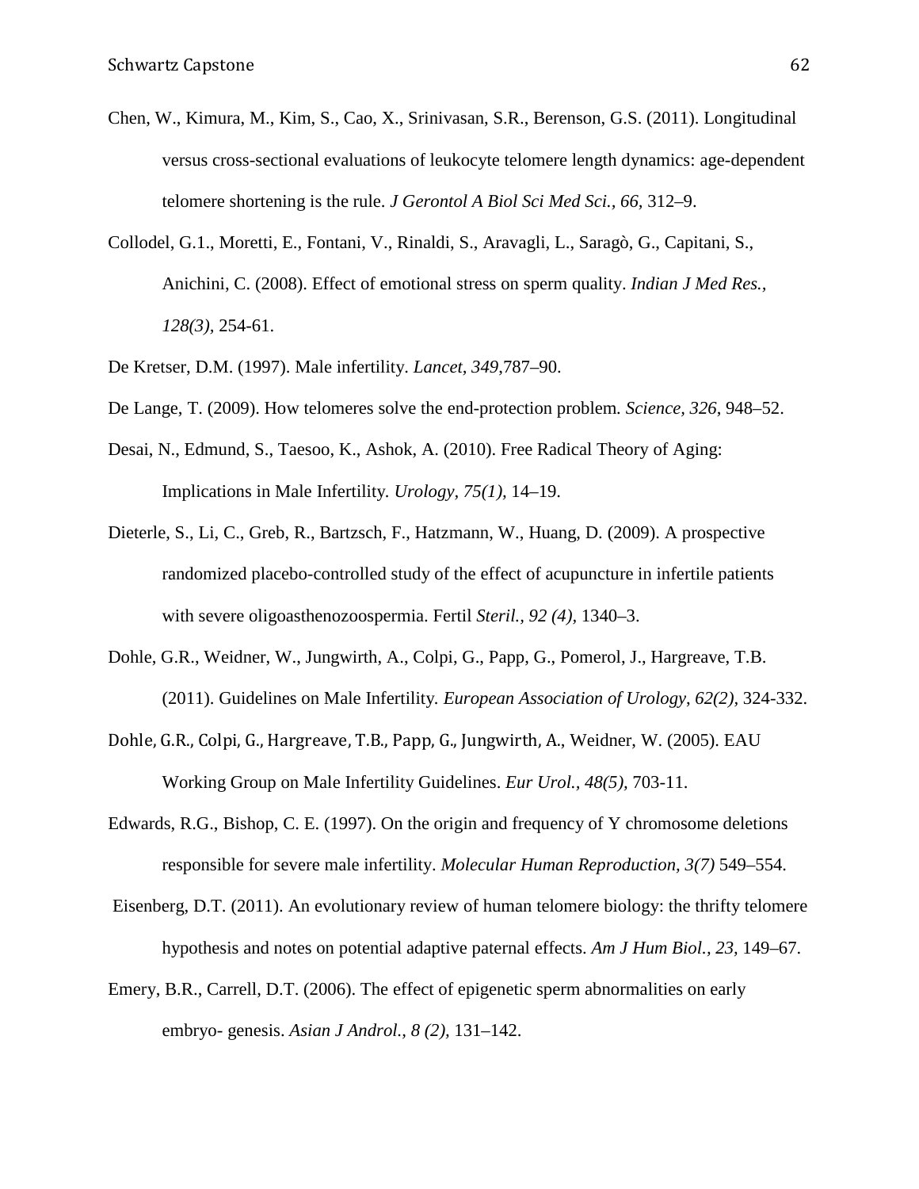Chen, W., Kimura, M., Kim, S., Cao, X., Srinivasan, S.R., Berenson, G.S. (2011). Longitudinal versus cross-sectional evaluations of leukocyte telomere length dynamics: age-dependent telomere shortening is the rule. *J Gerontol A Biol Sci Med Sci.*, *66*, 312–9.

Collodel, G.1., Moretti, E., Fontani, V., Rinaldi, S., Aravagli, L., Saragò, G., Capitani, S., Anichini, C. (2008). Effect of emotional stress on sperm quality. *Indian J Med Res.*, *128(3)*, 254-61.

De Kretser, D.M. (1997). Male infertility. *Lancet*, *349*,787–90.

De Lange, T. (2009). How telomeres solve the end-protection problem. *Science, 326*, 948–52.

Desai, N., Edmund, S., Taesoo, K., Ashok, A. (2010). Free Radical Theory of Aging: Implications in Male Infertility. *Urology, 75(1),* 14–19.

Dieterle, S., Li, C., Greb, R., Bartzsch, F., Hatzmann, W., Huang, D. (2009). A prospective randomized placebo-controlled study of the effect of acupuncture in infertile patients with severe oligoasthenozoospermia. Fertil *Steril., 92 (4),* 1340–3.

Dohle, G.R., Weidner, W., Jungwirth, A., Colpi, G., Papp, G., Pomerol, J., Hargreave, T.B. (2011). Guidelines on Male Infertility. *European Association of Urology*, *62(2),* 324-332.

Dohle, G.R., Colpi, G., Hargreave, T.B., Papp, G., Jungwirth, A., Weidner, W. (2005). EAU Working Group on Male Infertility Guidelines. *Eur Urol., 48(5),* 703-11.

Edwards, R.G., Bishop, C. E. (1997). On the origin and frequency of Y chromosome deletions responsible for severe male infertility. *Molecular Human Reproduction, 3(7)* 549–554.

Eisenberg, D.T. (2011). An evolutionary review of human telomere biology: the thrifty telomere hypothesis and notes on potential adaptive paternal effects. *Am J Hum Biol.*, *23,* 149–67.

Emery, B.R., Carrell, D.T. (2006). The effect of epigenetic sperm abnormalities on early embryo- genesis. *Asian J Androl., 8 (2),* 131–142.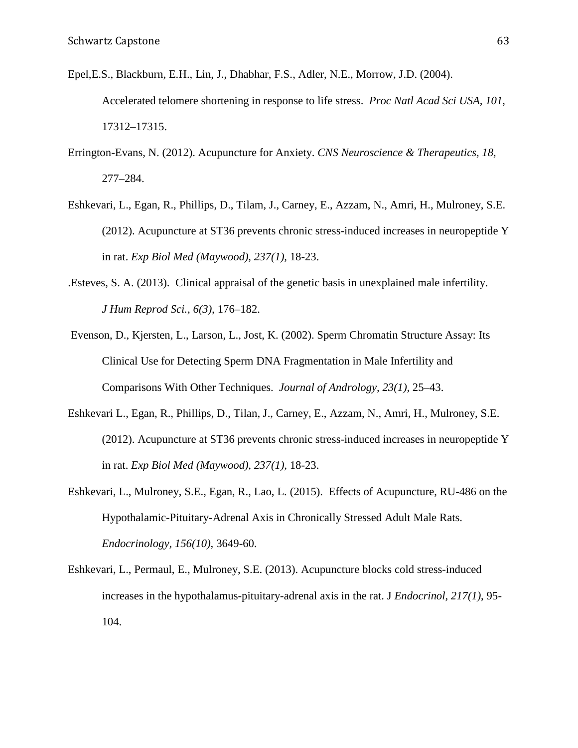Epel,E.S., Blackburn, E.H., Lin, J., Dhabhar, F.S., Adler, N.E., Morrow, J.D. (2004). Accelerated telomere shortening in response to life stress. *Proc Natl Acad Sci USA, 101*, 17312–17315.

Errington-Evans, N. (2012). Acupuncture for Anxiety. *CNS Neuroscience & Therapeutics, 18,* 277–284.

Eshkevari, L., Egan, R., Phillips, D., Tilam, J., Carney, E., Azzam, N., Amri, H., Mulroney, S.E. (2012). Acupuncture at ST36 prevents chronic stress-induced increases in neuropeptide Y in rat. *Exp Biol Med (Maywood), 237(1),* 18-23.

.Esteves, S. A. (2013). Clinical appraisal of the genetic basis in unexplained male infertility. *J Hum Reprod Sci., 6(3),* 176–182.

Evenson, D., Kjersten, L., Larson, L., Jost, K. (2002). Sperm Chromatin Structure Assay: Its Clinical Use for Detecting Sperm DNA Fragmentation in Male Infertility and Comparisons With Other Techniques. *Journal of Andrology, 23(1),* 25–43.

Eshkevari L., Egan, R., Phillips, D., Tilan, J., Carney, E., Azzam, N., Amri, H., Mulroney, S.E. (2012). Acupuncture at ST36 prevents chronic stress-induced increases in neuropeptide Y in rat. *Exp Biol Med (Maywood), 237(1),* 18-23.

Eshkevari, L., Mulroney, S.E., Egan, R., Lao, L. (2015). Effects of Acupuncture, RU-486 on the Hypothalamic-Pituitary-Adrenal Axis in Chronically Stressed Adult Male Rats. *Endocrinology, 156(10),* 3649-60.

Eshkevari, L., Permaul, E., Mulroney, S.E. (2013). Acupuncture blocks cold stress-induced increases in the hypothalamus-pituitary-adrenal axis in the rat. J *Endocrinol, 217(1),* 95-104.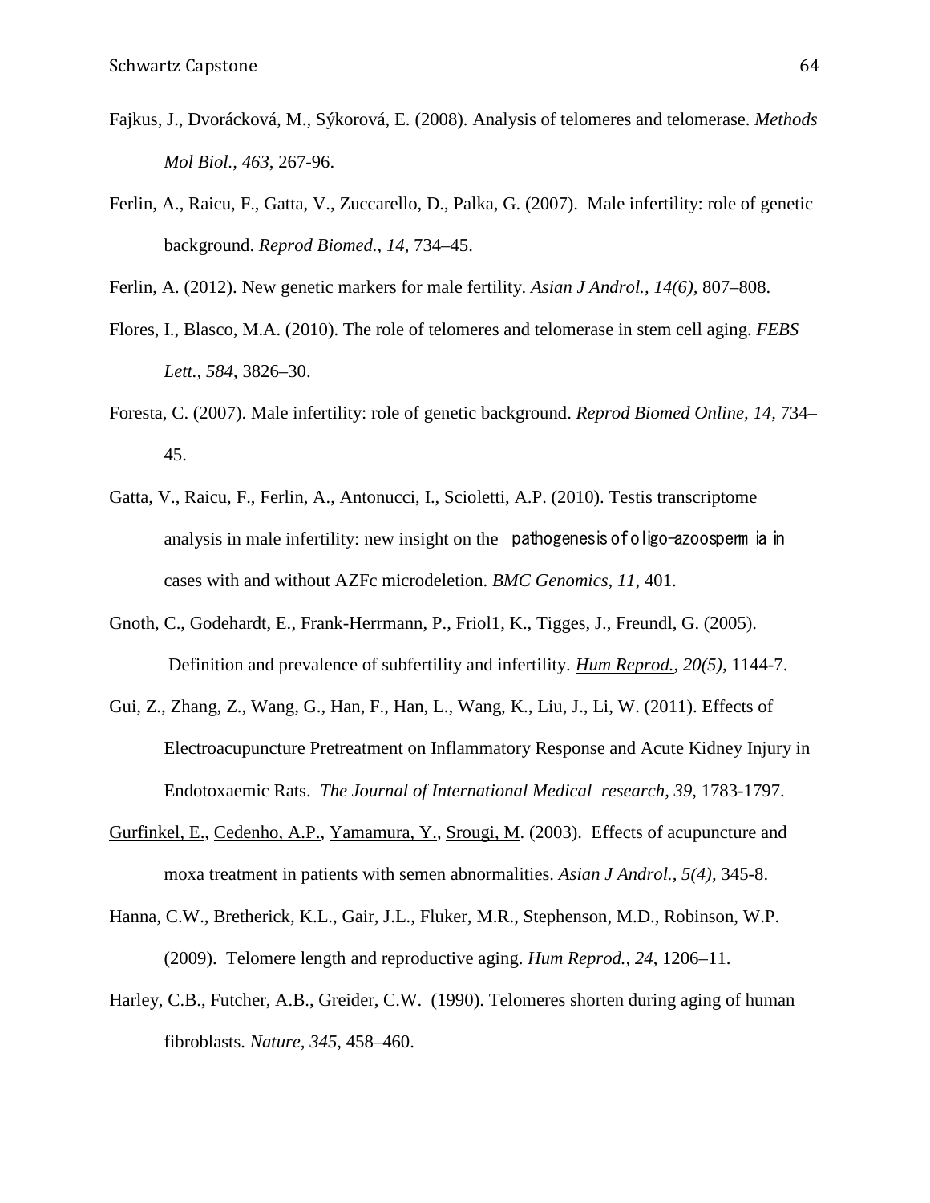Fajkus, J., Dvorácková, M., Sýkorová, E. (2008). Analysis of telomeres and telomerase. *Methods Mol Biol., 463*, 267-96.

Ferlin, A., Raicu, F., Gatta, V., Zuccarello, D., Palka, G. (2007). Male infertility: role of genetic background. *Reprod Biomed., 14*, 734–45.

Ferlin, A. (2012). New genetic markers for male fertility. *Asian J Androl., 14(6)*, 807–808.

Flores, I., Blasco, M.A. (2010). The role of telomeres and telomerase in stem cell aging. *FEBS Lett., 584*, 3826–30.

Foresta, C. (2007). Male infertility: role of genetic background. *Reprod Biomed Online, 14*, 734–45.

Gatta, V., Raicu, F., Ferlin, A., Antonucci, I., Scioletti, A.P. (2010). Testis transcriptome analysis in male infertility: new insight on the pathogenesis of oligo-azoospermia in cases with and without AZFc microdeletion. *BMC Genomics, 11*, 401.

Gnoth, C., Godehardt, E., Frank-Herrmann, P., Friol1, K., Tigges, J., Freundl, G. (2005). Definition and prevalence of subfertility and infertility. *Hum Reprod., 20(5)*, 1144-7.

Gui, Z., Zhang, Z., Wang, G., Han, F., Han, L., Wang, K., Liu, J., Li, W. (2011). Effects of Electroacupuncture Pretreatment on Inflammatory Response and Acute Kidney Injury in Endotoxaemic Rats. *The Journal of International Medical research, 39*, 1783-1797.

Gurfinkel, E., Cedenho, A.P., Yamamura, Y., Srougi, M. (2003). Effects of acupuncture and moxa treatment in patients with semen abnormalities. *Asian J Androl., 5(4)*, 345-8.

Hanna, C.W., Bretherick, K.L., Gair, J.L., Fluker, M.R., Stephenson, M.D., Robinson, W.P. (2009). Telomere length and reproductive aging. *Hum Reprod., 24*, 1206–11.

Harley, C.B., Futcher, A.B., Greider, C.W. (1990). Telomeres shorten during aging of human fibroblasts. *Nature, 345*, 458–460.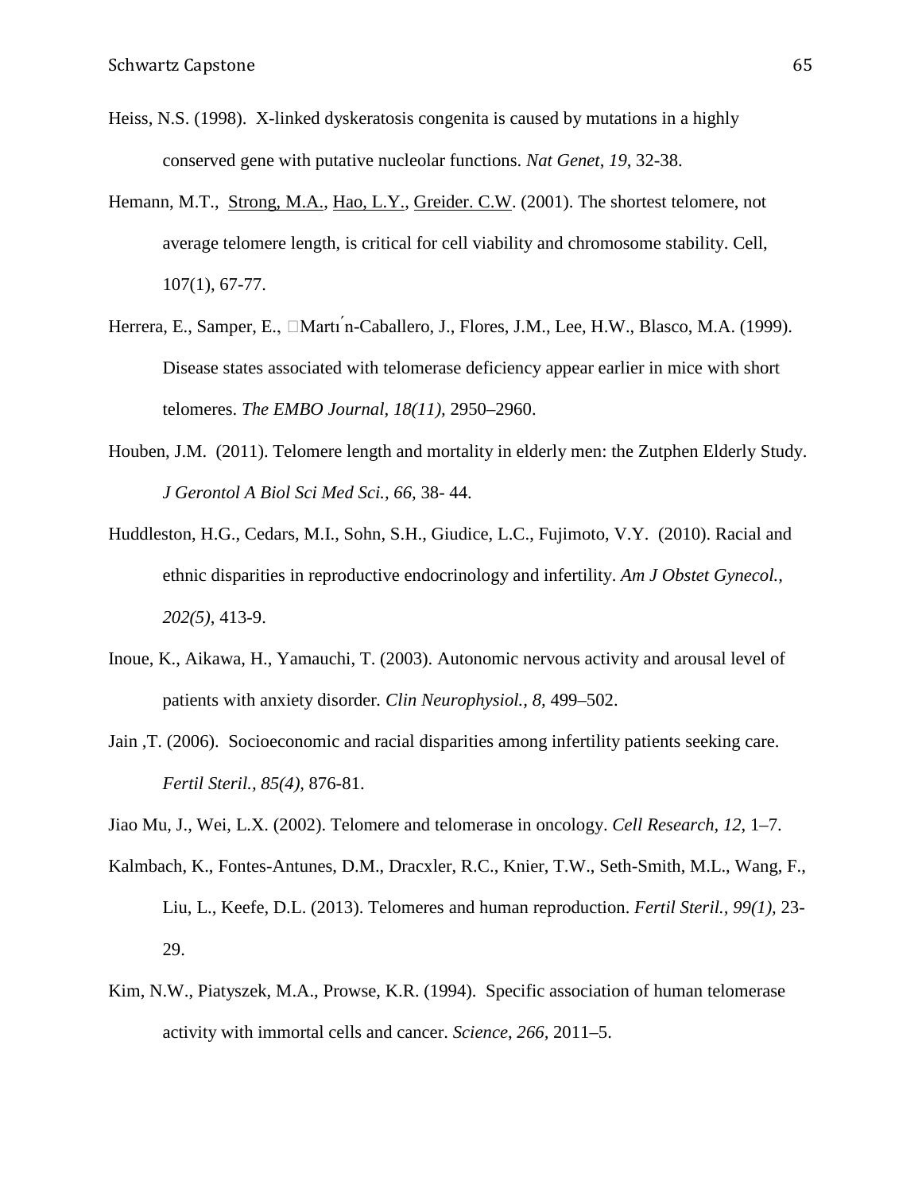Heiss, N.S. (1998). X-linked dyskeratosis congenita is caused by mutations in a highly conserved gene with putative nucleolar functions. *Nat Genet*, *19*, 32-38.

Hemann, M.T., Strong, M.A., Hao, L.Y., Greider. C.W. (2001). The shortest telomere, not average telomere length, is critical for cell viability and chromosome stability. Cell, 107(1), 67-77.

Herrera, E., Samper, E., Martı́n-Caballero, J., Flores, J.M., Lee, H.W., Blasco, M.A. (1999). Disease states associated with telomerase deficiency appear earlier in mice with short telomeres. *The EMBO Journal, 18(11),* 2950–2960.

Houben, J.M. (2011). Telomere length and mortality in elderly men: the Zutphen Elderly Study. *J Gerontol A Biol Sci Med Sci., 66*, 38- 44.

Huddleston, H.G., Cedars, M.I., Sohn, S.H., Giudice, L.C., Fujimoto, V.Y. (2010). Racial and ethnic disparities in reproductive endocrinology and infertility. *Am J Obstet Gynecol., 202(5)*, 413-9.

Inoue, K., Aikawa, H., Yamauchi, T. (2003). Autonomic nervous activity and arousal level of patients with anxiety disorder. *Clin Neurophysiol., 8,* 499–502.

Jain ,T. (2006). Socioeconomic and racial disparities among infertility patients seeking care. *Fertil Steril., 85(4),* 876-81.

Jiao Mu, J., Wei, L.X. (2002). Telomere and telomerase in oncology. *Cell Research*, *12*, 1–7.

Kalmbach, K., Fontes-Antunes, D.M., Dracxler, R.C., Knier, T.W., Seth-Smith, M.L., Wang, F., Liu, L., Keefe, D.L. (2013). Telomeres and human reproduction. *Fertil Steril., 99(1),* 23-29.

Kim, N.W., Piatyszek, M.A., Prowse, K.R. (1994). Specific association of human telomerase activity with immortal cells and cancer. *Science*, *266,* 2011–5.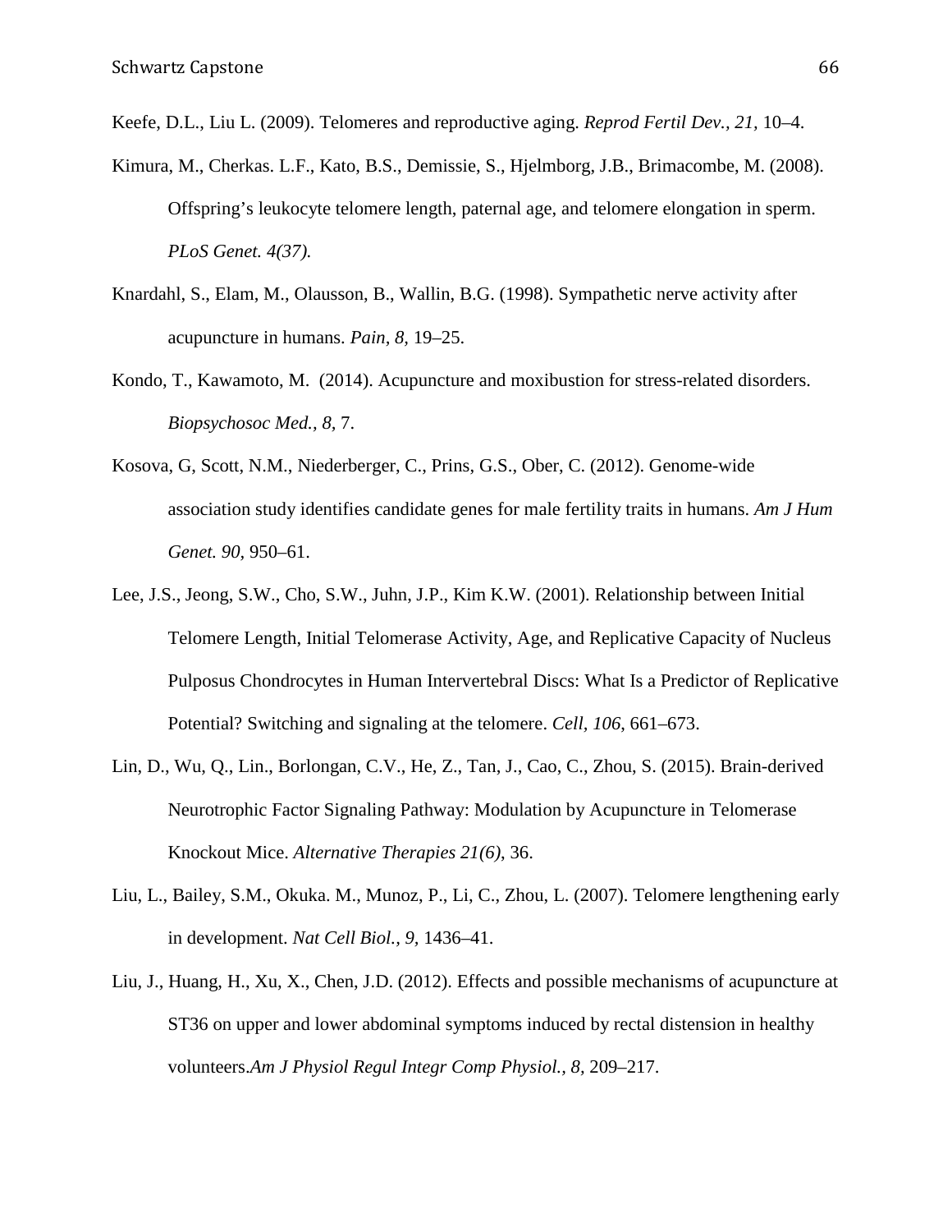Keefe, D.L., Liu L. (2009). Telomeres and reproductive aging. *Reprod Fertil Dev., 21,* 10–4.

Kimura, M., Cherkas. L.F., Kato, B.S., Demissie, S., Hjelmborg, J.B., Brimacombe, M. (2008). Offspring's leukocyte telomere length, paternal age, and telomere elongation in sperm. *PLoS Genet. 4(37).*

Knardahl, S., Elam, M., Olausson, B., Wallin, B.G. (1998). Sympathetic nerve activity after acupuncture in humans. *Pain, 8,* 19–25.

Kondo, T., Kawamoto, M. (2014). Acupuncture and moxibustion for stress-related disorders. *Biopsychosoc Med., 8,* 7.

Kosova, G, Scott, N.M., Niederberger, C., Prins, G.S., Ober, C. (2012). Genome-wide association study identifies candidate genes for male fertility traits in humans. *Am J Hum Genet. 90,* 950–61.

Lee, J.S., Jeong, S.W., Cho, S.W., Juhn, J.P., Kim K.W. (2001). Relationship between Initial Telomere Length, Initial Telomerase Activity, Age, and Replicative Capacity of Nucleus Pulposus Chondrocytes in Human Intervertebral Discs: What Is a Predictor of Replicative Potential? Switching and signaling at the telomere. *Cell, 106,* 661–673.

Lin, D., Wu, Q., Lin., Borlongan, C.V., He, Z., Tan, J., Cao, C., Zhou, S. (2015). Brain-derived Neurotrophic Factor Signaling Pathway: Modulation by Acupuncture in Telomerase Knockout Mice. *Alternative Therapies 21(6),* 36.

Liu, L., Bailey, S.M., Okuka. M., Munoz, P., Li, C., Zhou, L. (2007). Telomere lengthening early in development. *Nat Cell Biol., 9,* 1436–41.

Liu, J., Huang, H., Xu, X., Chen, J.D. (2012). Effects and possible mechanisms of acupuncture at ST36 on upper and lower abdominal symptoms induced by rectal distension in healthy volunteers.*Am J Physiol Regul Integr Comp Physiol., 8,* 209–217.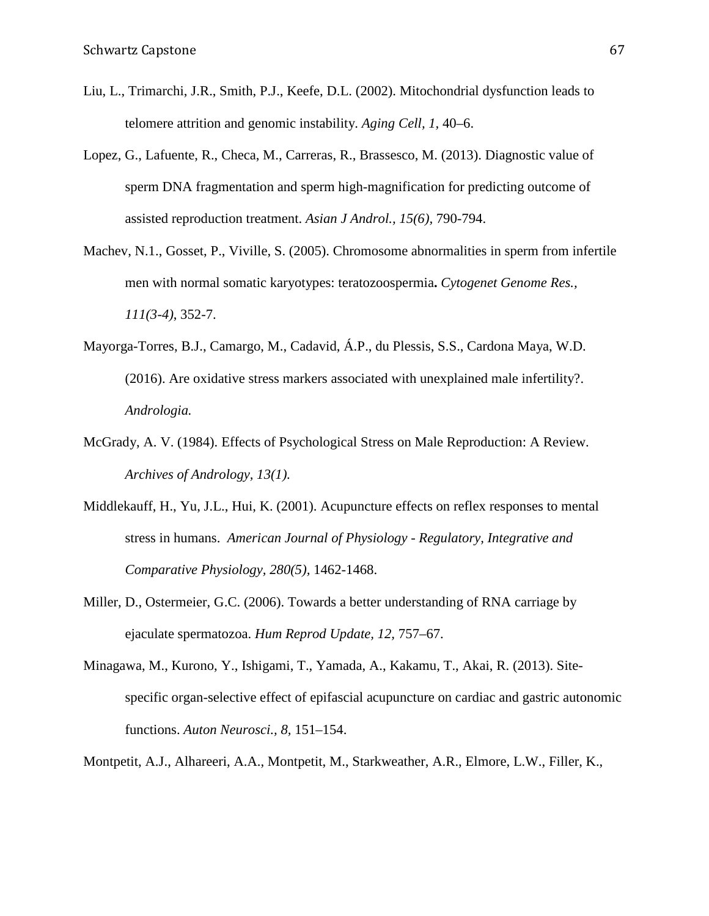Liu, L., Trimarchi, J.R., Smith, P.J., Keefe, D.L. (2002). Mitochondrial dysfunction leads to telomere attrition and genomic instability. *Aging Cell, 1*, 40–6.

Lopez, G., Lafuente, R., Checa, M., Carreras, R., Brassesco, M. (2013). Diagnostic value of sperm DNA fragmentation and sperm high-magnification for predicting outcome of assisted reproduction treatment. *Asian J Androl., 15(6)*, 790-794.

Machev, N.1., Gosset, P., Viville, S. (2005). Chromosome abnormalities in sperm from infertile men with normal somatic karyotypes: teratozoospermia**.** *Cytogenet Genome Res., 111(3-4)*, 352-7.

Mayorga-Torres, B.J., Camargo, M., Cadavid, Á.P., du Plessis, S.S., Cardona Maya, W.D. (2016). Are oxidative stress markers associated with unexplained male infertility?. *Andrologia.*

McGrady, A. V. (1984). Effects of Psychological Stress on Male Reproduction: A Review. *Archives of Andrology, 13(1).*

Middlekauff, H., Yu, J.L., Hui, K. (2001). Acupuncture effects on reflex responses to mental stress in humans. *American Journal of Physiology - Regulatory, Integrative and Comparative Physiology, 280(5)*, 1462-1468.

Miller, D., Ostermeier, G.C. (2006). Towards a better understanding of RNA carriage by ejaculate spermatozoa. *Hum Reprod Update, 12*, 757–67.

Minagawa, M., Kurono, Y., Ishigami, T., Yamada, A., Kakamu, T., Akai, R. (2013). Site-specific organ-selective effect of epifascial acupuncture on cardiac and gastric autonomic functions. *Auton Neurosci., 8*, 151–154.

Montpetit, A.J., Alhareeri, A.A., Montpetit, M., Starkweather, A.R., Elmore, L.W., Filler, K.,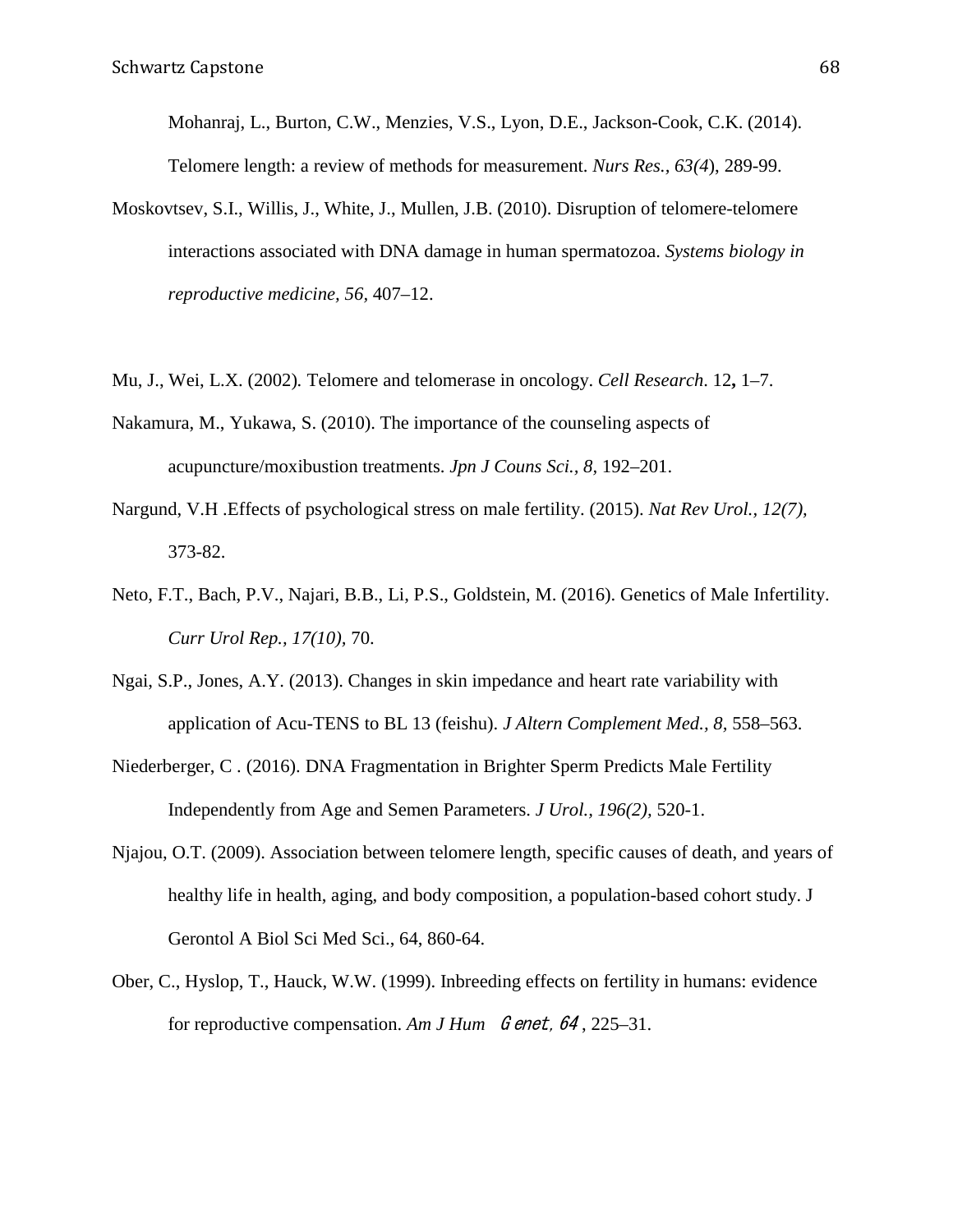Mohanraj, L., Burton, C.W., Menzies, V.S., Lyon, D.E., Jackson-Cook, C.K. (2014). Telomere length: a review of methods for measurement. *Nurs Res., 63(4*), 289-99.

Moskovtsev, S.I., Willis, J., White, J., Mullen, J.B. (2010). Disruption of telomere-telomere interactions associated with DNA damage in human spermatozoa. *Systems biology in reproductive medicine, 56*, 407–12.

Mu, J., Wei, L.X. (2002). Telomere and telomerase in oncology. *Cell Research*. 12**,** 1–7.

Nakamura, M., Yukawa, S. (2010). The importance of the counseling aspects of acupuncture/moxibustion treatments. *Jpn J Couns Sci., 8*, 192–201.

Nargund, V.H .Effects of psychological stress on male fertility. (2015). *Nat Rev Urol., 12(7),* 373-82.

Neto, F.T., Bach, P.V., Najari, B.B., Li, P.S., Goldstein, M. (2016). Genetics of Male Infertility. *Curr Urol Rep., 17(10),* 70.

Ngai, S.P., Jones, A.Y. (2013). Changes in skin impedance and heart rate variability with application of Acu-TENS to BL 13 (feishu). *J Altern Complement Med., 8,* 558–563.

Niederberger, C . (2016). DNA Fragmentation in Brighter Sperm Predicts Male Fertility Independently from Age and Semen Parameters. *J Urol., 196(2),* 520-1.

Njajou, O.T. (2009). Association between telomere length, specific causes of death, and years of healthy life in health, aging, and body composition, a population-based cohort study. J Gerontol A Biol Sci Med Sci., 64, 860-64.

Ober, C., Hyslop, T., Hauck, W.W. (1999). Inbreeding effects on fertility in humans: evidence for reproductive compensation. *Am J Hum Genet, 64*, 225–31.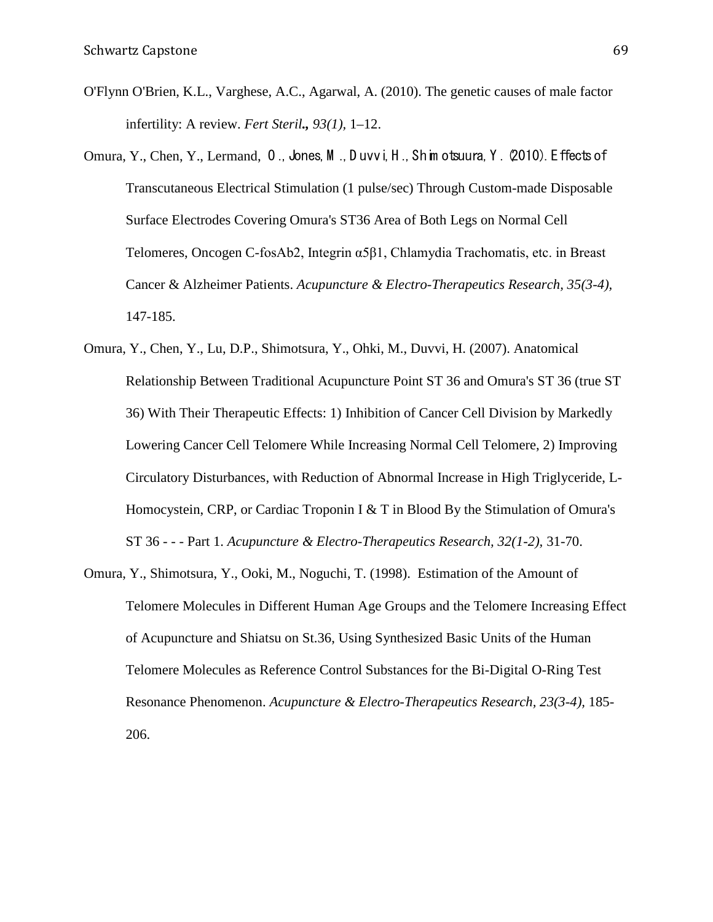O'Flynn O'Brien, K.L., Varghese, A.C., Agarwal, A. (2010). The genetic causes of male factor infertility: A review. *Fert Steril.,* *93(1),* 1–12.

Omura, Y., Chen, Y., Lermand, O., Jones, M., Duvvi, H., Shimotsuura, Y. (2010). Effects of Transcutaneous Electrical Stimulation (1 pulse/sec) Through Custom-made Disposable Surface Electrodes Covering Omura's ST36 Area of Both Legs on Normal Cell Telomeres, Oncogen C-fosAb2, Integrin α5β1, Chlamydia Trachomatis, etc. in Breast Cancer & Alzheimer Patients. *Acupuncture & Electro-Therapeutics Research, 35(3-4),* 147-185.

Omura, Y., Chen, Y., Lu, D.P., Shimotsura, Y., Ohki, M., Duvvi, H. (2007). Anatomical Relationship Between Traditional Acupuncture Point ST 36 and Omura's ST 36 (true ST 36) With Their Therapeutic Effects: 1) Inhibition of Cancer Cell Division by Markedly Lowering Cancer Cell Telomere While Increasing Normal Cell Telomere, 2) Improving Circulatory Disturbances, with Reduction of Abnormal Increase in High Triglyceride, L-Homocystein, CRP, or Cardiac Troponin I & T in Blood By the Stimulation of Omura's ST 36 - - - Part 1. *Acupuncture & Electro-Therapeutics Research, 32(1-2),* 31-70.

Omura, Y., Shimotsura, Y., Ooki, M., Noguchi, T. (1998). Estimation of the Amount of Telomere Molecules in Different Human Age Groups and the Telomere Increasing Effect of Acupuncture and Shiatsu on St.36, Using Synthesized Basic Units of the Human Telomere Molecules as Reference Control Substances for the Bi-Digital O-Ring Test Resonance Phenomenon. *Acupuncture & Electro-Therapeutics Research, 23(3-4),* 185-206.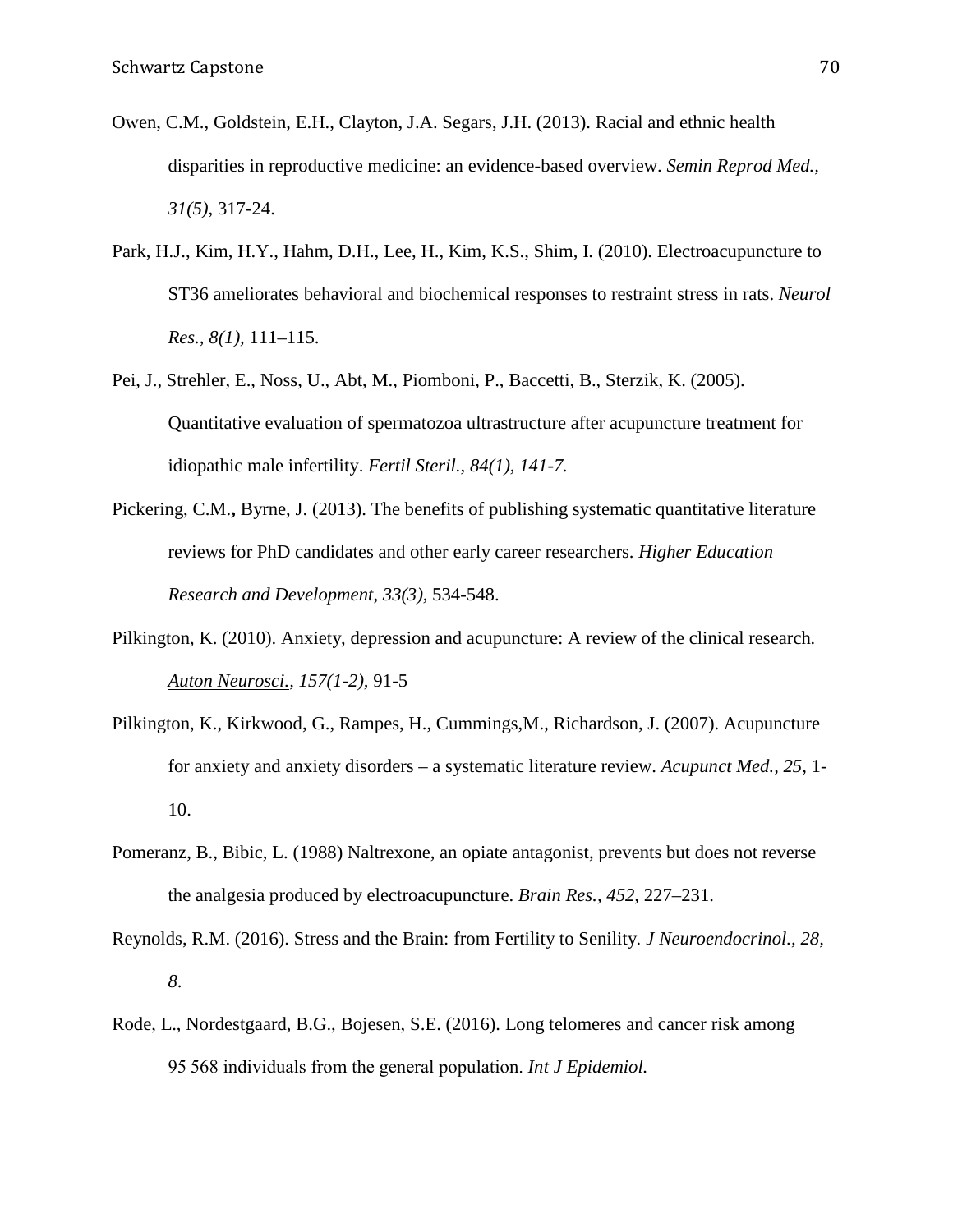Owen, C.M., Goldstein, E.H., Clayton, J.A. Segars, J.H. (2013). Racial and ethnic health disparities in reproductive medicine: an evidence-based overview. *Semin Reprod Med.*, *31(5)*, 317-24.

Park, H.J., Kim, H.Y., Hahm, D.H., Lee, H., Kim, K.S., Shim, I. (2010). Electroacupuncture to ST36 ameliorates behavioral and biochemical responses to restraint stress in rats. *Neurol Res., 8(1),* 111–115.

Pei, J., Strehler, E., Noss, U., Abt, M., Piomboni, P., Baccetti, B., Sterzik, K. (2005). Quantitative evaluation of spermatozoa ultrastructure after acupuncture treatment for idiopathic male infertility. *Fertil Steril., 84(1), 141-7.*

Pickering, C.M.**,** Byrne, J. (2013). The benefits of publishing systematic quantitative literature reviews for PhD candidates and other early career researchers. *Higher Education Research and Development*, *33(3),* 534-548.

Pilkington, K. (2010). Anxiety, depression and acupuncture: A review of the clinical research. *Auton Neurosci., 157(1-2),* 91-5

Pilkington, K., Kirkwood, G., Rampes, H., Cummings,M., Richardson, J. (2007). Acupuncture for anxiety and anxiety disorders – a systematic literature review. *Acupunct Med., 25,* 1-10.

Pomeranz, B., Bibic, L. (1988) Naltrexone, an opiate antagonist, prevents but does not reverse the analgesia produced by electroacupuncture. *Brain Res., 452,* 227–231.

Reynolds, R.M. (2016). Stress and the Brain: from Fertility to Senility. *J Neuroendocrinol., 28, 8*.

Rode, L., Nordestgaard, B.G., Bojesen, S.E. (2016). Long telomeres and cancer risk among 95 568 individuals from the general population. *Int J Epidemiol.*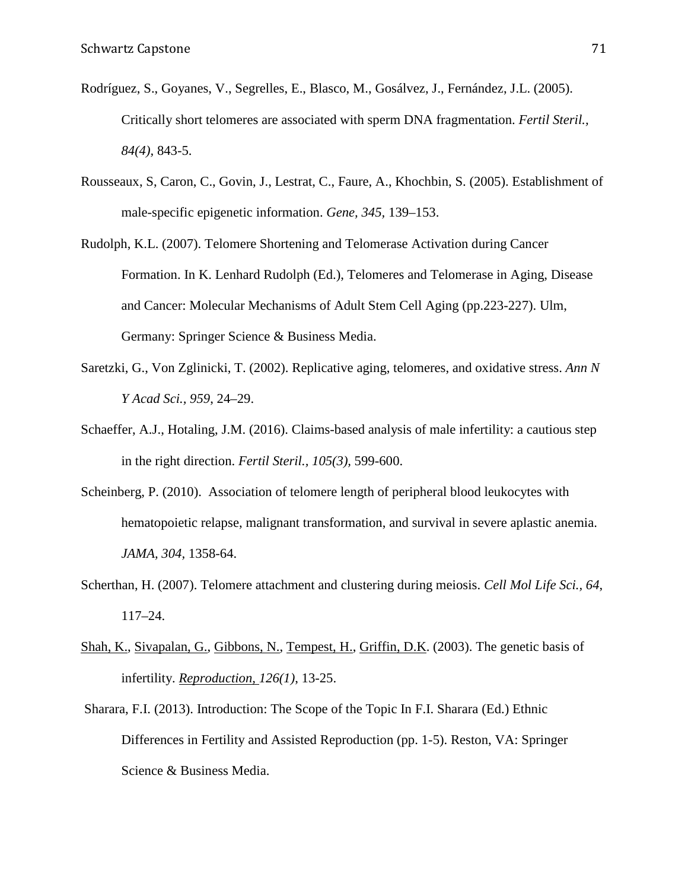Rodríguez, S., Goyanes, V., Segrelles, E., Blasco, M., Gosálvez, J., Fernández, J.L. (2005). Critically short telomeres are associated with sperm DNA fragmentation. *Fertil Steril., 84(4)*, 843-5.

Rousseaux, S, Caron, C., Govin, J., Lestrat, C., Faure, A., Khochbin, S. (2005). Establishment of male-specific epigenetic information. *Gene, 345,* 139–153.

Rudolph, K.L. (2007). Telomere Shortening and Telomerase Activation during Cancer Formation. In K. Lenhard Rudolph (Ed.), Telomeres and Telomerase in Aging, Disease and Cancer: Molecular Mechanisms of Adult Stem Cell Aging (pp.223-227). Ulm, Germany: Springer Science & Business Media.

Saretzki, G., Von Zglinicki, T. (2002). Replicative aging, telomeres, and oxidative stress. *Ann N Y Acad Sci., 959*, 24–29.

Schaeffer, A.J., Hotaling, J.M. (2016). Claims-based analysis of male infertility: a cautious step in the right direction. *Fertil Steril., 105(3)*, 599-600.

Scheinberg, P. (2010). Association of telomere length of peripheral blood leukocytes with hematopoietic relapse, malignant transformation, and survival in severe aplastic anemia. *JAMA, 304*, 1358-64.

Scherthan, H. (2007). Telomere attachment and clustering during meiosis. *Cell Mol Life Sci., 64*, 117–24.

Shah, K., Sivapalan, G., Gibbons, N., Tempest, H., Griffin, D.K. (2003). The genetic basis of infertility. *Reproduction, 126(1)*, 13-25.

Sharara, F.I. (2013). Introduction: The Scope of the Topic In F.I. Sharara (Ed.) Ethnic Differences in Fertility and Assisted Reproduction (pp. 1-5). Reston, VA: Springer Science & Business Media.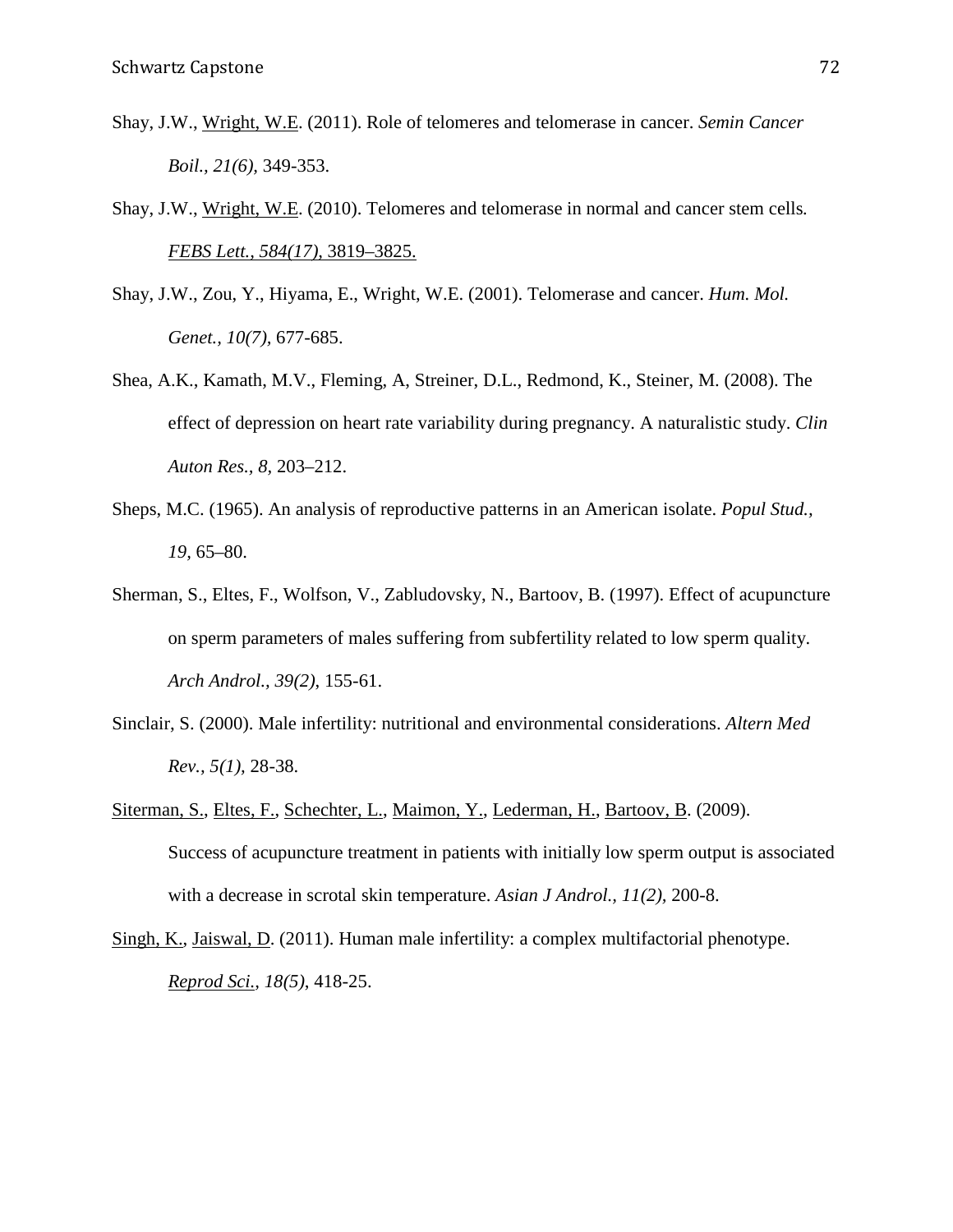Shay, J.W., Wright, W.E. (2011). Role of telomeres and telomerase in cancer. *Semin Cancer Boil., 21(6),* 349-353.

Shay, J.W., Wright, W.E. (2010). Telomeres and telomerase in normal and cancer stem cells. *FEBS Lett., 584(17),* 3819–3825.

Shay, J.W., Zou, Y., Hiyama, E., Wright, W.E. (2001). Telomerase and cancer. *Hum. Mol. Genet., 10(7),* 677-685.

Shea, A.K., Kamath, M.V., Fleming, A, Streiner, D.L., Redmond, K., Steiner, M. (2008). The effect of depression on heart rate variability during pregnancy. A naturalistic study. *Clin Auton Res., 8,* 203–212.

Sheps, M.C. (1965). An analysis of reproductive patterns in an American isolate. *Popul Stud., 19,* 65–80.

Sherman, S., Eltes, F., Wolfson, V., Zabludovsky, N., Bartoov, B. (1997). Effect of acupuncture on sperm parameters of males suffering from subfertility related to low sperm quality. *Arch Androl., 39(2),* 155-61.

Sinclair, S. (2000). Male infertility: nutritional and environmental considerations. *Altern Med Rev., 5(1),* 28-38.

Siterman, S., Eltes, F., Schechter, L., Maimon, Y., Lederman, H., Bartoov, B. (2009). Success of acupuncture treatment in patients with initially low sperm output is associated with a decrease in scrotal skin temperature. *Asian J Androl., 11(2),* 200-8.

Singh, K., Jaiswal, D. (2011). Human male infertility: a complex multifactorial phenotype. *Reprod Sci., 18(5),* 418-25.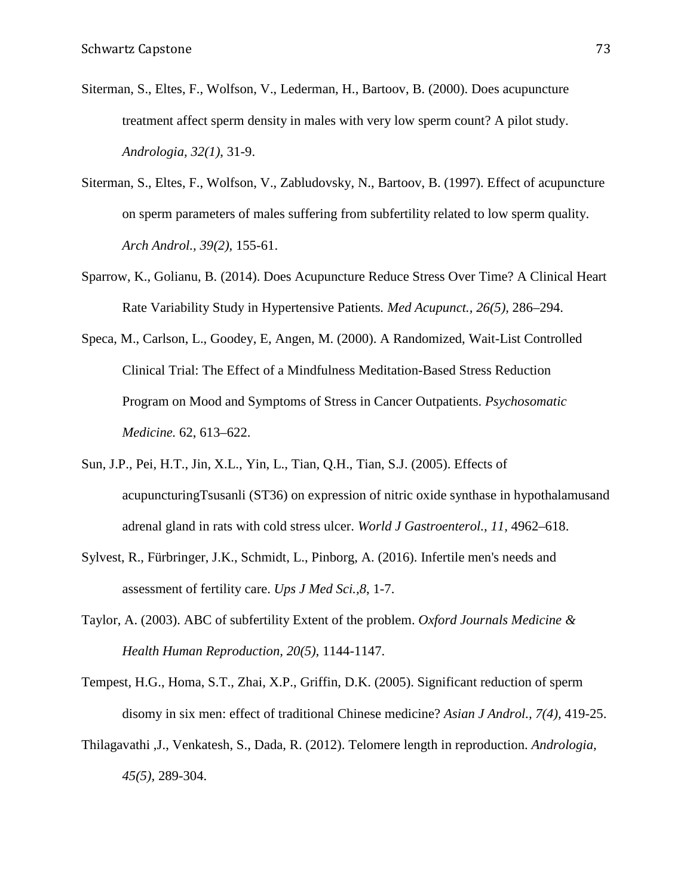Siterman, S., Eltes, F., Wolfson, V., Lederman, H., Bartoov, B. (2000). Does acupuncture treatment affect sperm density in males with very low sperm count? A pilot study. *Andrologia, 32(1)*, 31-9.

Siterman, S., Eltes, F., Wolfson, V., Zabludovsky, N., Bartoov, B. (1997). Effect of acupuncture on sperm parameters of males suffering from subfertility related to low sperm quality. *Arch Androl., 39(2)*, 155-61.

Sparrow, K., Golianu, B. (2014). Does Acupuncture Reduce Stress Over Time? A Clinical Heart Rate Variability Study in Hypertensive Patients*. Med Acupunct., 26(5),* 286–294.

Speca, M., Carlson, L., Goodey, E, Angen, M. (2000). A Randomized, Wait-List Controlled Clinical Trial: The Effect of a Mindfulness Meditation-Based Stress Reduction Program on Mood and Symptoms of Stress in Cancer Outpatients. *Psychosomatic Medicine.* 62, 613–622.

Sun, J.P., Pei, H.T., Jin, X.L., Yin, L., Tian, Q.H., Tian, S.J. (2005). Effects of acupuncturingTsusanli (ST36) on expression of nitric oxide synthase in hypothalamusand adrenal gland in rats with cold stress ulcer. *World J Gastroenterol., 11,* 4962–618.

Sylvest, R., Fürbringer, J.K., Schmidt, L., Pinborg, A. (2016). Infertile men's needs and assessment of fertility care. *Ups J Med Sci.,8*, 1-7.

Taylor, A. (2003). ABC of subfertility Extent of the problem. *Oxford Journals Medicine & Health Human Reproduction, 20(5),* 1144-1147.

Tempest, H.G., Homa, S.T., Zhai, X.P., Griffin, D.K. (2005). Significant reduction of sperm disomy in six men: effect of traditional Chinese medicine? *Asian J Androl., 7(4)*, 419-25.

Thilagavathi ,J., Venkatesh, S., Dada, R. (2012). Telomere length in reproduction. *Andrologia, 45(5)*, 289-304.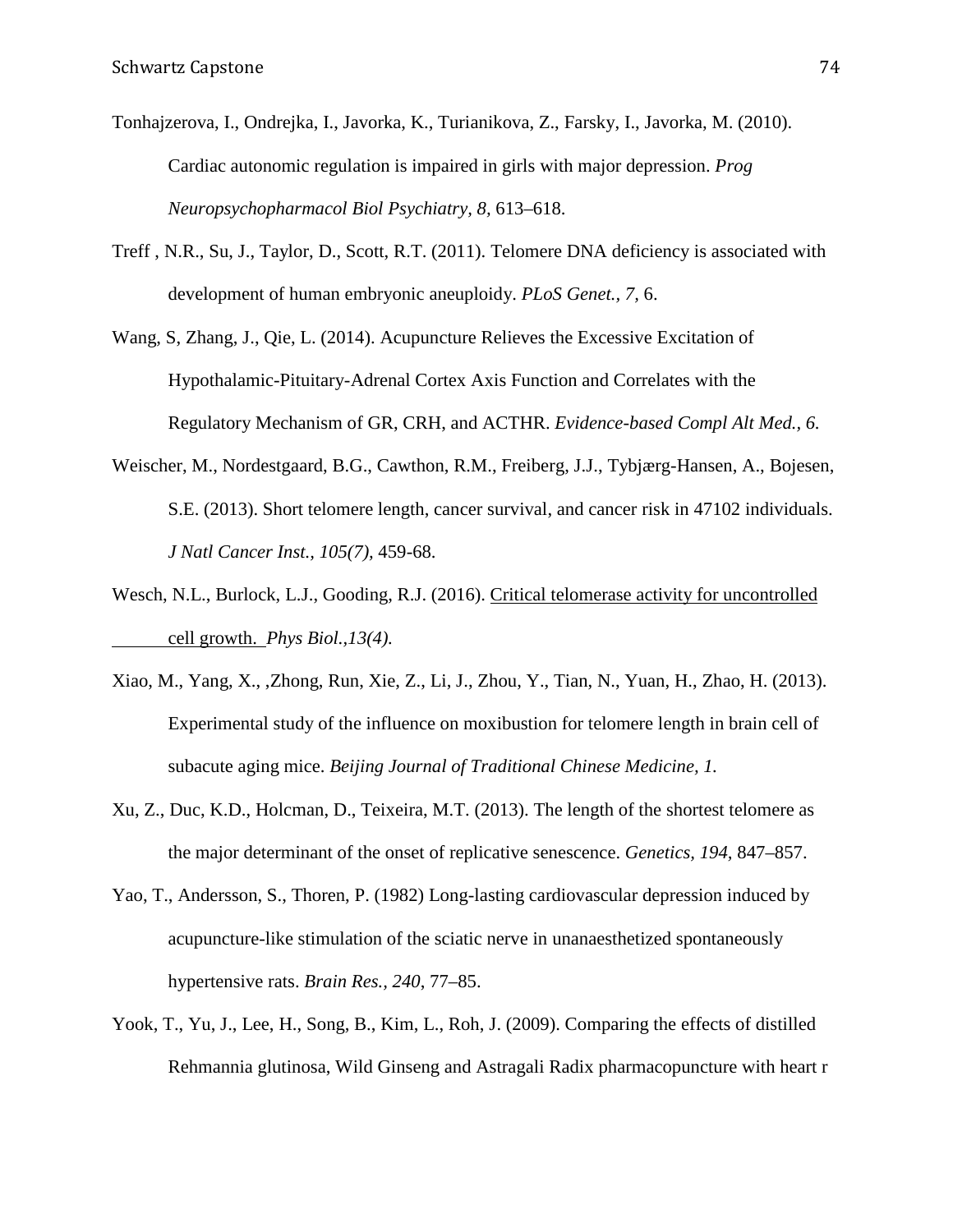Tonhajzerova, I., Ondrejka, I., Javorka, K., Turianikova, Z., Farsky, I., Javorka, M. (2010). Cardiac autonomic regulation is impaired in girls with major depression. *Prog Neuropsychopharmacol Biol Psychiatry, 8,* 613–618.

Treff , N.R., Su, J., Taylor, D., Scott, R.T. (2011). Telomere DNA deficiency is associated with development of human embryonic aneuploidy. *PLoS Genet., 7,* 6.

Wang, S, Zhang, J., Qie, L. (2014). Acupuncture Relieves the Excessive Excitation of Hypothalamic-Pituitary-Adrenal Cortex Axis Function and Correlates with the Regulatory Mechanism of GR, CRH, and ACTHR. *Evidence-based Compl Alt Med., 6.*

Weischer, M., Nordestgaard, B.G., Cawthon, R.M., Freiberg, J.J., Tybjærg-Hansen, A., Bojesen, S.E. (2013). Short telomere length, cancer survival, and cancer risk in 47102 individuals. *J Natl Cancer Inst., 105(7),* 459-68.

Wesch, N.L., Burlock, L.J., Gooding, R.J. (2016). Critical telomerase activity for uncontrolled cell growth. *Phys Biol.,13(4).*

Xiao, M., Yang, X., ,Zhong, Run, Xie, Z., Li, J., Zhou, Y., Tian, N., Yuan, H., Zhao, H. (2013). Experimental study of the influence on moxibustion for telomere length in brain cell of subacute aging mice. *Beijing Journal of Traditional Chinese Medicine, 1.*

Xu, Z., Duc, K.D., Holcman, D., Teixeira, M.T. (2013). The length of the shortest telomere as the major determinant of the onset of replicative senescence. *Genetics, 194,* 847–857.

Yao, T., Andersson, S., Thoren, P. (1982) Long-lasting cardiovascular depression induced by acupuncture-like stimulation of the sciatic nerve in unanaesthetized spontaneously hypertensive rats. *Brain Res., 240,* 77–85.

Yook, T., Yu, J., Lee, H., Song, B., Kim, L., Roh, J. (2009). Comparing the effects of distilled Rehmannia glutinosa, Wild Ginseng and Astragali Radix pharmacopuncture with heart r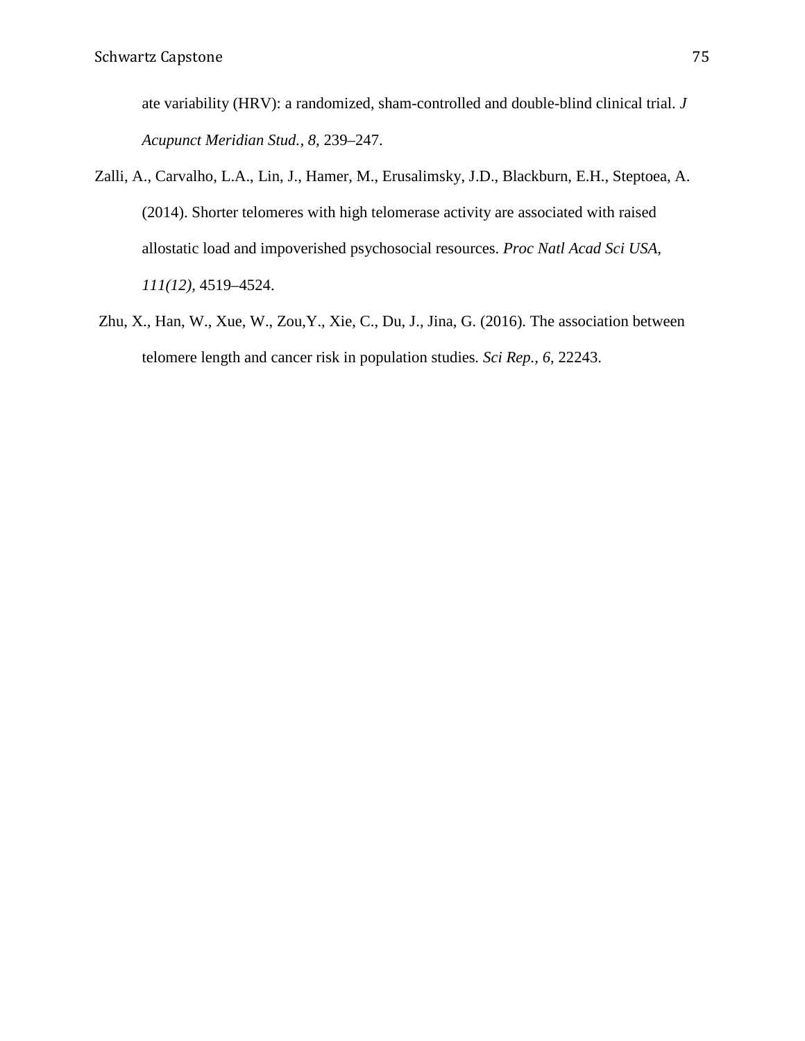ate variability (HRV): a randomized, sham-controlled and double-blind clinical trial. *J Acupunct Meridian Stud., 8,* 239–247.

Zalli, A., Carvalho, L.A., Lin, J., Hamer, M., Erusalimsky, J.D., Blackburn, E.H., Steptoea, A. (2014). Shorter telomeres with high telomerase activity are associated with raised allostatic load and impoverished psychosocial resources. *Proc Natl Acad Sci USA, 111(12),* 4519–4524.

Zhu, X., Han, W., Xue, W., Zou,Y., Xie, C., Du, J., Jina, G. (2016). The association between telomere length and cancer risk in population studies. *Sci Rep., 6,* 22243.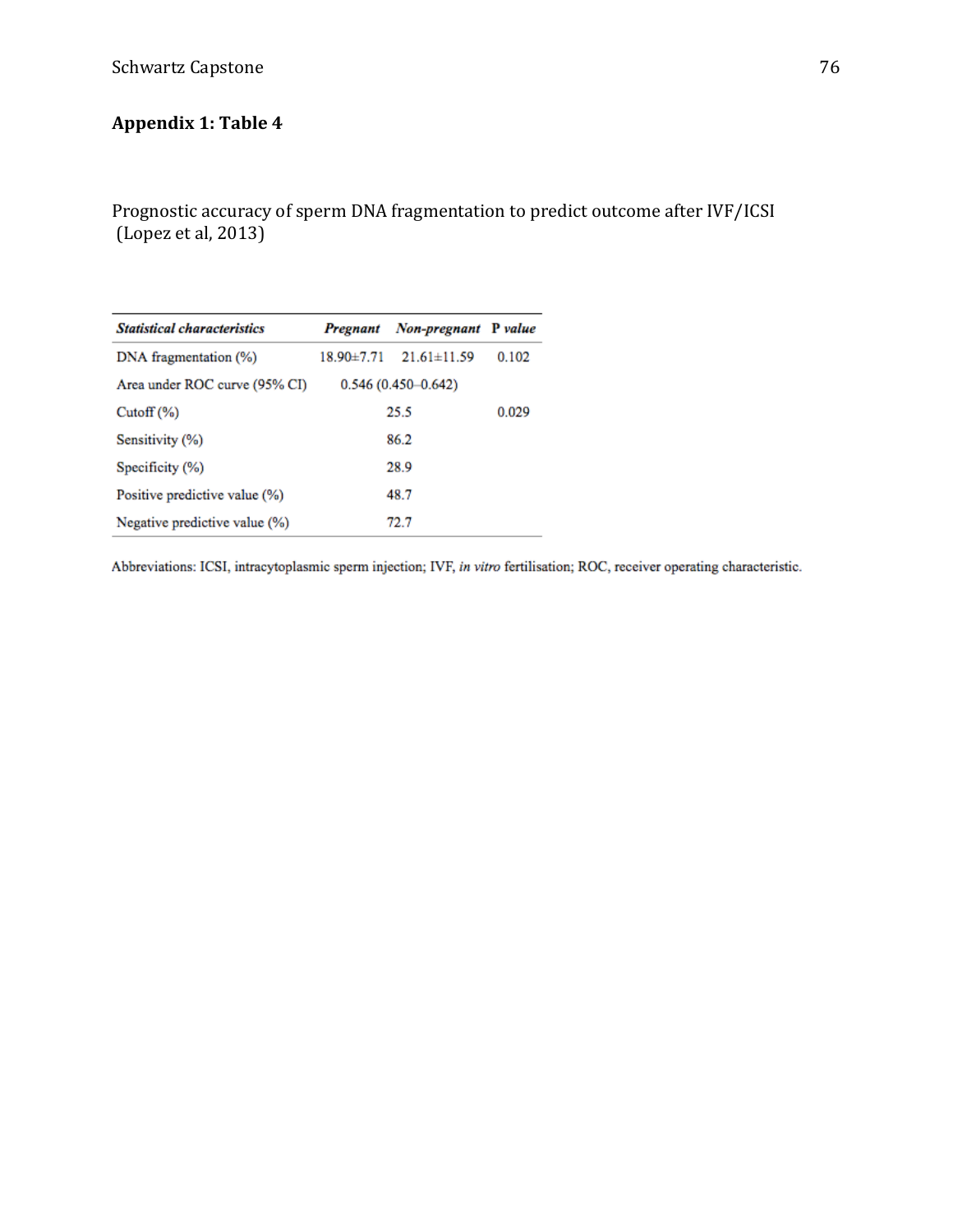## Appendix 1: Table 4

Prognostic accuracy of sperm DNA fragmentation to predict outcome after IVF/ICSI (Lopez et al, 2013)

| ***Statistical characteristics*** | ***Pregnant*** | ***Non-pregnant*** | **P *value*** |
|---|---|---|---|
| DNA fragmentation (%) | 18.90±7.71 | 21.61±11.59 | 0.102 |
| Area under ROC curve (95% CI) | 0.546 (0.450–0.642) | | |
| Cutoff (%) | 25.5 | | 0.029 |
| Sensitivity (%) | 86.2 | | |
| Specificity (%) | 28.9 | | |
| Positive predictive value (%) | 48.7 | | |
| Negative predictive value (%) | 72.7 | | |

Abbreviations: ICSI, intracytoplasmic sperm injection; IVF, *in vitro* fertilisation; ROC, receiver operating characteristic.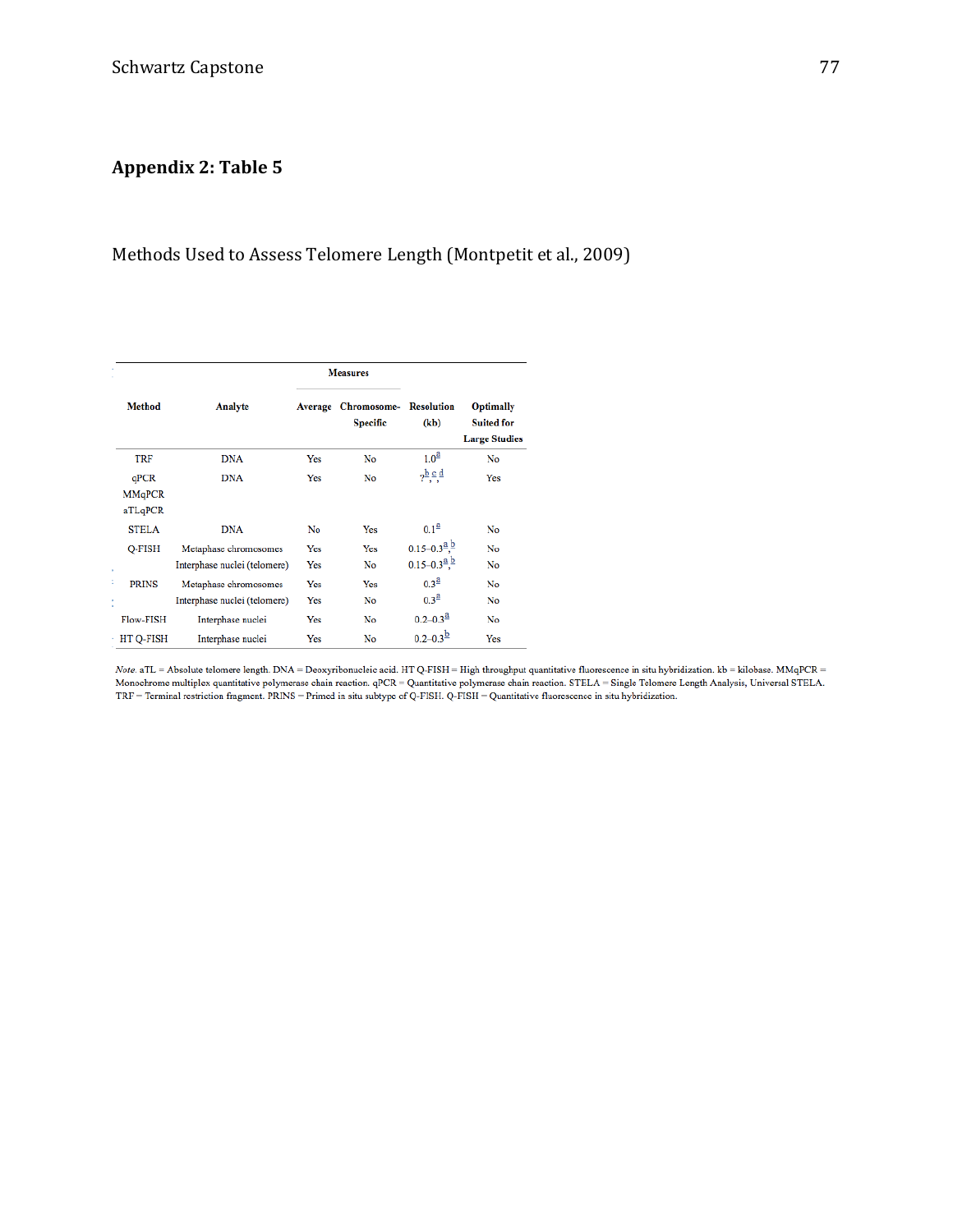## Appendix 2: Table 5

Methods Used to Assess Telomere Length (Montpetit et al., 2009)

| Method | Analyte | Measures | | Resolution (kb) | Optimally Suited for Large Studies |
|---|---|---|---|---|---|
| | | Average | Chromosome-Specific | | |
| TRF | DNA | Yes | No | 1.0[a] | No |
| qPCR MMqPCR aTLqPCR | DNA | Yes | No | ?[b,c,d] | Yes |
| STELA | DNA | No | Yes | 0.1[a] | No |
| Q-FISH | Metaphase chromosomes | Yes | Yes | 0.15–0.3[a,b] | No |
| | Interphase nuclei (telomere) | Yes | No | 0.15–0.3[a,b] | No |
| PRINS | Metaphase chromosomes | Yes | Yes | 0.3[a] | No |
| | Interphase nuclei (telomere) | Yes | No | 0.3[a] | No |
| Flow-FISH | Interphase nuclei | Yes | No | 0.2–0.3[a] | No |
| HT Q-FISH | Interphase nuclei | Yes | No | 0.2–0.3[b] | Yes |

*Note.* aTL = Absolute telomere length. DNA = Deoxyribonucleic acid. HT Q-FISH = High throughput quantitative fluorescence in situ hybridization. kb = kilobase. MMqPCR = Monochrome multiplex quantitative polymerase chain reaction. qPCR = Quantitative polymerase chain reaction. STELA = Single Telomere Length Analysis, Universal STELA. TRF = Terminal restriction fragment. PRINS = Primed in situ subtype of Q-FISH. Q-FISH = Quantitative fluorescence in situ hybridization.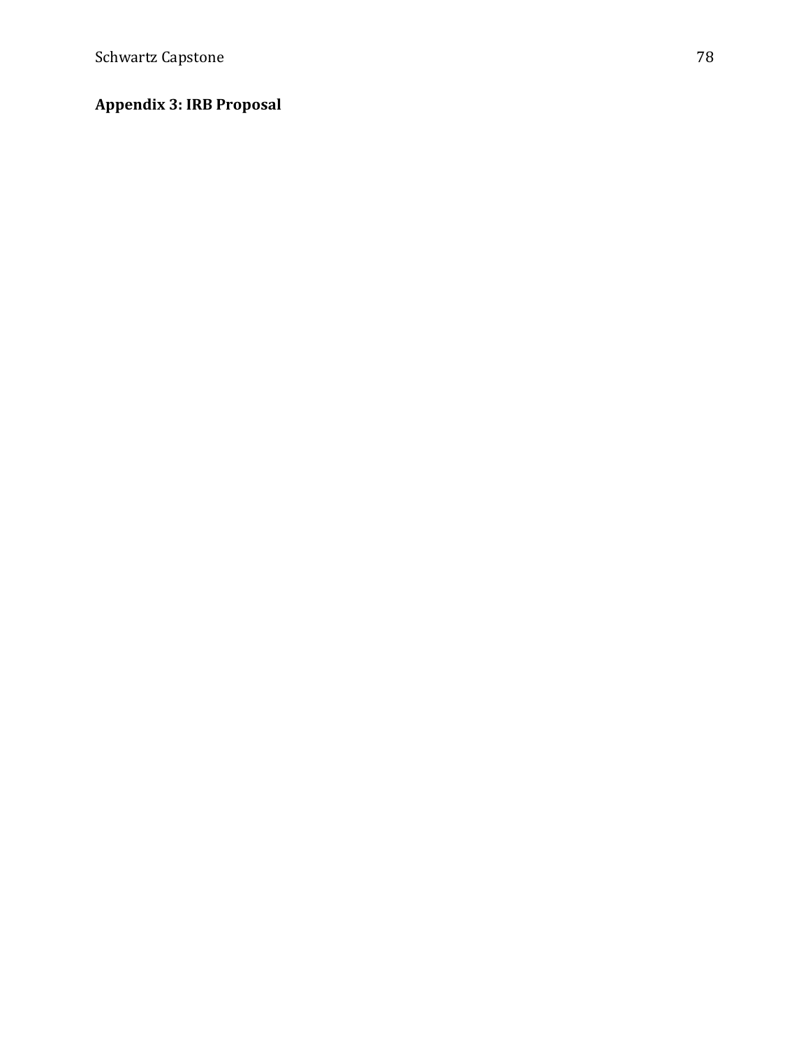## Appendix 3: IRB Proposal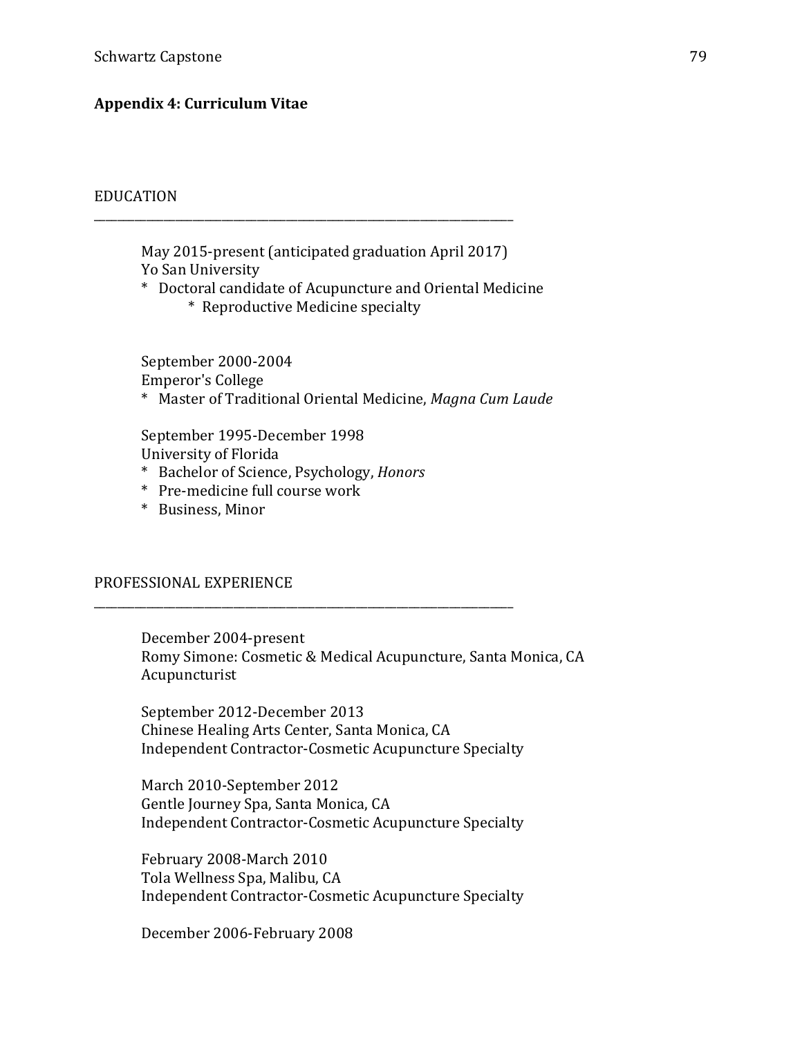**Appendix 4: Curriculum Vitae**

EDUCATION

---

May 2015-present (anticipated graduation April 2017)
Yo San University
* Doctoral candidate of Acupuncture and Oriental Medicine
    * Reproductive Medicine specialty

September 2000-2004
Emperor's College
* Master of Traditional Oriental Medicine, *Magna Cum Laude*

September 1995-December 1998
University of Florida
* Bachelor of Science, Psychology, *Honors*
* Pre-medicine full course work
* Business, Minor

PROFESSIONAL EXPERIENCE

---

December 2004-present
Romy Simone: Cosmetic & Medical Acupuncture, Santa Monica, CA
Acupuncturist

September 2012-December 2013
Chinese Healing Arts Center, Santa Monica, CA
Independent Contractor-Cosmetic Acupuncture Specialty

March 2010-September 2012
Gentle Journey Spa, Santa Monica, CA
Independent Contractor-Cosmetic Acupuncture Specialty

February 2008-March 2010
Tola Wellness Spa, Malibu, CA
Independent Contractor-Cosmetic Acupuncture Specialty

December 2006-February 2008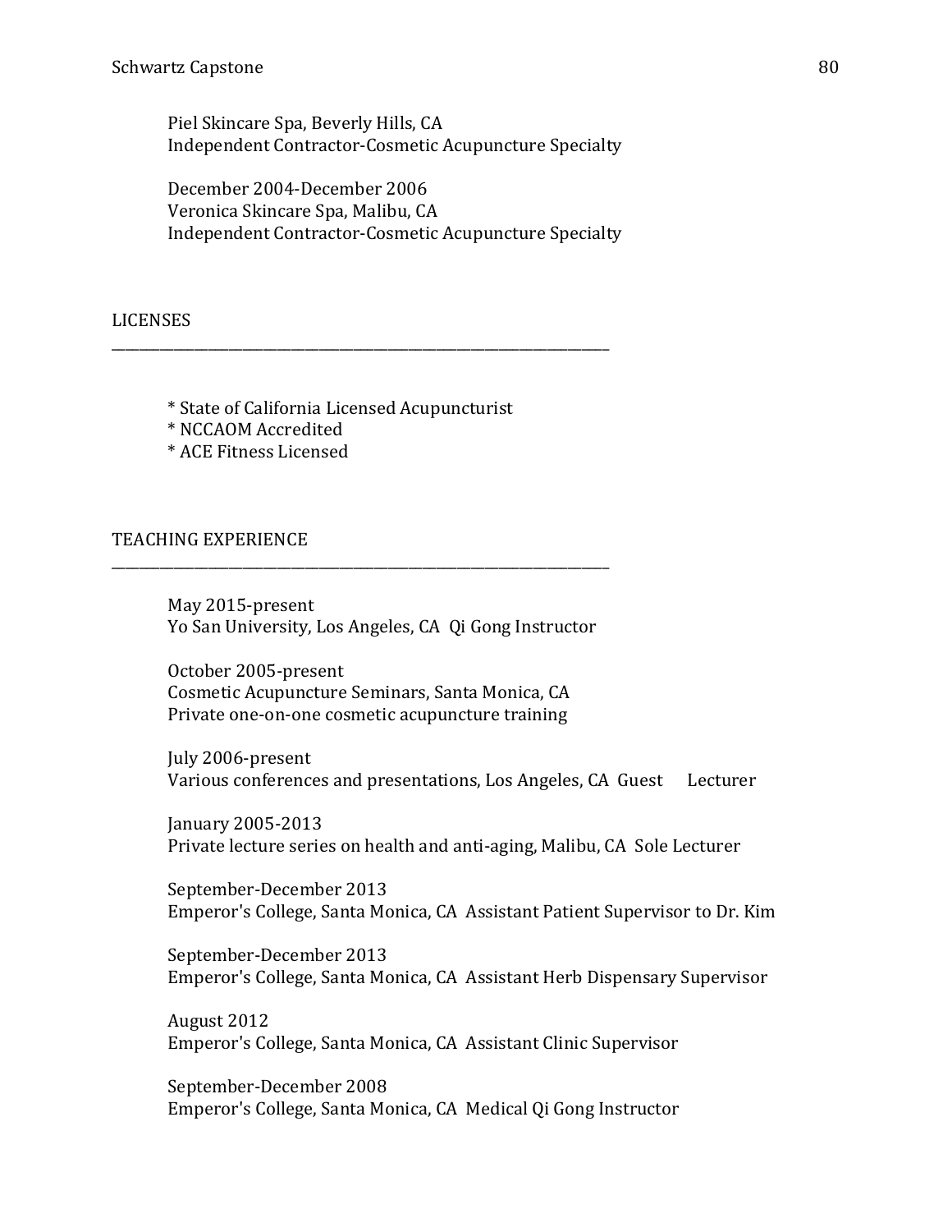Piel Skincare Spa, Beverly Hills, CA
Independent Contractor-Cosmetic Acupuncture Specialty

December 2004-December 2006
Veronica Skincare Spa, Malibu, CA
Independent Contractor-Cosmetic Acupuncture Specialty

## LICENSES

* State of California Licensed Acupuncturist
* NCCAOM Accredited
* ACE Fitness Licensed

## TEACHING EXPERIENCE

May 2015-present
Yo San University, Los Angeles, CA Qi Gong Instructor

October 2005-present
Cosmetic Acupuncture Seminars, Santa Monica, CA
Private one-on-one cosmetic acupuncture training

July 2006-present
Various conferences and presentations, Los Angeles, CA Guest Lecturer

January 2005-2013
Private lecture series on health and anti-aging, Malibu, CA Sole Lecturer

September-December 2013
Emperor's College, Santa Monica, CA Assistant Patient Supervisor to Dr. Kim

September-December 2013
Emperor's College, Santa Monica, CA Assistant Herb Dispensary Supervisor

August 2012
Emperor's College, Santa Monica, CA Assistant Clinic Supervisor

September-December 2008
Emperor's College, Santa Monica, CA Medical Qi Gong Instructor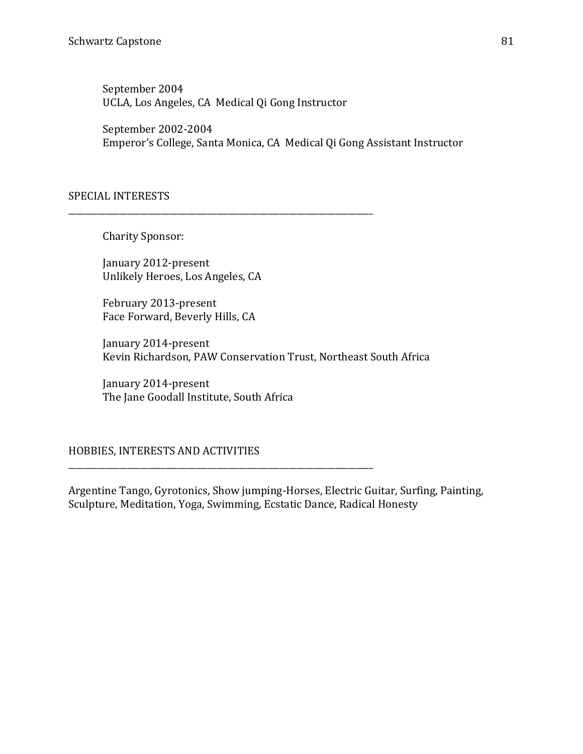September 2004
UCLA, Los Angeles, CA  Medical Qi Gong Instructor

September 2002-2004
Emperor's College, Santa Monica, CA  Medical Qi Gong Assistant Instructor

## SPECIAL INTERESTS

---

Charity Sponsor:

January 2012-present
Unlikely Heroes, Los Angeles, CA

February 2013-present
Face Forward, Beverly Hills, CA

January 2014-present
Kevin Richardson, PAW Conservation Trust, Northeast South Africa

January 2014-present
The Jane Goodall Institute, South Africa

## HOBBIES, INTERESTS AND ACTIVITIES

---

Argentine Tango, Gyrotonics, Show jumping-Horses, Electric Guitar, Surfing, Painting, Sculpture, Meditation, Yoga, Swimming, Ecstatic Dance, Radical Honesty